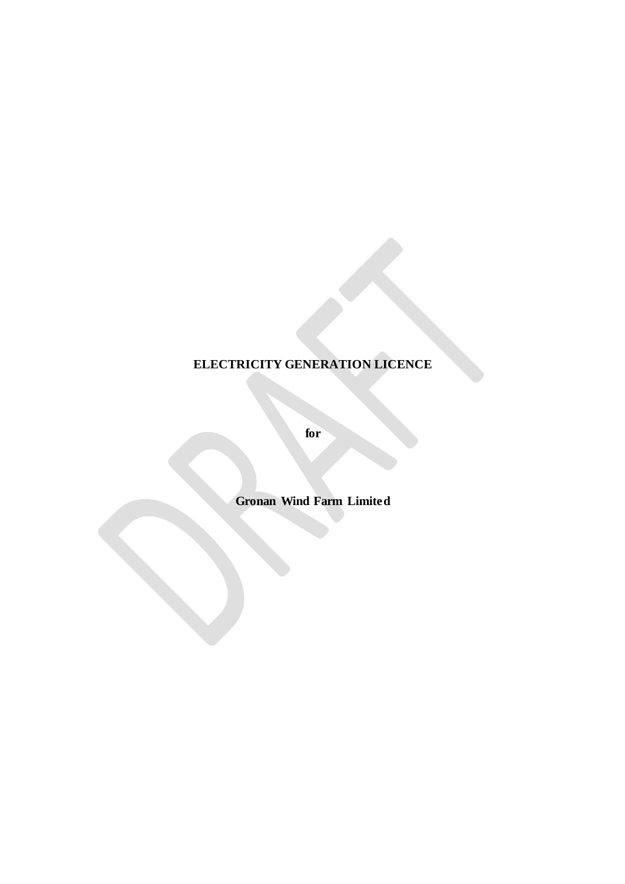**ELECTRICITY GENERATION LICENCE**

**for**

**Gronan Wind Farm Limited**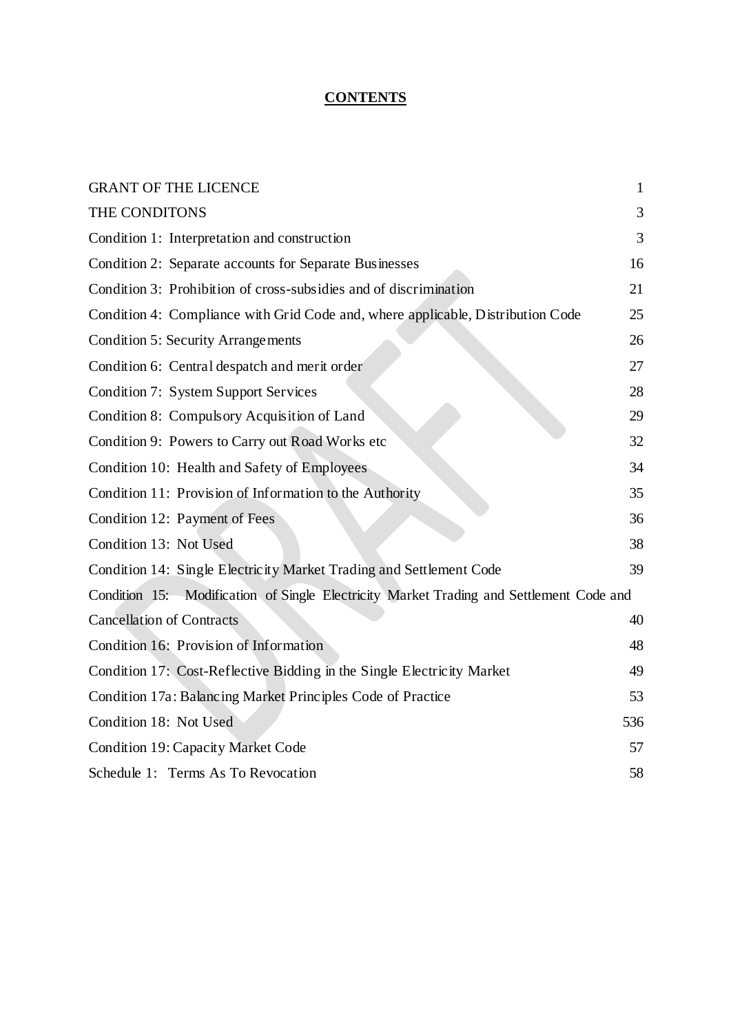# CONTENTS

| | |
|---|---|
| GRANT OF THE LICENCE | 1 |
| THE CONDITONS | 3 |
| Condition 1: Interpretation and construction | 3 |
| Condition 2: Separate accounts for Separate Businesses | 16 |
| Condition 3: Prohibition of cross-subsidies and of discrimination | 21 |
| Condition 4: Compliance with Grid Code and, where applicable, Distribution Code | 25 |
| Condition 5: Security Arrangements | 26 |
| Condition 6: Central despatch and merit order | 27 |
| Condition 7: System Support Services | 28 |
| Condition 8: Compulsory Acquisition of Land | 29 |
| Condition 9: Powers to Carry out Road Works etc | 32 |
| Condition 10: Health and Safety of Employees | 34 |
| Condition 11: Provision of Information to the Authority | 35 |
| Condition 12: Payment of Fees | 36 |
| Condition 13: Not Used | 38 |
| Condition 14: Single Electricity Market Trading and Settlement Code | 39 |
| Condition 15: Modification of Single Electricity Market Trading and Settlement Code and Cancellation of Contracts | 40 |
| Condition 16: Provision of Information | 48 |
| Condition 17: Cost-Reflective Bidding in the Single Electricity Market | 49 |
| Condition 17a: Balancing Market Principles Code of Practice | 53 |
| Condition 18: Not Used | 536 |
| Condition 19: Capacity Market Code | 57 |
| Schedule 1: Terms As To Revocation | 58 |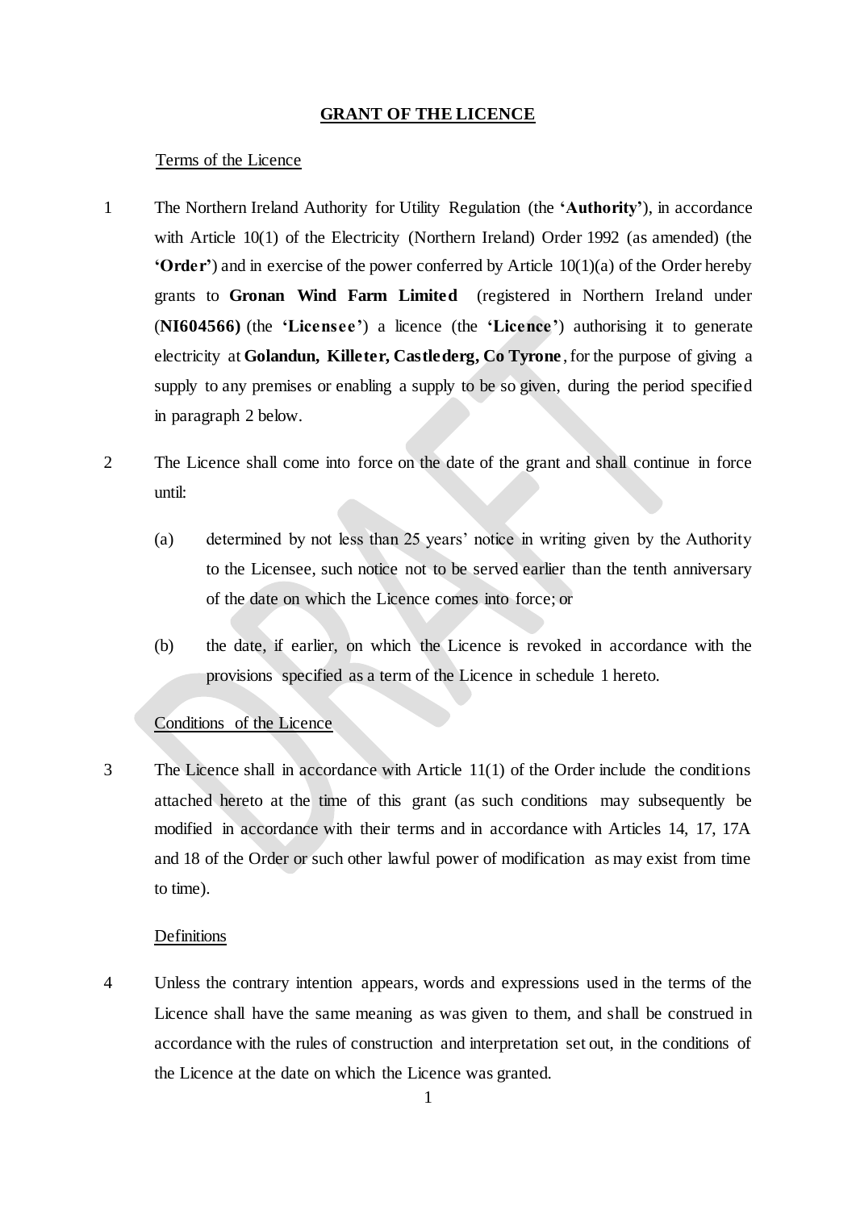## GRANT OF THE LICENCE

Terms of the Licence

1 The Northern Ireland Authority for Utility Regulation (the **'Authority'**), in accordance with Article 10(1) of the Electricity (Northern Ireland) Order 1992 (as amended) (the **'Order'**) and in exercise of the power conferred by Article 10(1)(a) of the Order hereby grants to **Gronan Wind Farm Limited** (registered in Northern Ireland under (**NI604566)** (the **'Licensee'**) a licence (the **'Licence'**) authorising it to generate electricity at **Golandun, Killeter, Castlederg, Co Tyrone**, for the purpose of giving a supply to any premises or enabling a supply to be so given, during the period specified in paragraph 2 below.

2 The Licence shall come into force on the date of the grant and shall continue in force until:

(a) determined by not less than 25 years' notice in writing given by the Authority to the Licensee, such notice not to be served earlier than the tenth anniversary of the date on which the Licence comes into force; or

(b) the date, if earlier, on which the Licence is revoked in accordance with the provisions specified as a term of the Licence in schedule 1 hereto.

Conditions of the Licence

3 The Licence shall in accordance with Article 11(1) of the Order include the conditions attached hereto at the time of this grant (as such conditions may subsequently be modified in accordance with their terms and in accordance with Articles 14, 17, 17A and 18 of the Order or such other lawful power of modification as may exist from time to time).

Definitions

4 Unless the contrary intention appears, words and expressions used in the terms of the Licence shall have the same meaning as was given to them, and shall be construed in accordance with the rules of construction and interpretation set out, in the conditions of the Licence at the date on which the Licence was granted.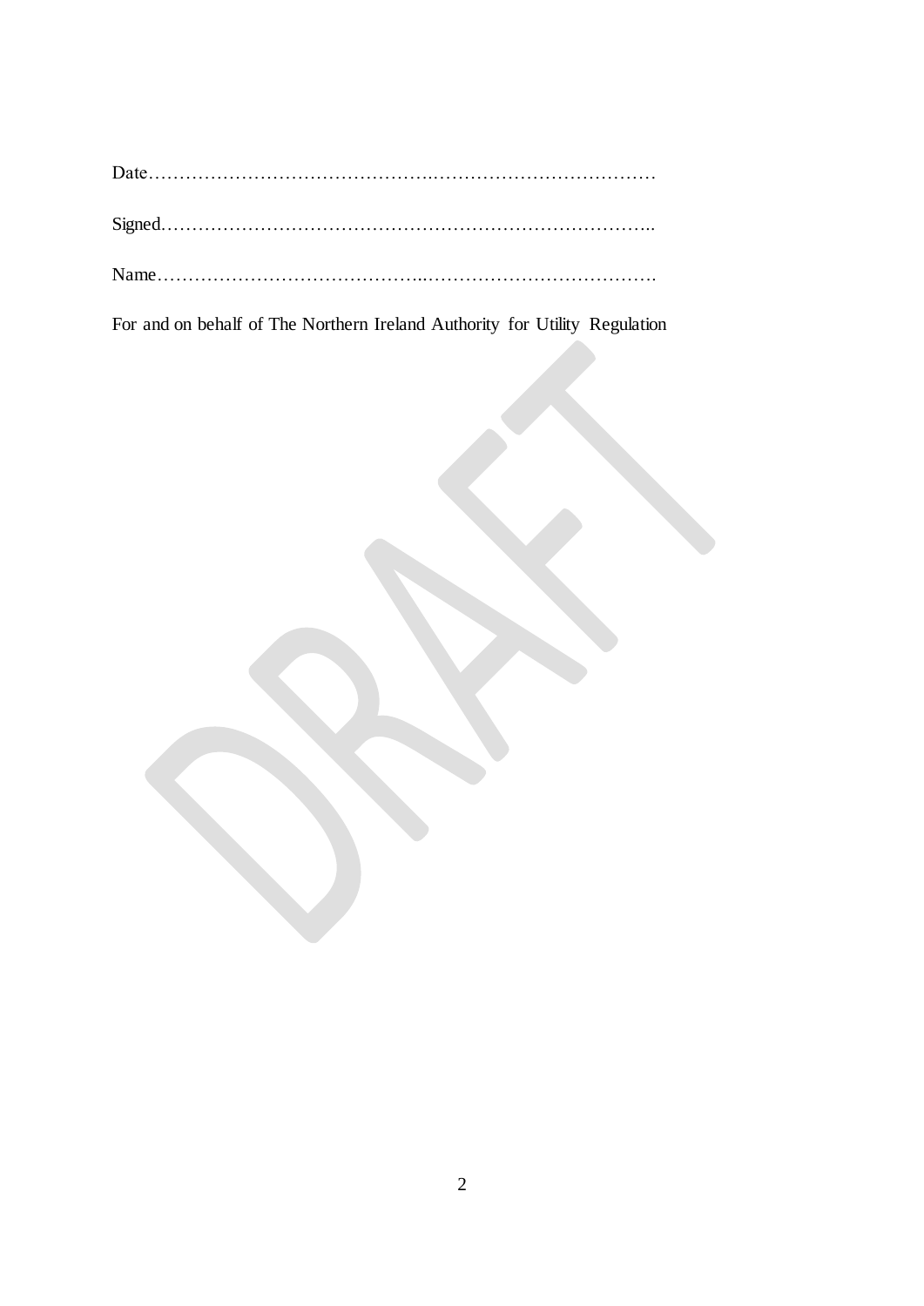Date……………………………………….………………………………

Signed………………………………………………………………………..

Name……………………………………..……………………………….

For and on behalf of The Northern Ireland Authority for Utility Regulation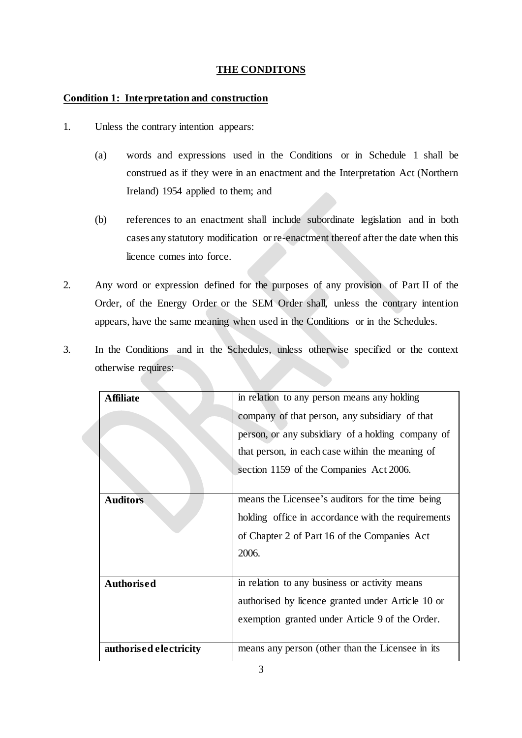## THE CONDITONS

### Condition 1: Interpretation and construction

1. Unless the contrary intention appears:

   (a) words and expressions used in the Conditions or in Schedule 1 shall be construed as if they were in an enactment and the Interpretation Act (Northern Ireland) 1954 applied to them; and

   (b) references to an enactment shall include subordinate legislation and in both cases any statutory modification or re-enactment thereof after the date when this licence comes into force.

2. Any word or expression defined for the purposes of any provision of Part II of the Order, of the Energy Order or the SEM Order shall, unless the contrary intention appears, have the same meaning when used in the Conditions or in the Schedules.

3. In the Conditions and in the Schedules, unless otherwise specified or the context otherwise requires:

| | |
|---|---|
| **Affiliate** | in relation to any person means any holding company of that person, any subsidiary of that person, or any subsidiary of a holding company of that person, in each case within the meaning of section 1159 of the Companies Act 2006. |
| **Auditors** | means the Licensee's auditors for the time being holding office in accordance with the requirements of Chapter 2 of Part 16 of the Companies Act 2006. |
| **Authorised** | in relation to any business or activity means authorised by licence granted under Article 10 or exemption granted under Article 9 of the Order. |
| **authorised electricity** | means any person (other than the Licensee in its |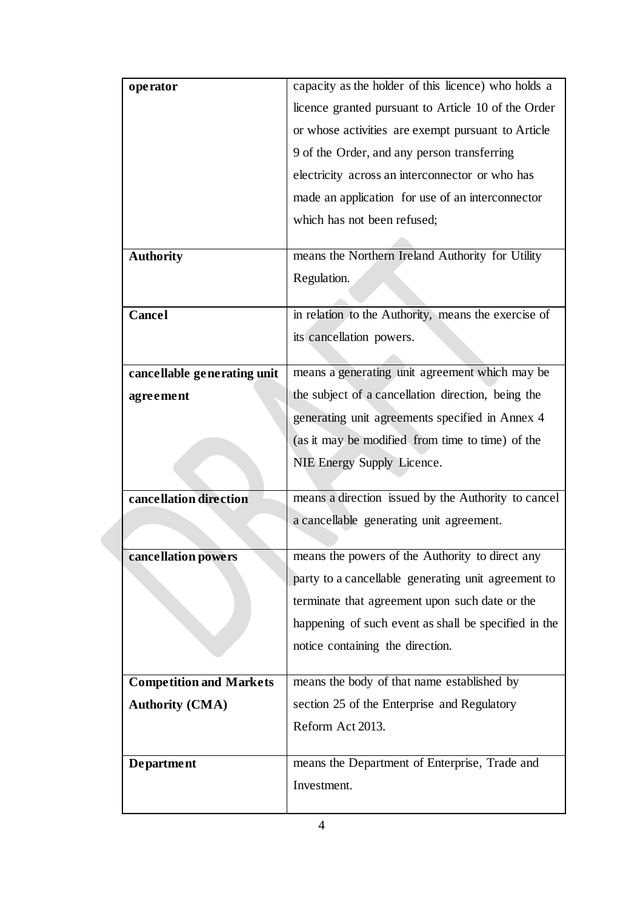| | |
|---|---|
| **operator** | capacity as the holder of this licence) who holds a licence granted pursuant to Article 10 of the Order or whose activities are exempt pursuant to Article 9 of the Order, and any person transferring electricity across an interconnector or who has made an application for use of an interconnector which has not been refused; |
| **Authority** | means the Northern Ireland Authority for Utility Regulation. |
| **Cancel** | in relation to the Authority, means the exercise of its cancellation powers. |
| **cancellable generating unit agreement** | means a generating unit agreement which may be the subject of a cancellation direction, being the generating unit agreements specified in Annex 4 (as it may be modified from time to time) of the NIE Energy Supply Licence. |
| **cancellation direction** | means a direction issued by the Authority to cancel a cancellable generating unit agreement. |
| **cancellation powers** | means the powers of the Authority to direct any party to a cancellable generating unit agreement to terminate that agreement upon such date or the happening of such event as shall be specified in the notice containing the direction. |
| **Competition and Markets Authority (CMA)** | means the body of that name established by section 25 of the Enterprise and Regulatory Reform Act 2013. |
| **Department** | means the Department of Enterprise, Trade and Investment. |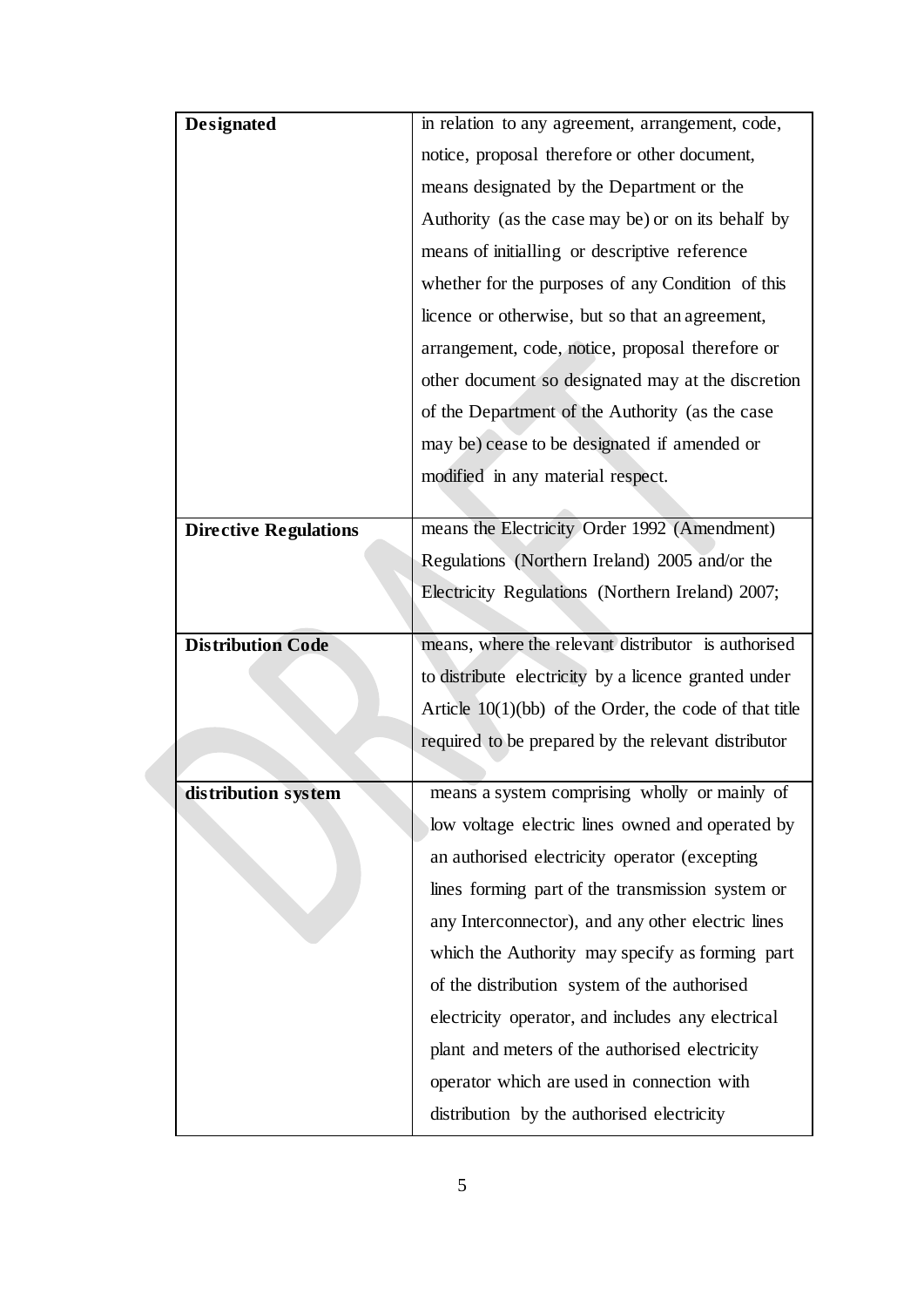| | |
|---|---|
| **Designated** | in relation to any agreement, arrangement, code, notice, proposal therefore or other document, means designated by the Department or the Authority (as the case may be) or on its behalf by means of initialling or descriptive reference whether for the purposes of any Condition of this licence or otherwise, but so that an agreement, arrangement, code, notice, proposal therefore or other document so designated may at the discretion of the Department of the Authority (as the case may be) cease to be designated if amended or modified in any material respect. |
| **Directive Regulations** | means the Electricity Order 1992 (Amendment) Regulations (Northern Ireland) 2005 and/or the Electricity Regulations (Northern Ireland) 2007; |
| **Distribution Code** | means, where the relevant distributor is authorised to distribute electricity by a licence granted under Article 10(1)(bb) of the Order, the code of that title required to be prepared by the relevant distributor |
| **distribution system** | means a system comprising wholly or mainly of low voltage electric lines owned and operated by an authorised electricity operator (excepting lines forming part of the transmission system or any Interconnector), and any other electric lines which the Authority may specify as forming part of the distribution system of the authorised electricity operator, and includes any electrical plant and meters of the authorised electricity operator which are used in connection with distribution by the authorised electricity |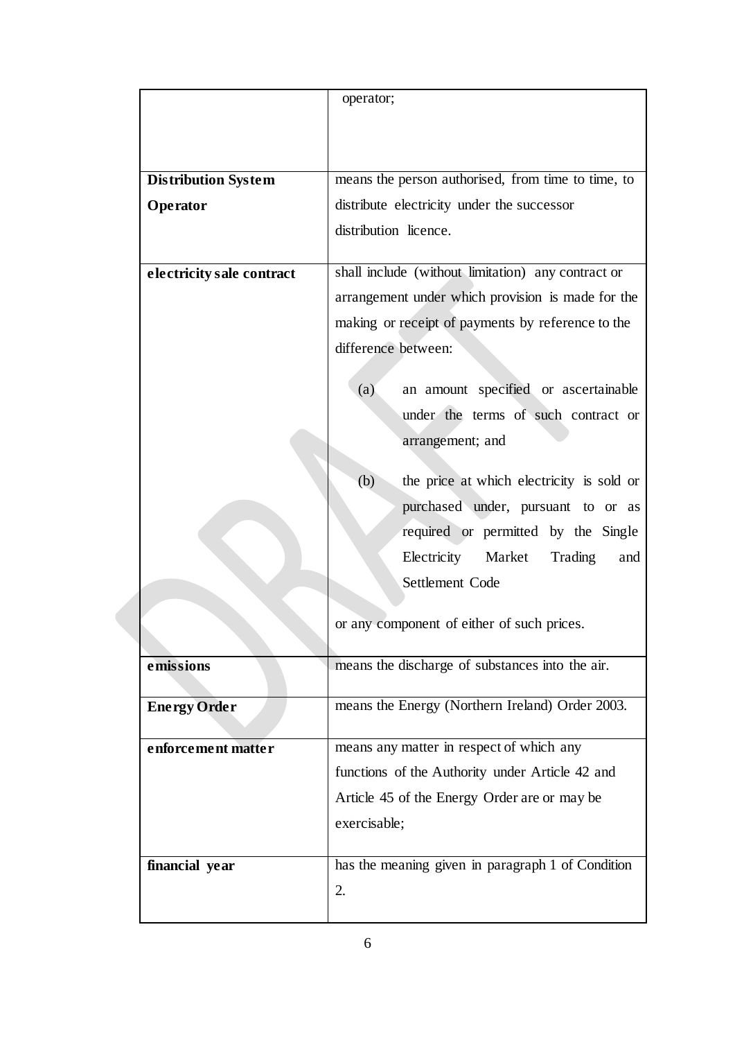| | |
|---|---|
| | operator; |
| **Distribution System Operator** | means the person authorised, from time to time, to distribute electricity under the successor distribution licence. |
| **electricity sale contract** | shall include (without limitation) any contract or arrangement under which provision is made for the making or receipt of payments by reference to the difference between:<br><br>(a) an amount specified or ascertainable under the terms of such contract or arrangement; and<br><br>(b) the price at which electricity is sold or purchased under, pursuant to or as required or permitted by the Single Electricity Market Trading and Settlement Code<br><br>or any component of either of such prices. |
| **emissions** | means the discharge of substances into the air. |
| **Energy Order** | means the Energy (Northern Ireland) Order 2003. |
| **enforcement matter** | means any matter in respect of which any functions of the Authority under Article 42 and Article 45 of the Energy Order are or may be exercisable; |
| **financial year** | has the meaning given in paragraph 1 of Condition 2. |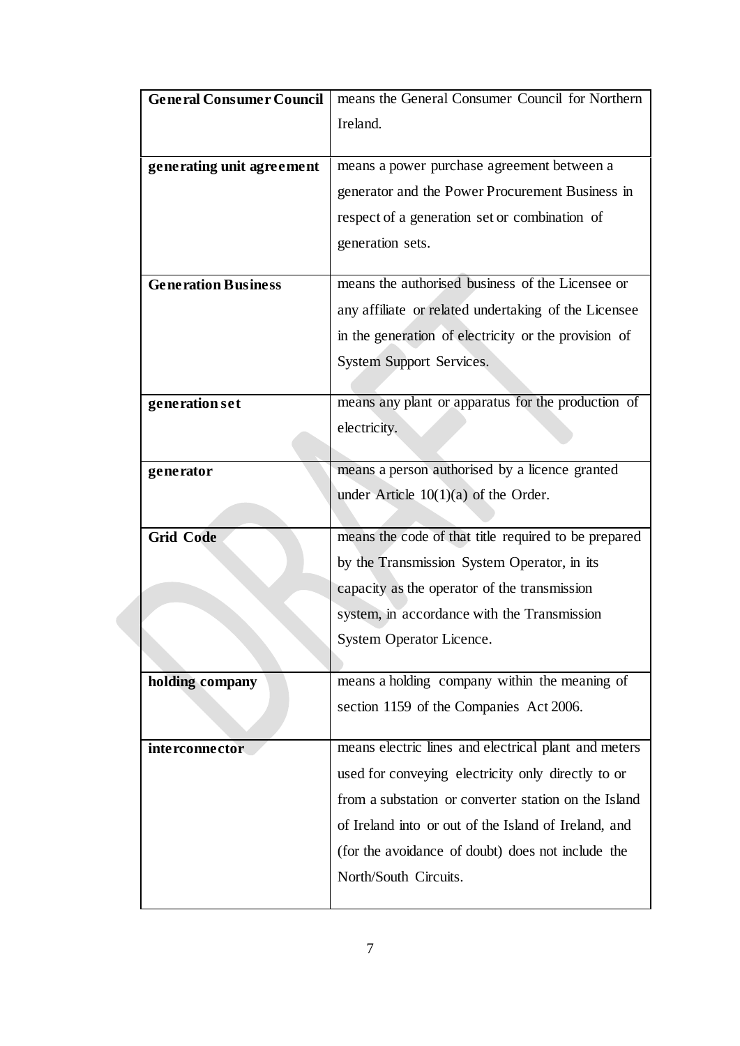| | |
|---|---|
| **General Consumer Council** | means the General Consumer Council for Northern Ireland. |
| **generating unit agreement** | means a power purchase agreement between a generator and the Power Procurement Business in respect of a generation set or combination of generation sets. |
| **Generation Business** | means the authorised business of the Licensee or any affiliate or related undertaking of the Licensee in the generation of electricity or the provision of System Support Services. |
| **generation set** | means any plant or apparatus for the production of electricity. |
| **generator** | means a person authorised by a licence granted under Article 10(1)(a) of the Order. |
| **Grid Code** | means the code of that title required to be prepared by the Transmission System Operator, in its capacity as the operator of the transmission system, in accordance with the Transmission System Operator Licence. |
| **holding company** | means a holding company within the meaning of section 1159 of the Companies Act 2006. |
| **interconnector** | means electric lines and electrical plant and meters used for conveying electricity only directly to or from a substation or converter station on the Island of Ireland into or out of the Island of Ireland, and (for the avoidance of doubt) does not include the North/South Circuits. |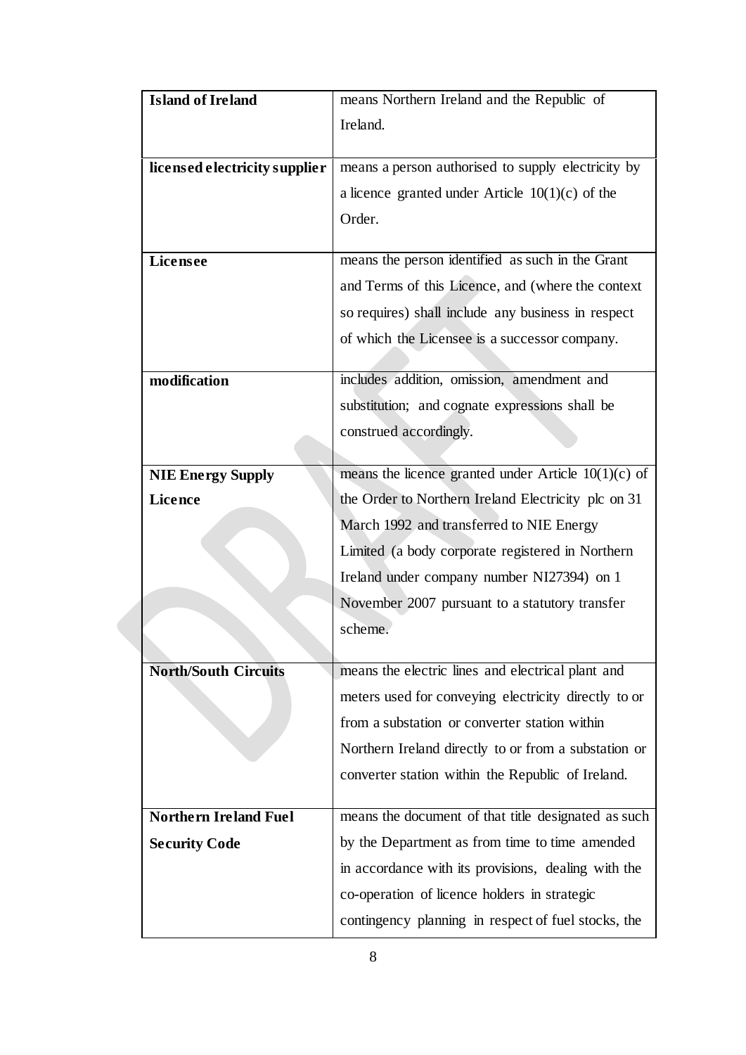| | |
|---|---|
| **Island of Ireland** | means Northern Ireland and the Republic of Ireland. |
| **licensed electricity supplier** | means a person authorised to supply electricity by a licence granted under Article 10(1)(c) of the Order. |
| **Licensee** | means the person identified as such in the Grant and Terms of this Licence, and (where the context so requires) shall include any business in respect of which the Licensee is a successor company. |
| **modification** | includes addition, omission, amendment and substitution; and cognate expressions shall be construed accordingly. |
| **NIE Energy Supply Licence** | means the licence granted under Article 10(1)(c) of the Order to Northern Ireland Electricity plc on 31 March 1992 and transferred to NIE Energy Limited (a body corporate registered in Northern Ireland under company number NI27394) on 1 November 2007 pursuant to a statutory transfer scheme. |
| **North/South Circuits** | means the electric lines and electrical plant and meters used for conveying electricity directly to or from a substation or converter station within Northern Ireland directly to or from a substation or converter station within the Republic of Ireland. |
| **Northern Ireland Fuel Security Code** | means the document of that title designated as such by the Department as from time to time amended in accordance with its provisions, dealing with the co-operation of licence holders in strategic contingency planning in respect of fuel stocks, the |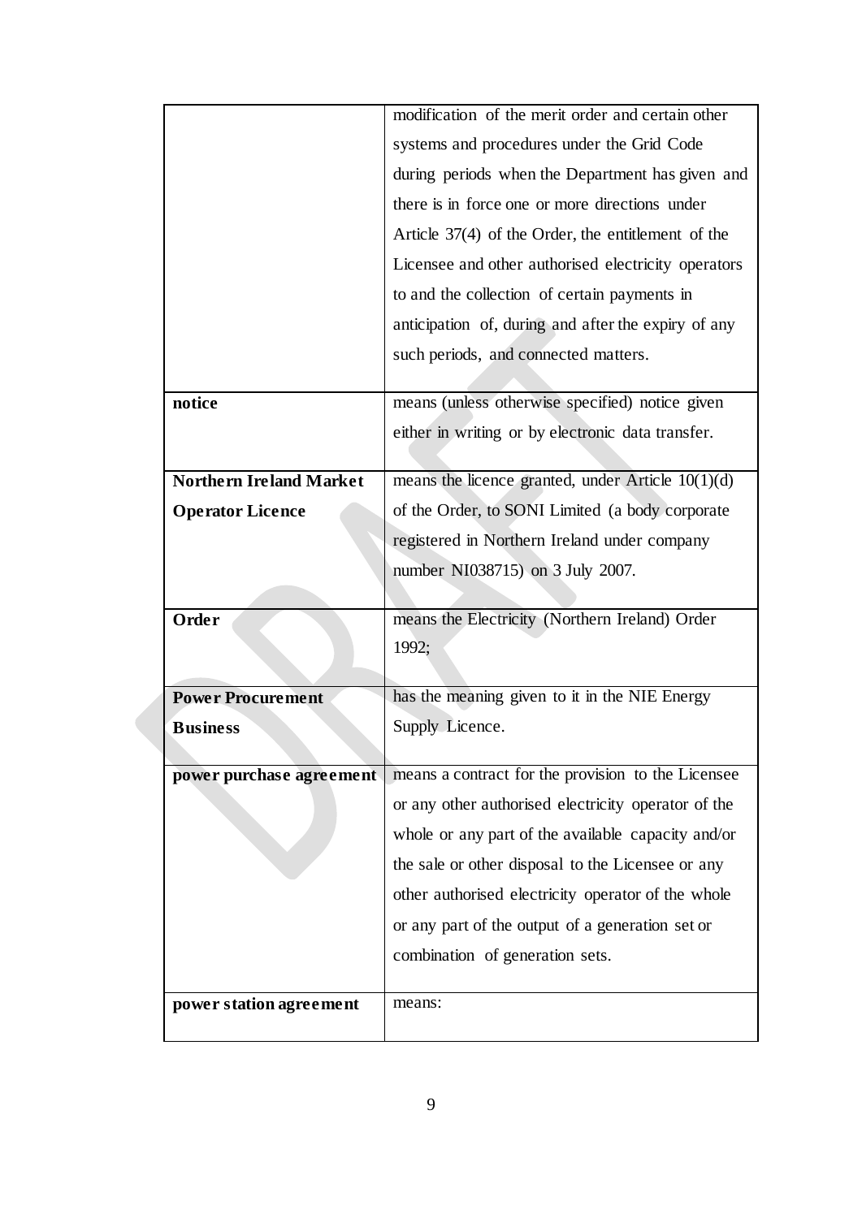| | |
|---|---|
| | modification of the merit order and certain other systems and procedures under the Grid Code during periods when the Department has given and there is in force one or more directions under Article 37(4) of the Order, the entitlement of the Licensee and other authorised electricity operators to and the collection of certain payments in anticipation of, during and after the expiry of any such periods, and connected matters. |
| **notice** | means (unless otherwise specified) notice given either in writing or by electronic data transfer. |
| **Northern Ireland Market Operator Licence** | means the licence granted, under Article 10(1)(d) of the Order, to SONI Limited (a body corporate registered in Northern Ireland under company number NI038715) on 3 July 2007. |
| **Order** | means the Electricity (Northern Ireland) Order 1992; |
| **Power Procurement Business** | has the meaning given to it in the NIE Energy Supply Licence. |
| **power purchase agreement** | means a contract for the provision to the Licensee or any other authorised electricity operator of the whole or any part of the available capacity and/or the sale or other disposal to the Licensee or any other authorised electricity operator of the whole or any part of the output of a generation set or combination of generation sets. |
| **power station agreement** | means: |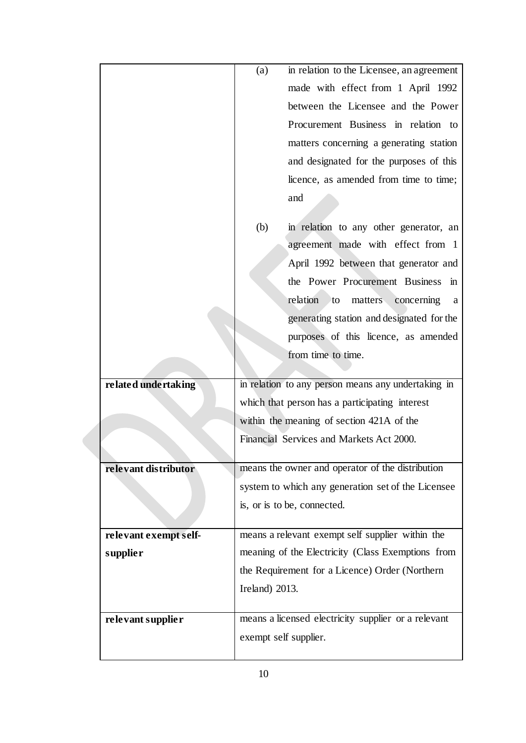| | |
|---|---|
| | (a) in relation to the Licensee, an agreement made with effect from 1 April 1992 between the Licensee and the Power Procurement Business in relation to matters concerning a generating station and designated for the purposes of this licence, as amended from time to time; and<br><br>(b) in relation to any other generator, an agreement made with effect from 1 April 1992 between that generator and the Power Procurement Business in relation to matters concerning a generating station and designated for the purposes of this licence, as amended from time to time. |
| **related undertaking** | in relation to any person means any undertaking in which that person has a participating interest within the meaning of section 421A of the Financial Services and Markets Act 2000. |
| **relevant distributor** | means the owner and operator of the distribution system to which any generation set of the Licensee is, or is to be, connected. |
| **relevant exempt self-supplier** | means a relevant exempt self supplier within the meaning of the Electricity (Class Exemptions from the Requirement for a Licence) Order (Northern Ireland) 2013. |
| **relevant supplier** | means a licensed electricity supplier or a relevant exempt self supplier. |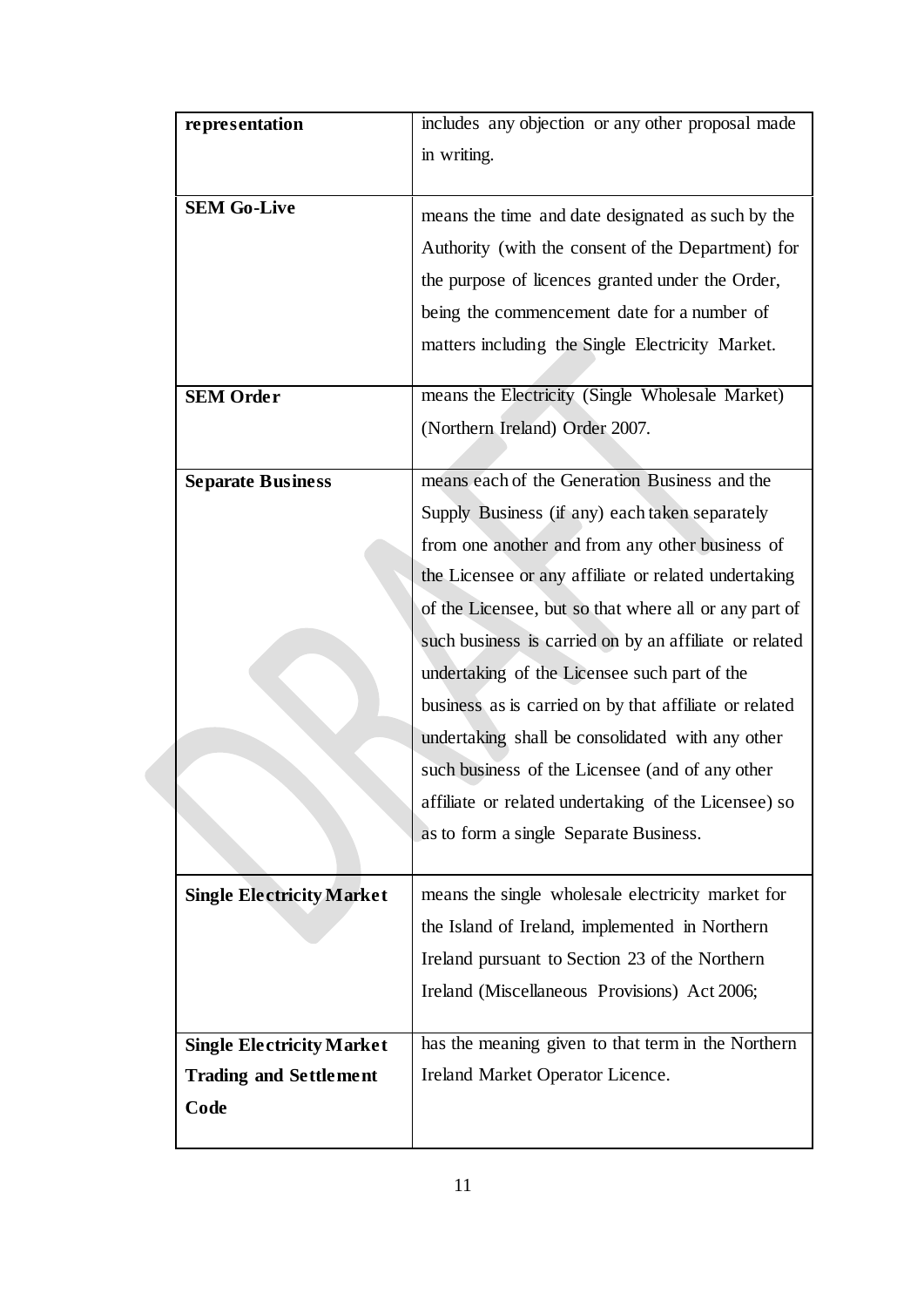| | |
|---|---|
| **representation** | includes any objection or any other proposal made in writing. |
| **SEM Go-Live** | means the time and date designated as such by the Authority (with the consent of the Department) for the purpose of licences granted under the Order, being the commencement date for a number of matters including the Single Electricity Market. |
| **SEM Order** | means the Electricity (Single Wholesale Market) (Northern Ireland) Order 2007. |
| **Separate Business** | means each of the Generation Business and the Supply Business (if any) each taken separately from one another and from any other business of the Licensee or any affiliate or related undertaking of the Licensee, but so that where all or any part of such business is carried on by an affiliate or related undertaking of the Licensee such part of the business as is carried on by that affiliate or related undertaking shall be consolidated with any other such business of the Licensee (and of any other affiliate or related undertaking of the Licensee) so as to form a single Separate Business. |
| **Single Electricity Market** | means the single wholesale electricity market for the Island of Ireland, implemented in Northern Ireland pursuant to Section 23 of the Northern Ireland (Miscellaneous Provisions) Act 2006; |
| **Single Electricity Market Trading and Settlement Code** | has the meaning given to that term in the Northern Ireland Market Operator Licence. |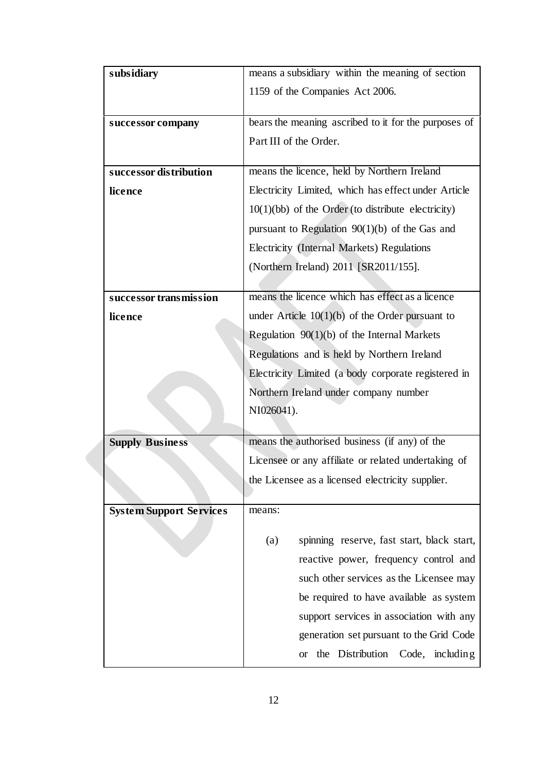| | |
|---|---|
| **subsidiary** | means a subsidiary within the meaning of section 1159 of the Companies Act 2006. |
| **successor company** | bears the meaning ascribed to it for the purposes of Part III of the Order. |
| **successor distribution licence** | means the licence, held by Northern Ireland Electricity Limited, which has effect under Article 10(1)(bb) of the Order (to distribute electricity) pursuant to Regulation 90(1)(b) of the Gas and Electricity (Internal Markets) Regulations (Northern Ireland) 2011 [SR2011/155]. |
| **successor transmission licence** | means the licence which has effect as a licence under Article 10(1)(b) of the Order pursuant to Regulation 90(1)(b) of the Internal Markets Regulations and is held by Northern Ireland Electricity Limited (a body corporate registered in Northern Ireland under company number NI026041). |
| **Supply Business** | means the authorised business (if any) of the Licensee or any affiliate or related undertaking of the Licensee as a licensed electricity supplier. |
| **System Support Services** | means:<br><br>(a) spinning reserve, fast start, black start, reactive power, frequency control and such other services as the Licensee may be required to have available as system support services in association with any generation set pursuant to the Grid Code or the Distribution Code, including |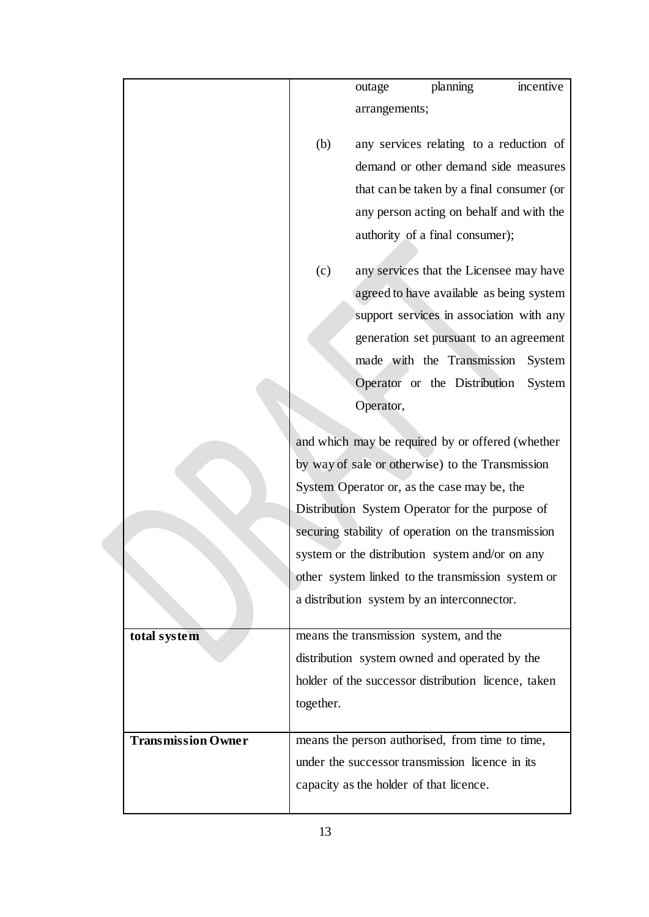| | |
|---|---|
| | outage planning incentive arrangements;<br><br>(b) any services relating to a reduction of demand or other demand side measures that can be taken by a final consumer (or any person acting on behalf and with the authority of a final consumer);<br><br>(c) any services that the Licensee may have agreed to have available as being system support services in association with any generation set pursuant to an agreement made with the Transmission System Operator or the Distribution System Operator,<br><br>and which may be required by or offered (whether by way of sale or otherwise) to the Transmission System Operator or, as the case may be, the Distribution System Operator for the purpose of securing stability of operation on the transmission system or the distribution system and/or on any other system linked to the transmission system or a distribution system by an interconnector. |
| **total system** | means the transmission system, and the distribution system owned and operated by the holder of the successor distribution licence, taken together. |
| **Transmission Owner** | means the person authorised, from time to time, under the successor transmission licence in its capacity as the holder of that licence. |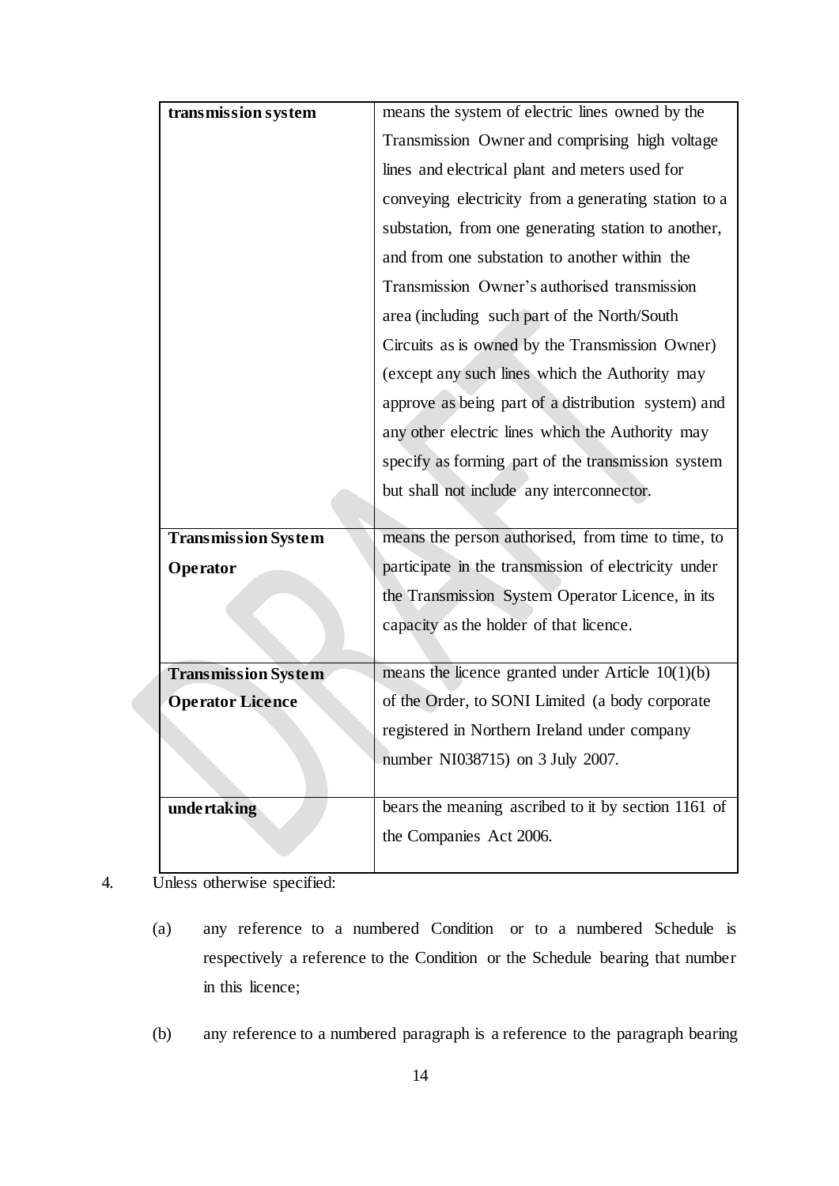| | |
|---|---|
| **transmission system** | means the system of electric lines owned by the Transmission Owner and comprising high voltage lines and electrical plant and meters used for conveying electricity from a generating station to a substation, from one generating station to another, and from one substation to another within the Transmission Owner's authorised transmission area (including such part of the North/South Circuits as is owned by the Transmission Owner) (except any such lines which the Authority may approve as being part of a distribution system) and any other electric lines which the Authority may specify as forming part of the transmission system but shall not include any interconnector. |
| **Transmission System Operator** | means the person authorised, from time to time, to participate in the transmission of electricity under the Transmission System Operator Licence, in its capacity as the holder of that licence. |
| **Transmission System Operator Licence** | means the licence granted under Article 10(1)(b) of the Order, to SONI Limited (a body corporate registered in Northern Ireland under company number NI038715) on 3 July 2007. |
| **undertaking** | bears the meaning ascribed to it by section 1161 of the Companies Act 2006. |

4. Unless otherwise specified:

   (a) any reference to a numbered Condition or to a numbered Schedule is respectively a reference to the Condition or the Schedule bearing that number in this licence;

   (b) any reference to a numbered paragraph is a reference to the paragraph bearing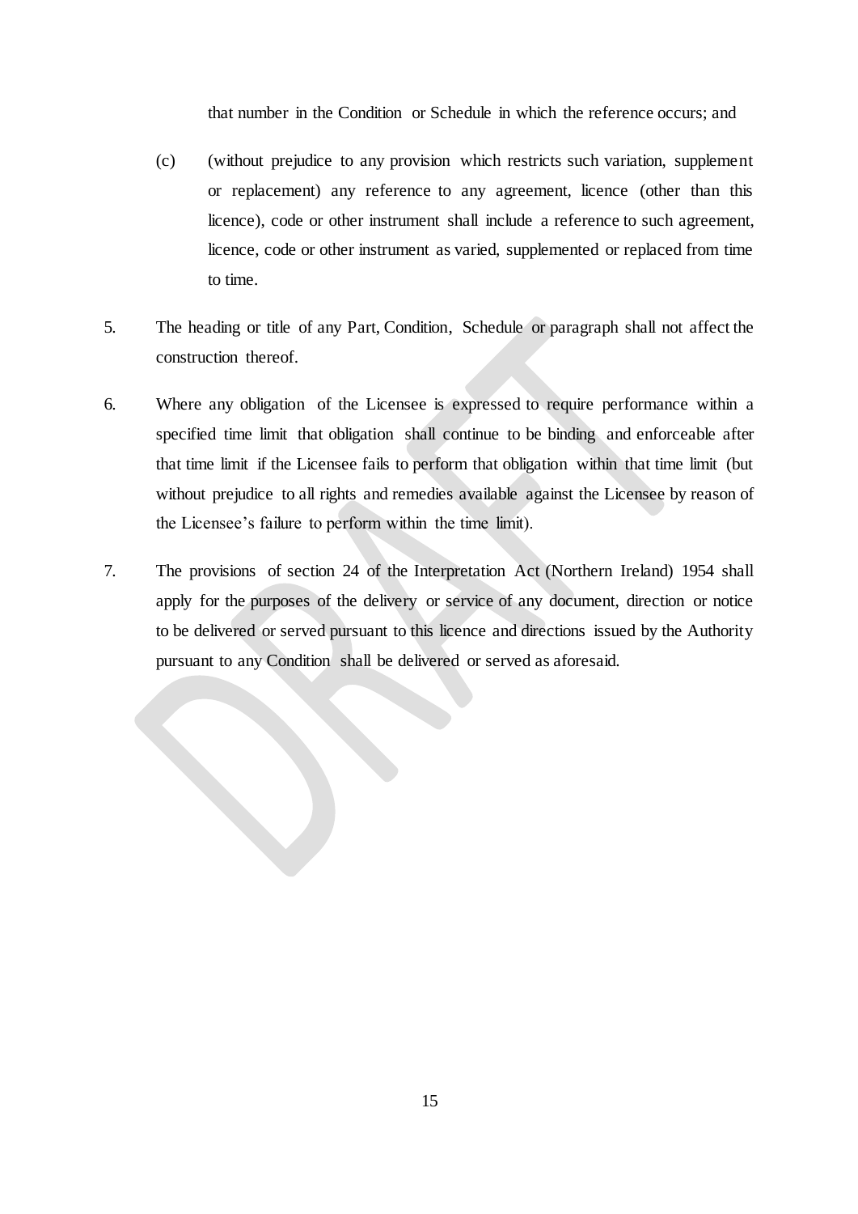that number in the Condition or Schedule in which the reference occurs; and

(c) (without prejudice to any provision which restricts such variation, supplement or replacement) any reference to any agreement, licence (other than this licence), code or other instrument shall include a reference to such agreement, licence, code or other instrument as varied, supplemented or replaced from time to time.

5. The heading or title of any Part, Condition, Schedule or paragraph shall not affect the construction thereof.

6. Where any obligation of the Licensee is expressed to require performance within a specified time limit that obligation shall continue to be binding and enforceable after that time limit if the Licensee fails to perform that obligation within that time limit (but without prejudice to all rights and remedies available against the Licensee by reason of the Licensee's failure to perform within the time limit).

7. The provisions of section 24 of the Interpretation Act (Northern Ireland) 1954 shall apply for the purposes of the delivery or service of any document, direction or notice to be delivered or served pursuant to this licence and directions issued by the Authority pursuant to any Condition shall be delivered or served as aforesaid.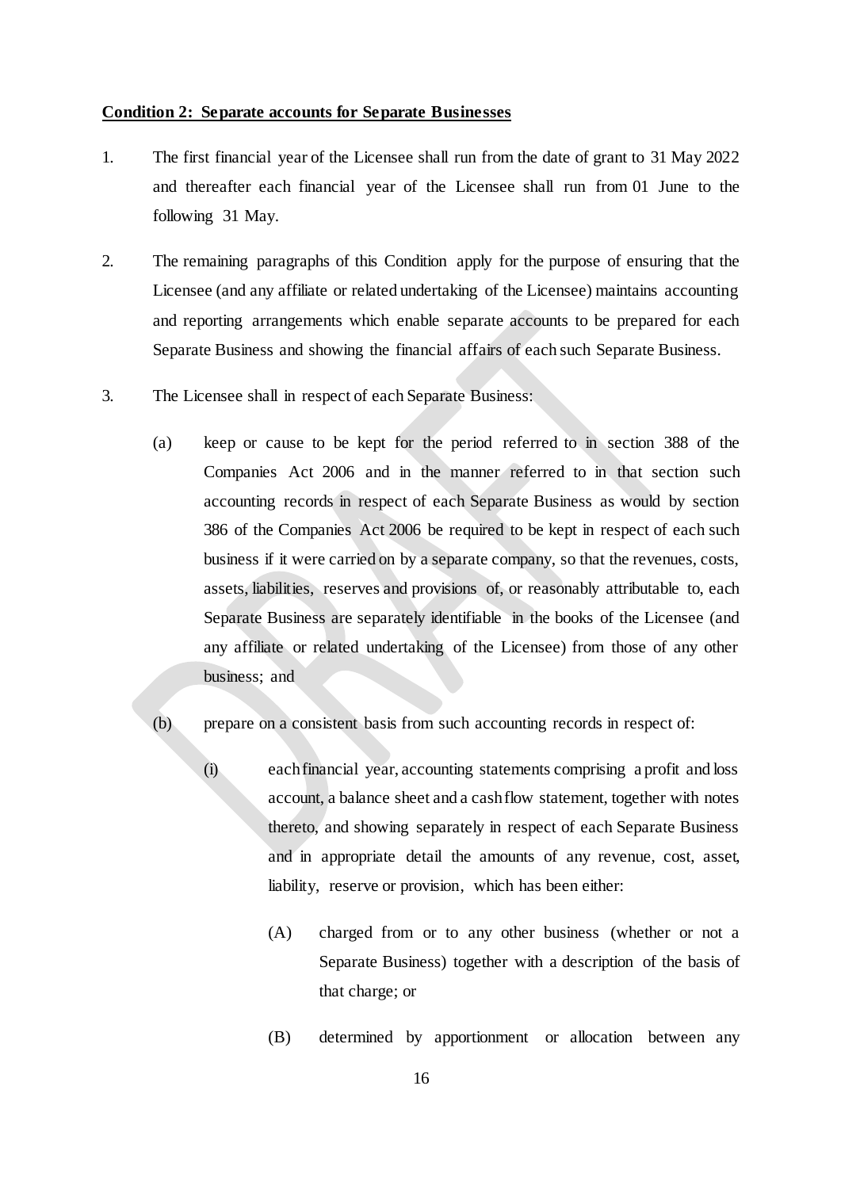**Condition 2: Separate accounts for Separate Businesses**

1. The first financial year of the Licensee shall run from the date of grant to 31 May 2022 and thereafter each financial year of the Licensee shall run from 01 June to the following 31 May.

2. The remaining paragraphs of this Condition apply for the purpose of ensuring that the Licensee (and any affiliate or related undertaking of the Licensee) maintains accounting and reporting arrangements which enable separate accounts to be prepared for each Separate Business and showing the financial affairs of each such Separate Business.

3. The Licensee shall in respect of each Separate Business:

   (a) keep or cause to be kept for the period referred to in section 388 of the Companies Act 2006 and in the manner referred to in that section such accounting records in respect of each Separate Business as would by section 386 of the Companies Act 2006 be required to be kept in respect of each such business if it were carried on by a separate company, so that the revenues, costs, assets, liabilities, reserves and provisions of, or reasonably attributable to, each Separate Business are separately identifiable in the books of the Licensee (and any affiliate or related undertaking of the Licensee) from those of any other business; and

   (b) prepare on a consistent basis from such accounting records in respect of:

      (i) each financial year, accounting statements comprising a profit and loss account, a balance sheet and a cash flow statement, together with notes thereto, and showing separately in respect of each Separate Business and in appropriate detail the amounts of any revenue, cost, asset, liability, reserve or provision, which has been either:

         (A) charged from or to any other business (whether or not a Separate Business) together with a description of the basis of that charge; or

         (B) determined by apportionment or allocation between any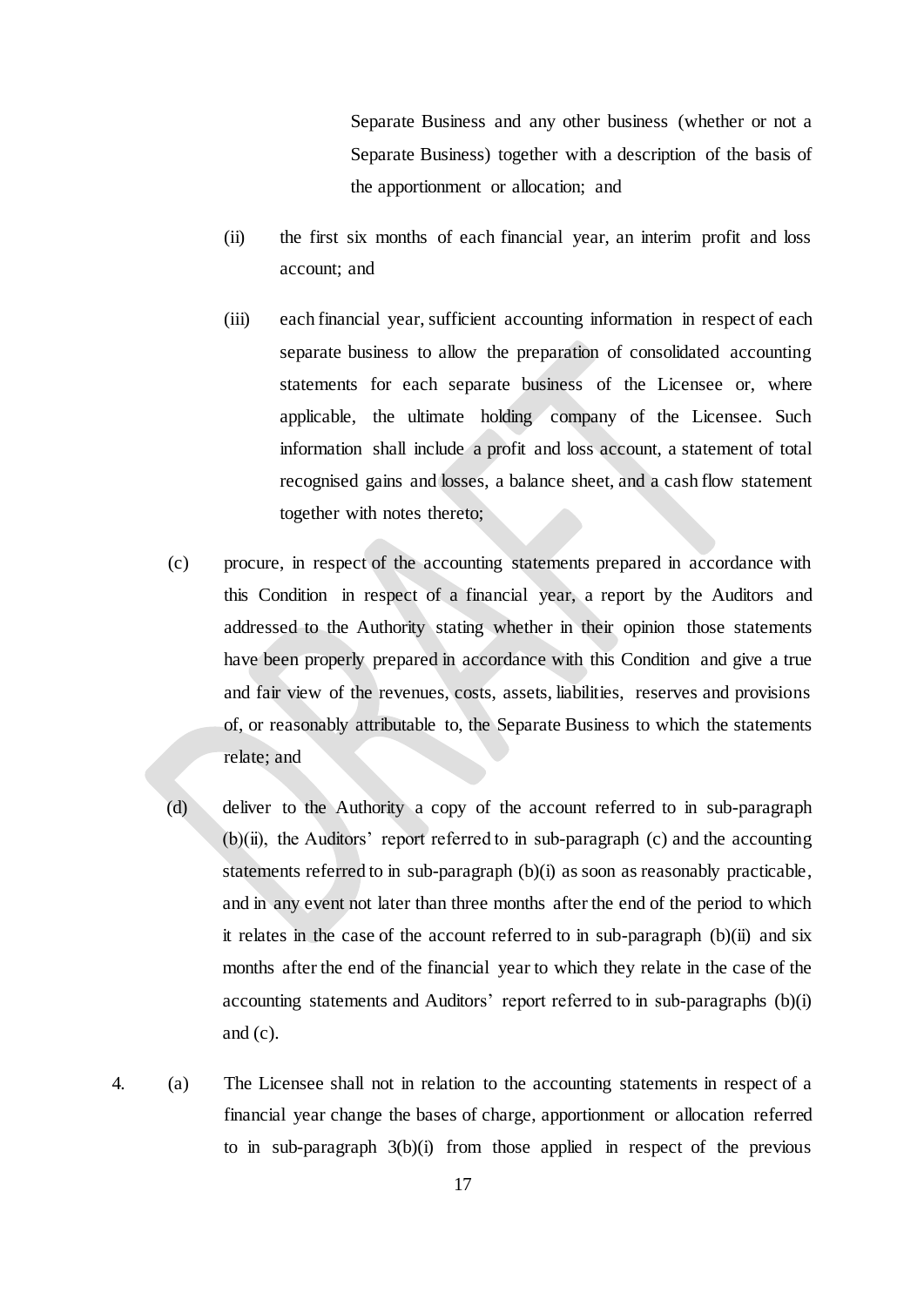Separate Business and any other business (whether or not a Separate Business) together with a description of the basis of the apportionment or allocation; and

(ii) the first six months of each financial year, an interim profit and loss account; and

(iii) each financial year, sufficient accounting information in respect of each separate business to allow the preparation of consolidated accounting statements for each separate business of the Licensee or, where applicable, the ultimate holding company of the Licensee. Such information shall include a profit and loss account, a statement of total recognised gains and losses, a balance sheet, and a cash flow statement together with notes thereto;

(c) procure, in respect of the accounting statements prepared in accordance with this Condition in respect of a financial year, a report by the Auditors and addressed to the Authority stating whether in their opinion those statements have been properly prepared in accordance with this Condition and give a true and fair view of the revenues, costs, assets, liabilities, reserves and provisions of, or reasonably attributable to, the Separate Business to which the statements relate; and

(d) deliver to the Authority a copy of the account referred to in sub-paragraph (b)(ii), the Auditors' report referred to in sub-paragraph (c) and the accounting statements referred to in sub-paragraph (b)(i) as soon as reasonably practicable, and in any event not later than three months after the end of the period to which it relates in the case of the account referred to in sub-paragraph (b)(ii) and six months after the end of the financial year to which they relate in the case of the accounting statements and Auditors' report referred to in sub-paragraphs (b)(i) and (c).

4. (a) The Licensee shall not in relation to the accounting statements in respect of a financial year change the bases of charge, apportionment or allocation referred to in sub-paragraph 3(b)(i) from those applied in respect of the previous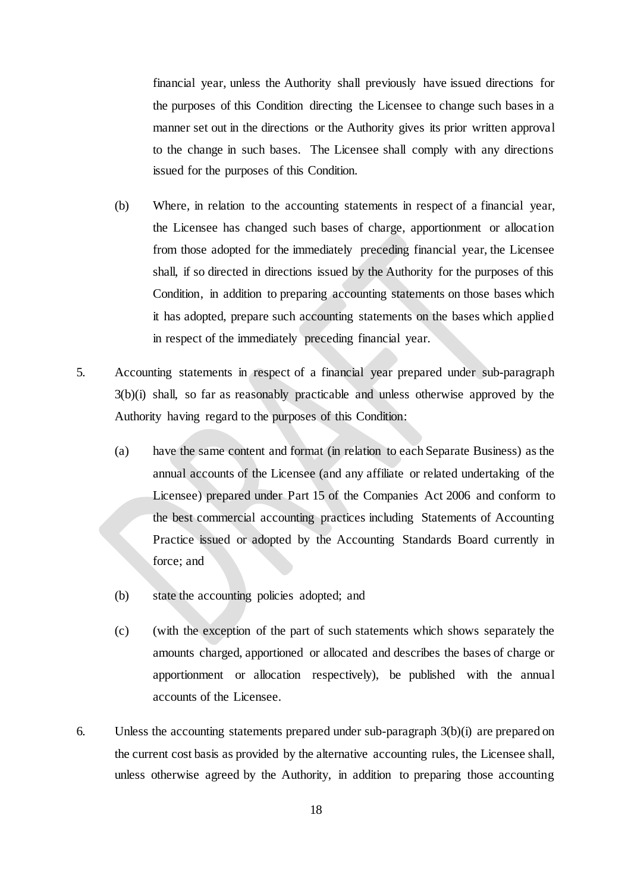financial year, unless the Authority shall previously have issued directions for the purposes of this Condition directing the Licensee to change such bases in a manner set out in the directions or the Authority gives its prior written approval to the change in such bases. The Licensee shall comply with any directions issued for the purposes of this Condition.

(b) Where, in relation to the accounting statements in respect of a financial year, the Licensee has changed such bases of charge, apportionment or allocation from those adopted for the immediately preceding financial year, the Licensee shall, if so directed in directions issued by the Authority for the purposes of this Condition, in addition to preparing accounting statements on those bases which it has adopted, prepare such accounting statements on the bases which applied in respect of the immediately preceding financial year.

5. Accounting statements in respect of a financial year prepared under sub-paragraph 3(b)(i) shall, so far as reasonably practicable and unless otherwise approved by the Authority having regard to the purposes of this Condition:

(a) have the same content and format (in relation to each Separate Business) as the annual accounts of the Licensee (and any affiliate or related undertaking of the Licensee) prepared under Part 15 of the Companies Act 2006 and conform to the best commercial accounting practices including Statements of Accounting Practice issued or adopted by the Accounting Standards Board currently in force; and

(b) state the accounting policies adopted; and

(c) (with the exception of the part of such statements which shows separately the amounts charged, apportioned or allocated and describes the bases of charge or apportionment or allocation respectively), be published with the annual accounts of the Licensee.

6. Unless the accounting statements prepared under sub-paragraph 3(b)(i) are prepared on the current cost basis as provided by the alternative accounting rules, the Licensee shall, unless otherwise agreed by the Authority, in addition to preparing those accounting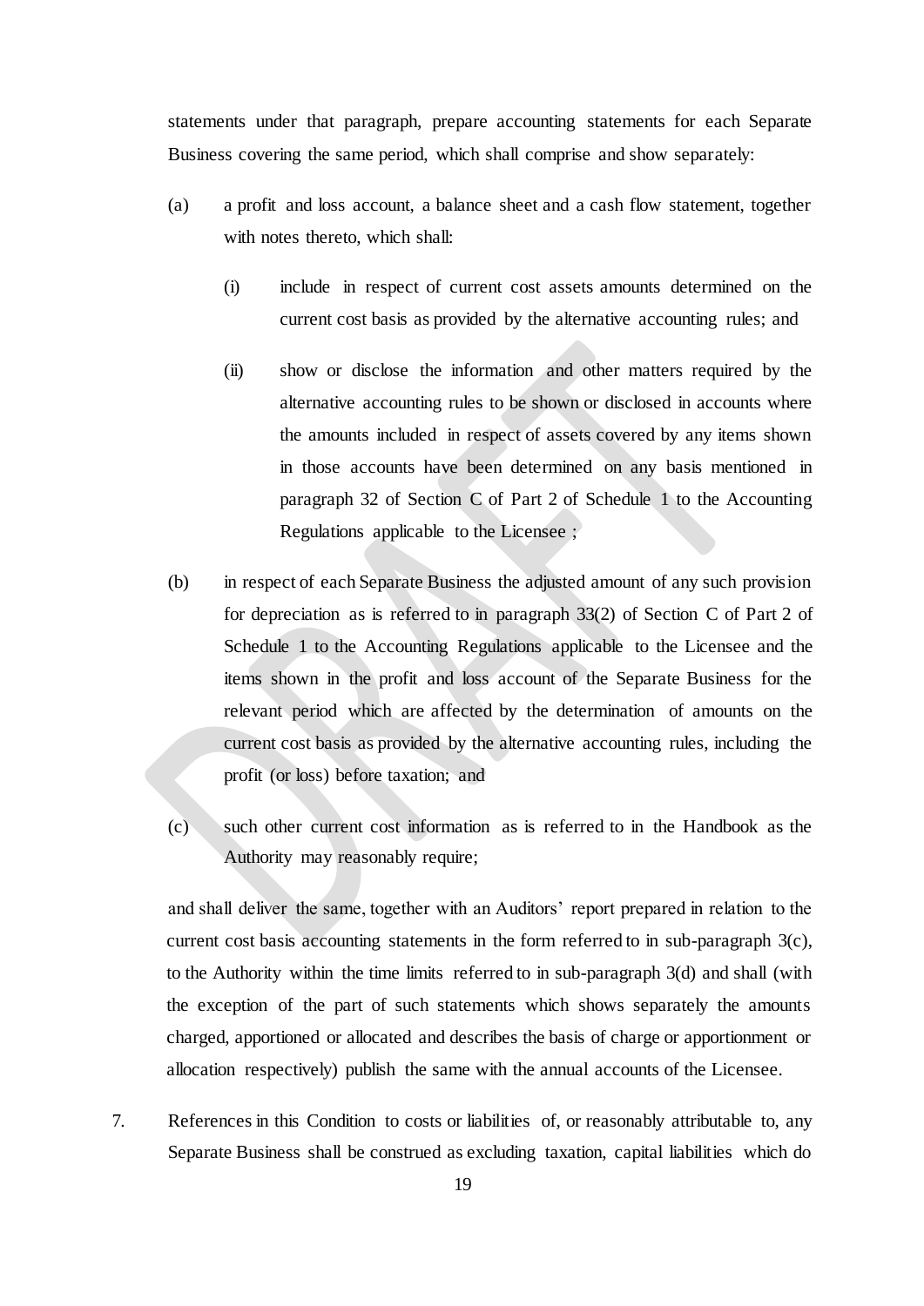statements under that paragraph, prepare accounting statements for each Separate Business covering the same period, which shall comprise and show separately:

(a) a profit and loss account, a balance sheet and a cash flow statement, together with notes thereto, which shall:

   (i) include in respect of current cost assets amounts determined on the current cost basis as provided by the alternative accounting rules; and

   (ii) show or disclose the information and other matters required by the alternative accounting rules to be shown or disclosed in accounts where the amounts included in respect of assets covered by any items shown in those accounts have been determined on any basis mentioned in paragraph 32 of Section C of Part 2 of Schedule 1 to the Accounting Regulations applicable to the Licensee ;

(b) in respect of each Separate Business the adjusted amount of any such provision for depreciation as is referred to in paragraph 33(2) of Section C of Part 2 of Schedule 1 to the Accounting Regulations applicable to the Licensee and the items shown in the profit and loss account of the Separate Business for the relevant period which are affected by the determination of amounts on the current cost basis as provided by the alternative accounting rules, including the profit (or loss) before taxation; and

(c) such other current cost information as is referred to in the Handbook as the Authority may reasonably require;

and shall deliver the same, together with an Auditors' report prepared in relation to the current cost basis accounting statements in the form referred to in sub-paragraph 3(c), to the Authority within the time limits referred to in sub-paragraph 3(d) and shall (with the exception of the part of such statements which shows separately the amounts charged, apportioned or allocated and describes the basis of charge or apportionment or allocation respectively) publish the same with the annual accounts of the Licensee.

7. References in this Condition to costs or liabilities of, or reasonably attributable to, any Separate Business shall be construed as excluding taxation, capital liabilities which do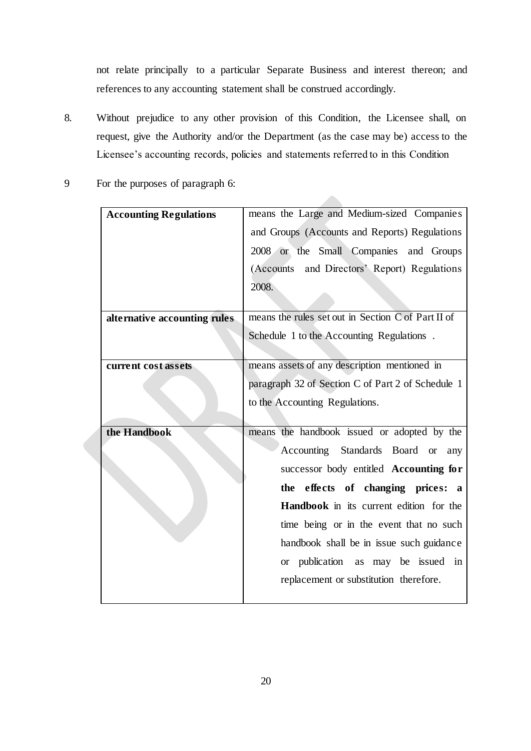not relate principally to a particular Separate Business and interest thereon; and references to any accounting statement shall be construed accordingly.

8. Without prejudice to any other provision of this Condition, the Licensee shall, on request, give the Authority and/or the Department (as the case may be) access to the Licensee's accounting records, policies and statements referred to in this Condition

9 For the purposes of paragraph 6:

| | |
|---|---|
| **Accounting Regulations** | means the Large and Medium-sized Companies and Groups (Accounts and Reports) Regulations 2008 or the Small Companies and Groups (Accounts and Directors' Report) Regulations 2008. |
| **alternative accounting rules** | means the rules set out in Section C of Part II of Schedule 1 to the Accounting Regulations . |
| **current cost assets** | means assets of any description mentioned in paragraph 32 of Section C of Part 2 of Schedule 1 to the Accounting Regulations. |
| **the Handbook** | means the handbook issued or adopted by the Accounting Standards Board or any successor body entitled **Accounting for the effects of changing prices: a Handbook** in its current edition for the time being or in the event that no such handbook shall be in issue such guidance or publication as may be issued in replacement or substitution therefore. |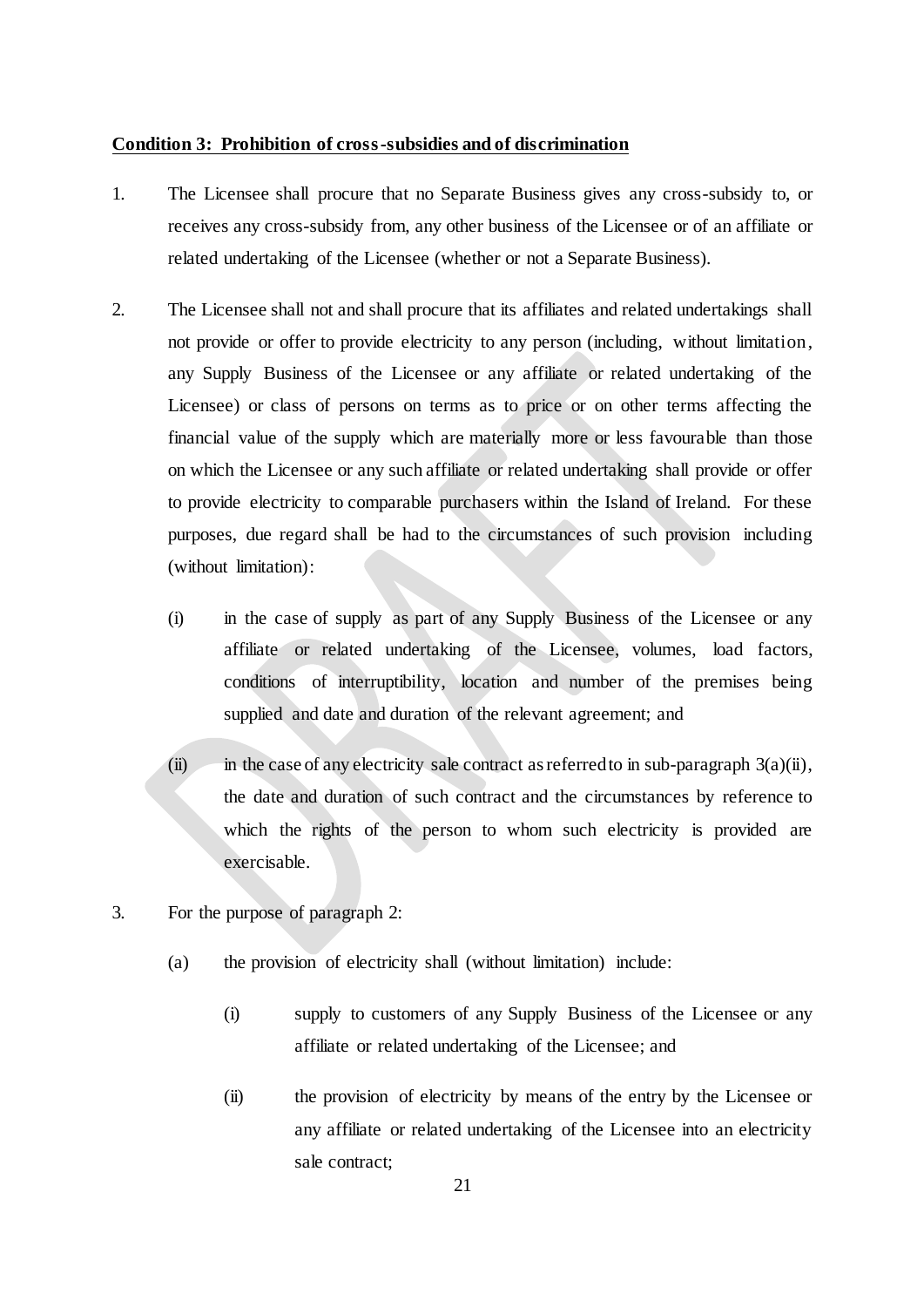**Condition 3: Prohibition of cross-subsidies and of discrimination**

1. The Licensee shall procure that no Separate Business gives any cross-subsidy to, or receives any cross-subsidy from, any other business of the Licensee or of an affiliate or related undertaking of the Licensee (whether or not a Separate Business).

2. The Licensee shall not and shall procure that its affiliates and related undertakings shall not provide or offer to provide electricity to any person (including, without limitation, any Supply Business of the Licensee or any affiliate or related undertaking of the Licensee) or class of persons on terms as to price or on other terms affecting the financial value of the supply which are materially more or less favourable than those on which the Licensee or any such affiliate or related undertaking shall provide or offer to provide electricity to comparable purchasers within the Island of Ireland. For these purposes, due regard shall be had to the circumstances of such provision including (without limitation):

   (i) in the case of supply as part of any Supply Business of the Licensee or any affiliate or related undertaking of the Licensee, volumes, load factors, conditions of interruptibility, location and number of the premises being supplied and date and duration of the relevant agreement; and

   (ii) in the case of any electricity sale contract as referred to in sub-paragraph 3(a)(ii), the date and duration of such contract and the circumstances by reference to which the rights of the person to whom such electricity is provided are exercisable.

3. For the purpose of paragraph 2:

   (a) the provision of electricity shall (without limitation) include:

      (i) supply to customers of any Supply Business of the Licensee or any affiliate or related undertaking of the Licensee; and

      (ii) the provision of electricity by means of the entry by the Licensee or any affiliate or related undertaking of the Licensee into an electricity sale contract;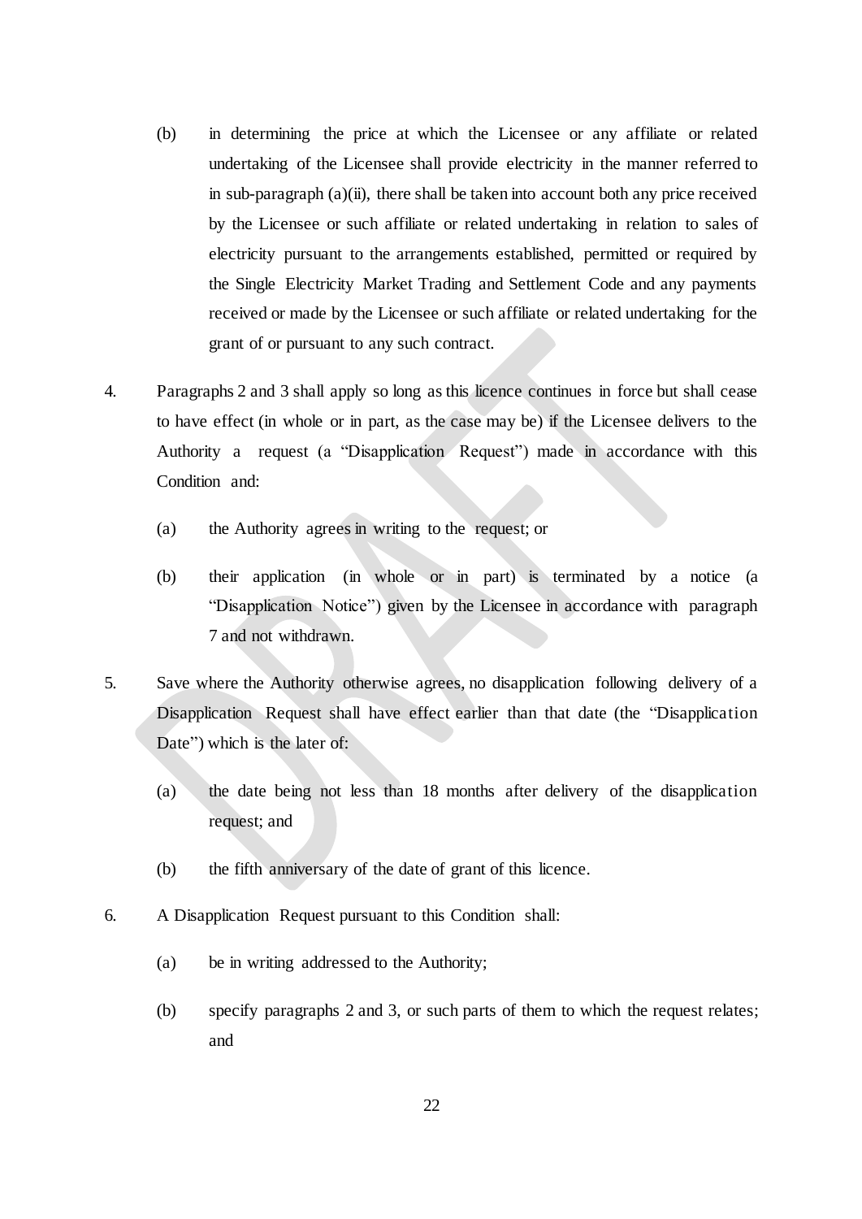(b) in determining the price at which the Licensee or any affiliate or related undertaking of the Licensee shall provide electricity in the manner referred to in sub-paragraph (a)(ii), there shall be taken into account both any price received by the Licensee or such affiliate or related undertaking in relation to sales of electricity pursuant to the arrangements established, permitted or required by the Single Electricity Market Trading and Settlement Code and any payments received or made by the Licensee or such affiliate or related undertaking for the grant of or pursuant to any such contract.

4. Paragraphs 2 and 3 shall apply so long as this licence continues in force but shall cease to have effect (in whole or in part, as the case may be) if the Licensee delivers to the Authority a request (a "Disapplication Request") made in accordance with this Condition and:

   (a) the Authority agrees in writing to the request; or

   (b) their application (in whole or in part) is terminated by a notice (a "Disapplication Notice") given by the Licensee in accordance with paragraph 7 and not withdrawn.

5. Save where the Authority otherwise agrees, no disapplication following delivery of a Disapplication Request shall have effect earlier than that date (the "Disapplication Date") which is the later of:

   (a) the date being not less than 18 months after delivery of the disapplication request; and

   (b) the fifth anniversary of the date of grant of this licence.

6. A Disapplication Request pursuant to this Condition shall:

   (a) be in writing addressed to the Authority;

   (b) specify paragraphs 2 and 3, or such parts of them to which the request relates; and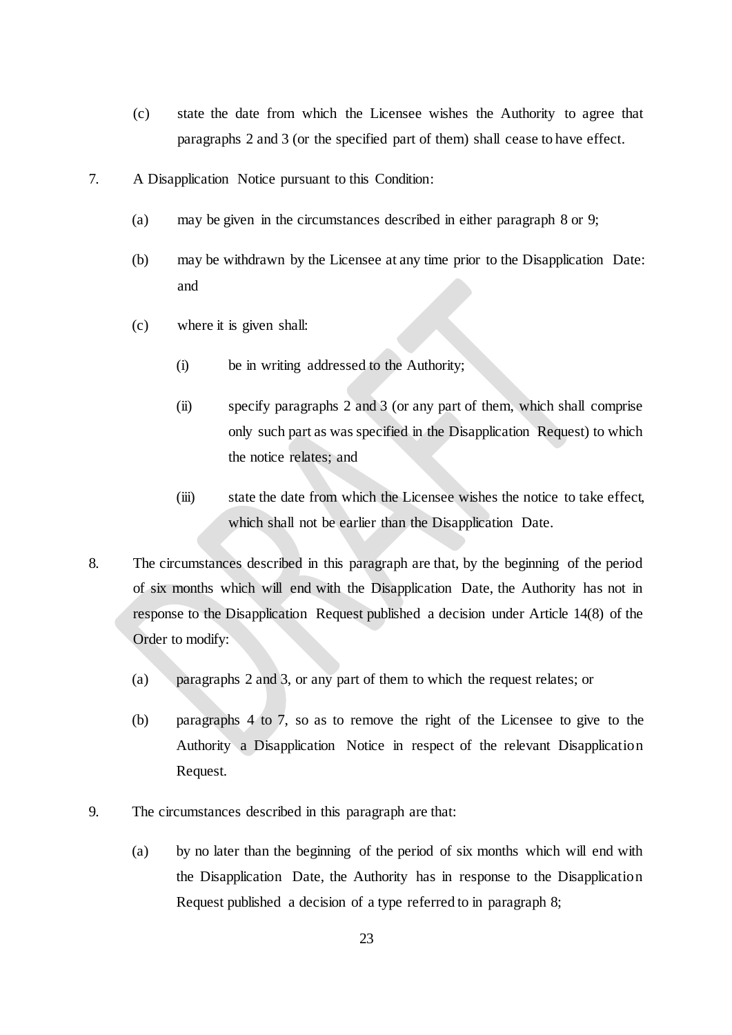(c) state the date from which the Licensee wishes the Authority to agree that paragraphs 2 and 3 (or the specified part of them) shall cease to have effect.

7. A Disapplication Notice pursuant to this Condition:

   (a) may be given in the circumstances described in either paragraph 8 or 9;

   (b) may be withdrawn by the Licensee at any time prior to the Disapplication Date: and

   (c) where it is given shall:

      (i) be in writing addressed to the Authority;

      (ii) specify paragraphs 2 and 3 (or any part of them, which shall comprise only such part as was specified in the Disapplication Request) to which the notice relates; and

      (iii) state the date from which the Licensee wishes the notice to take effect, which shall not be earlier than the Disapplication Date.

8. The circumstances described in this paragraph are that, by the beginning of the period of six months which will end with the Disapplication Date, the Authority has not in response to the Disapplication Request published a decision under Article 14(8) of the Order to modify:

   (a) paragraphs 2 and 3, or any part of them to which the request relates; or

   (b) paragraphs 4 to 7, so as to remove the right of the Licensee to give to the Authority a Disapplication Notice in respect of the relevant Disapplication Request.

9. The circumstances described in this paragraph are that:

   (a) by no later than the beginning of the period of six months which will end with the Disapplication Date, the Authority has in response to the Disapplication Request published a decision of a type referred to in paragraph 8;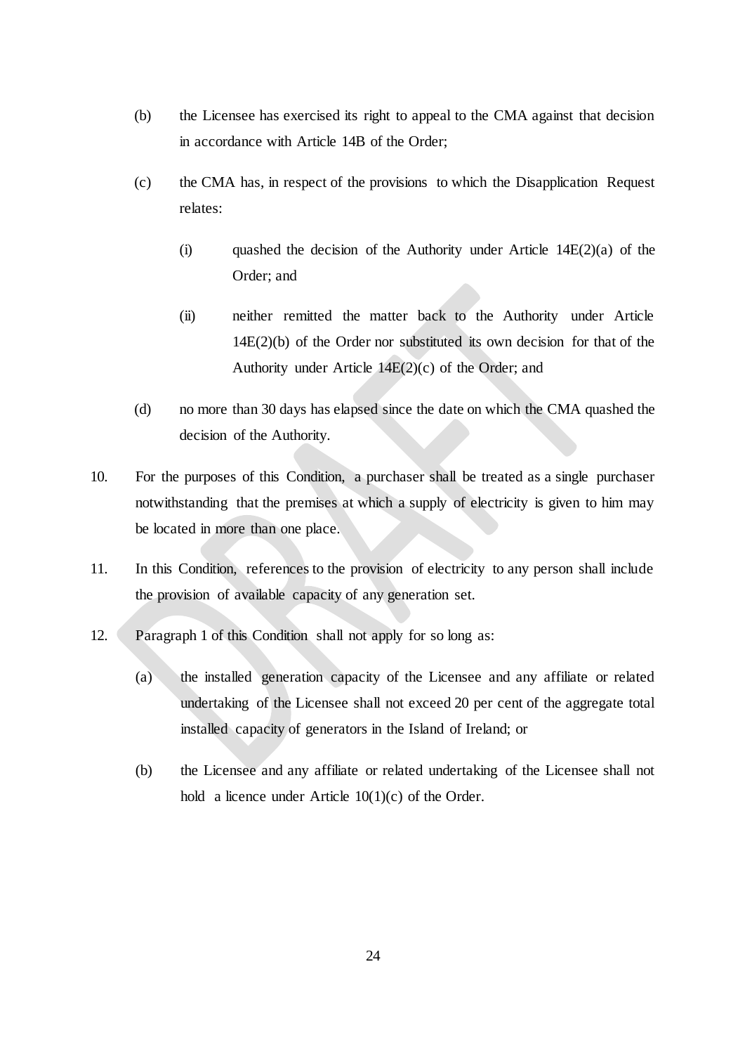(b) the Licensee has exercised its right to appeal to the CMA against that decision in accordance with Article 14B of the Order;

(c) the CMA has, in respect of the provisions to which the Disapplication Request relates:

   (i) quashed the decision of the Authority under Article 14E(2)(a) of the Order; and

   (ii) neither remitted the matter back to the Authority under Article 14E(2)(b) of the Order nor substituted its own decision for that of the Authority under Article 14E(2)(c) of the Order; and

(d) no more than 30 days has elapsed since the date on which the CMA quashed the decision of the Authority.

10. For the purposes of this Condition, a purchaser shall be treated as a single purchaser notwithstanding that the premises at which a supply of electricity is given to him may be located in more than one place.

11. In this Condition, references to the provision of electricity to any person shall include the provision of available capacity of any generation set.

12. Paragraph 1 of this Condition shall not apply for so long as:

   (a) the installed generation capacity of the Licensee and any affiliate or related undertaking of the Licensee shall not exceed 20 per cent of the aggregate total installed capacity of generators in the Island of Ireland; or

   (b) the Licensee and any affiliate or related undertaking of the Licensee shall not hold a licence under Article 10(1)(c) of the Order.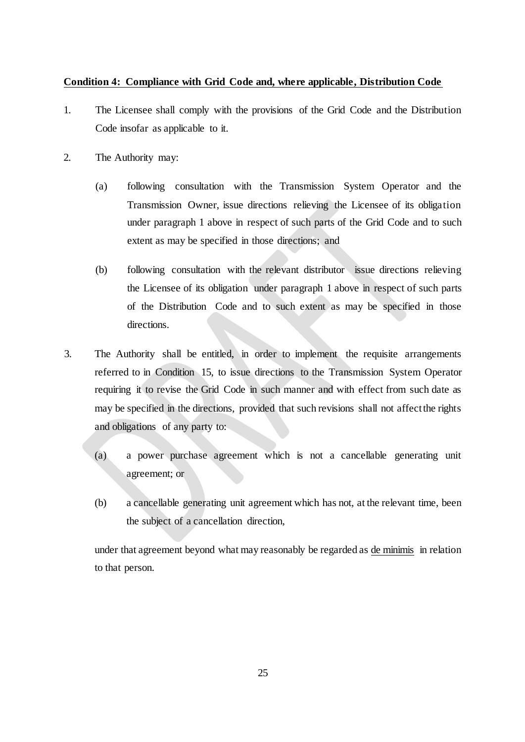**Condition 4: Compliance with Grid Code and, where applicable, Distribution Code**

1. The Licensee shall comply with the provisions of the Grid Code and the Distribution Code insofar as applicable to it.

2. The Authority may:

   (a) following consultation with the Transmission System Operator and the Transmission Owner, issue directions relieving the Licensee of its obligation under paragraph 1 above in respect of such parts of the Grid Code and to such extent as may be specified in those directions; and

   (b) following consultation with the relevant distributor issue directions relieving the Licensee of its obligation under paragraph 1 above in respect of such parts of the Distribution Code and to such extent as may be specified in those directions.

3. The Authority shall be entitled, in order to implement the requisite arrangements referred to in Condition 15, to issue directions to the Transmission System Operator requiring it to revise the Grid Code in such manner and with effect from such date as may be specified in the directions, provided that such revisions shall not affect the rights and obligations of any party to:

   (a) a power purchase agreement which is not a cancellable generating unit agreement; or

   (b) a cancellable generating unit agreement which has not, at the relevant time, been the subject of a cancellation direction,

   under that agreement beyond what may reasonably be regarded as <u>de minimis</u> in relation to that person.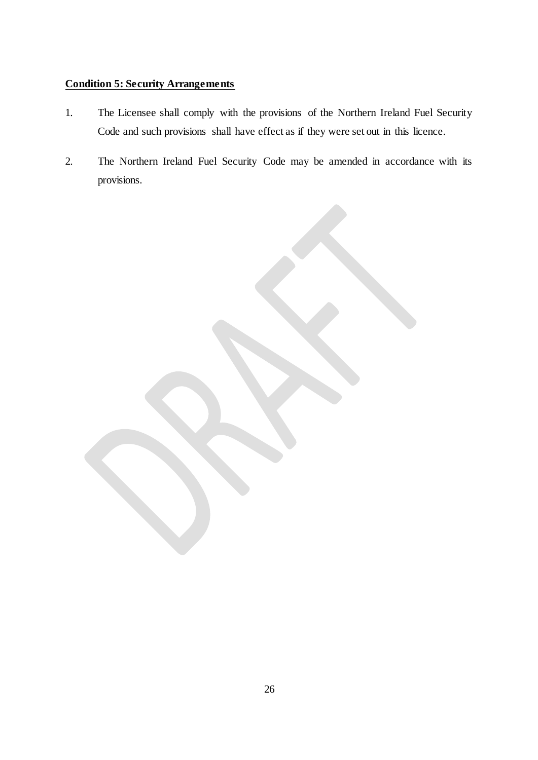**Condition 5: Security Arrangements**

1. The Licensee shall comply with the provisions of the Northern Ireland Fuel Security Code and such provisions shall have effect as if they were set out in this licence.

2. The Northern Ireland Fuel Security Code may be amended in accordance with its provisions.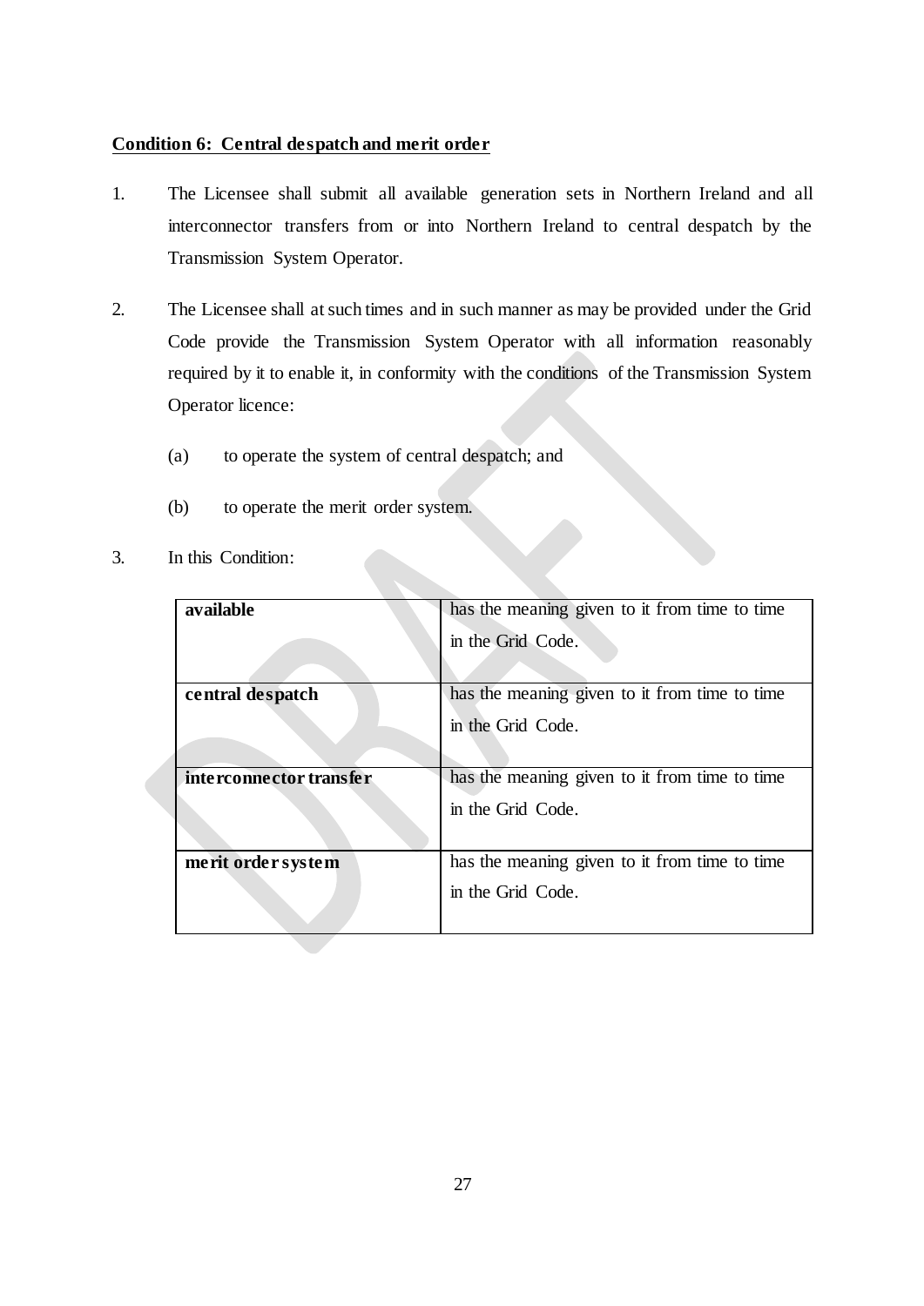**Condition 6: Central despatch and merit order**

1. The Licensee shall submit all available generation sets in Northern Ireland and all interconnector transfers from or into Northern Ireland to central despatch by the Transmission System Operator.

2. The Licensee shall at such times and in such manner as may be provided under the Grid Code provide the Transmission System Operator with all information reasonably required by it to enable it, in conformity with the conditions of the Transmission System Operator licence:

   (a) to operate the system of central despatch; and

   (b) to operate the merit order system.

3. In this Condition:

| | |
|---|---|
| **available** | has the meaning given to it from time to time in the Grid Code. |
| **central despatch** | has the meaning given to it from time to time in the Grid Code. |
| **interconnector transfer** | has the meaning given to it from time to time in the Grid Code. |
| **merit order system** | has the meaning given to it from time to time in the Grid Code. |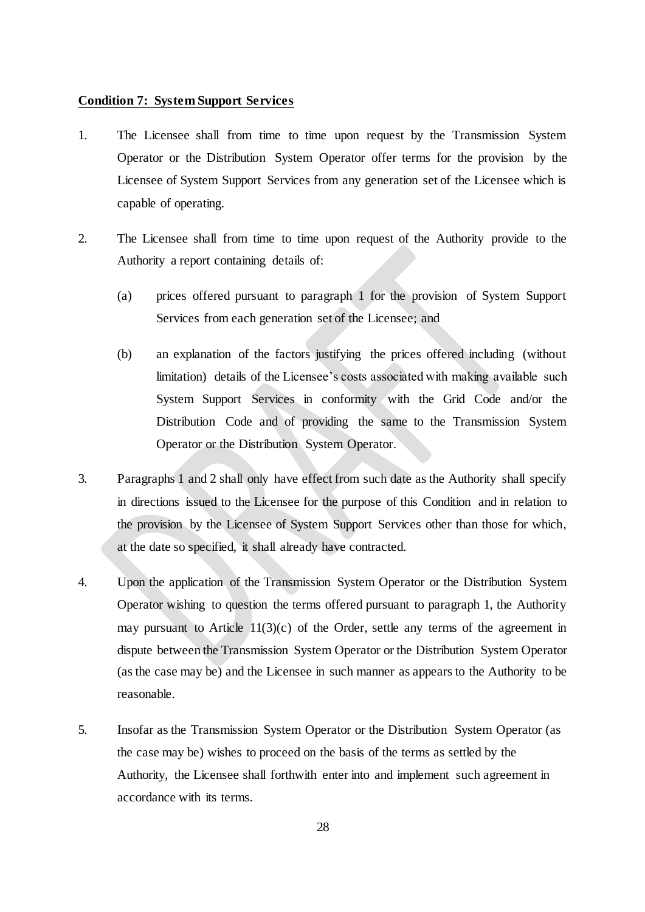**Condition 7: System Support Services**

1. The Licensee shall from time to time upon request by the Transmission System Operator or the Distribution System Operator offer terms for the provision by the Licensee of System Support Services from any generation set of the Licensee which is capable of operating.

2. The Licensee shall from time to time upon request of the Authority provide to the Authority a report containing details of:

   (a) prices offered pursuant to paragraph 1 for the provision of System Support Services from each generation set of the Licensee; and

   (b) an explanation of the factors justifying the prices offered including (without limitation) details of the Licensee's costs associated with making available such System Support Services in conformity with the Grid Code and/or the Distribution Code and of providing the same to the Transmission System Operator or the Distribution System Operator.

3. Paragraphs 1 and 2 shall only have effect from such date as the Authority shall specify in directions issued to the Licensee for the purpose of this Condition and in relation to the provision by the Licensee of System Support Services other than those for which, at the date so specified, it shall already have contracted.

4. Upon the application of the Transmission System Operator or the Distribution System Operator wishing to question the terms offered pursuant to paragraph 1, the Authority may pursuant to Article 11(3)(c) of the Order, settle any terms of the agreement in dispute between the Transmission System Operator or the Distribution System Operator (as the case may be) and the Licensee in such manner as appears to the Authority to be reasonable.

5. Insofar as the Transmission System Operator or the Distribution System Operator (as the case may be) wishes to proceed on the basis of the terms as settled by the Authority, the Licensee shall forthwith enter into and implement such agreement in accordance with its terms.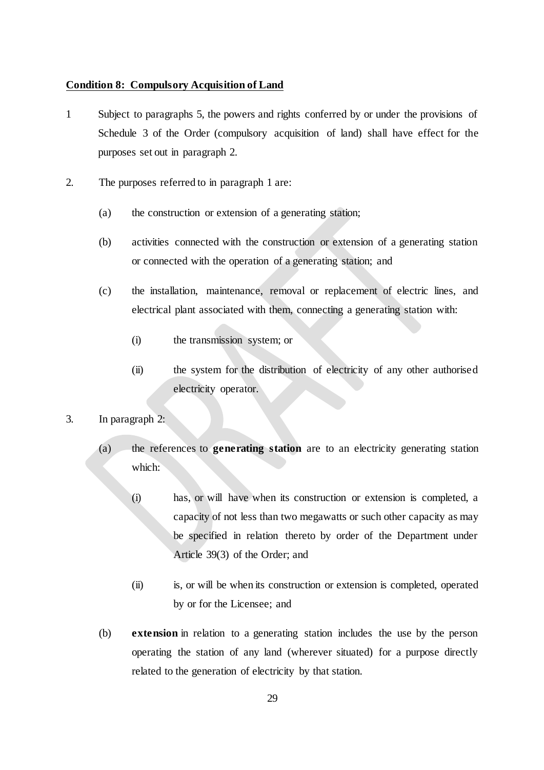**Condition 8: Compulsory Acquisition of Land**

1 Subject to paragraphs 5, the powers and rights conferred by or under the provisions of Schedule 3 of the Order (compulsory acquisition of land) shall have effect for the purposes set out in paragraph 2.

2. The purposes referred to in paragraph 1 are:

   (a) the construction or extension of a generating station;

   (b) activities connected with the construction or extension of a generating station or connected with the operation of a generating station; and

   (c) the installation, maintenance, removal or replacement of electric lines, and electrical plant associated with them, connecting a generating station with:

      (i) the transmission system; or

      (ii) the system for the distribution of electricity of any other authorised electricity operator.

3. In paragraph 2:

   (a) the references to **generating station** are to an electricity generating station which:

      (i) has, or will have when its construction or extension is completed, a capacity of not less than two megawatts or such other capacity as may be specified in relation thereto by order of the Department under Article 39(3) of the Order; and

      (ii) is, or will be when its construction or extension is completed, operated by or for the Licensee; and

   (b) **extension** in relation to a generating station includes the use by the person operating the station of any land (wherever situated) for a purpose directly related to the generation of electricity by that station.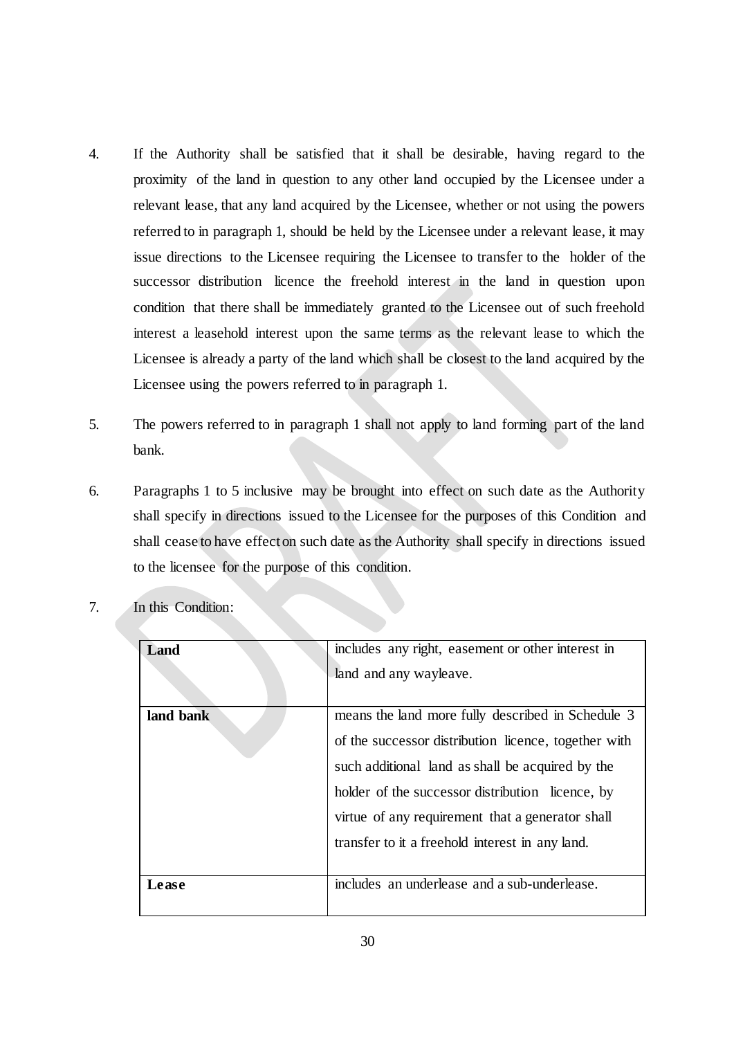4. If the Authority shall be satisfied that it shall be desirable, having regard to the proximity of the land in question to any other land occupied by the Licensee under a relevant lease, that any land acquired by the Licensee, whether or not using the powers referred to in paragraph 1, should be held by the Licensee under a relevant lease, it may issue directions to the Licensee requiring the Licensee to transfer to the holder of the successor distribution licence the freehold interest in the land in question upon condition that there shall be immediately granted to the Licensee out of such freehold interest a leasehold interest upon the same terms as the relevant lease to which the Licensee is already a party of the land which shall be closest to the land acquired by the Licensee using the powers referred to in paragraph 1.

5. The powers referred to in paragraph 1 shall not apply to land forming part of the land bank.

6. Paragraphs 1 to 5 inclusive may be brought into effect on such date as the Authority shall specify in directions issued to the Licensee for the purposes of this Condition and shall cease to have effect on such date as the Authority shall specify in directions issued to the licensee for the purpose of this condition.

7. In this Condition:

| | |
|---|---|
| **Land** | includes any right, easement or other interest in land and any wayleave. |
| **land bank** | means the land more fully described in Schedule 3 of the successor distribution licence, together with such additional land as shall be acquired by the holder of the successor distribution licence, by virtue of any requirement that a generator shall transfer to it a freehold interest in any land. |
| **Lease** | includes an underlease and a sub-underlease. |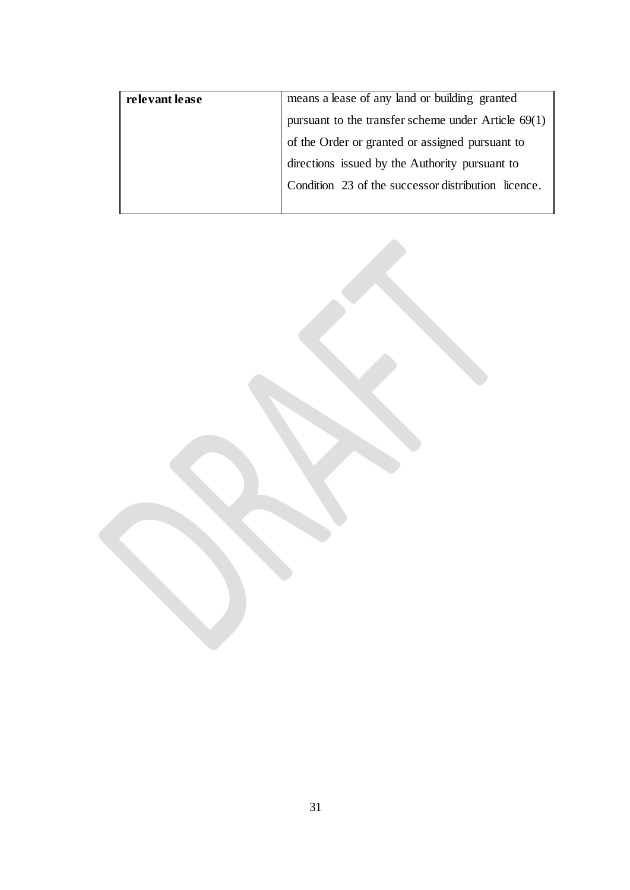| **relevant lease** | means a lease of any land or building granted pursuant to the transfer scheme under Article 69(1) of the Order or granted or assigned pursuant to directions issued by the Authority pursuant to Condition 23 of the successor distribution licence. |
|---|---|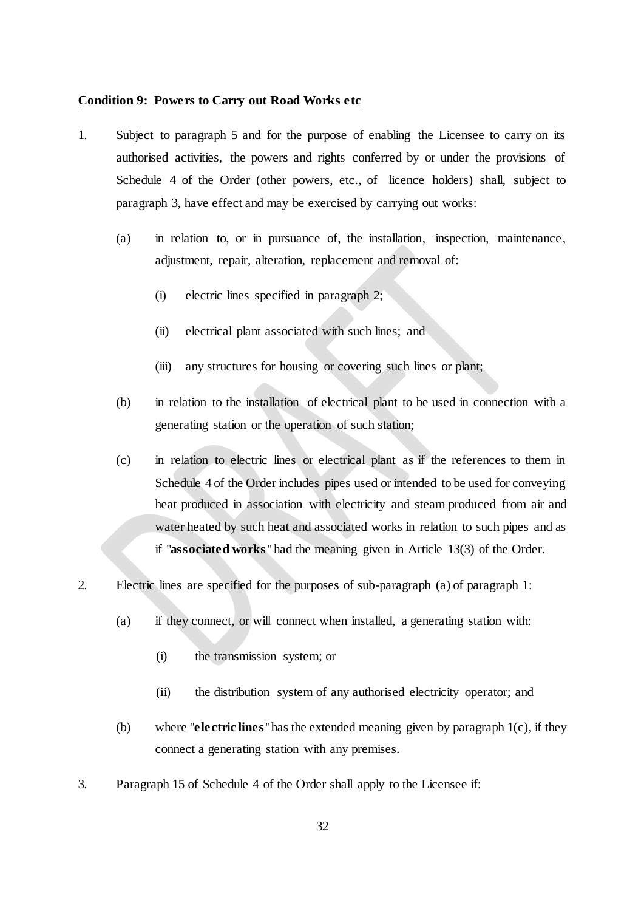**Condition 9: Powers to Carry out Road Works etc**

1. Subject to paragraph 5 and for the purpose of enabling the Licensee to carry on its authorised activities, the powers and rights conferred by or under the provisions of Schedule 4 of the Order (other powers, etc., of licence holders) shall, subject to paragraph 3, have effect and may be exercised by carrying out works:

   (a) in relation to, or in pursuance of, the installation, inspection, maintenance, adjustment, repair, alteration, replacement and removal of:

      (i) electric lines specified in paragraph 2;

      (ii) electrical plant associated with such lines; and

      (iii) any structures for housing or covering such lines or plant;

   (b) in relation to the installation of electrical plant to be used in connection with a generating station or the operation of such station;

   (c) in relation to electric lines or electrical plant as if the references to them in Schedule 4 of the Order includes pipes used or intended to be used for conveying heat produced in association with electricity and steam produced from air and water heated by such heat and associated works in relation to such pipes and as if "**associated works**" had the meaning given in Article 13(3) of the Order.

2. Electric lines are specified for the purposes of sub-paragraph (a) of paragraph 1:

   (a) if they connect, or will connect when installed, a generating station with:

      (i) the transmission system; or

      (ii) the distribution system of any authorised electricity operator; and

   (b) where "**electric lines**" has the extended meaning given by paragraph 1(c), if they connect a generating station with any premises.

3. Paragraph 15 of Schedule 4 of the Order shall apply to the Licensee if: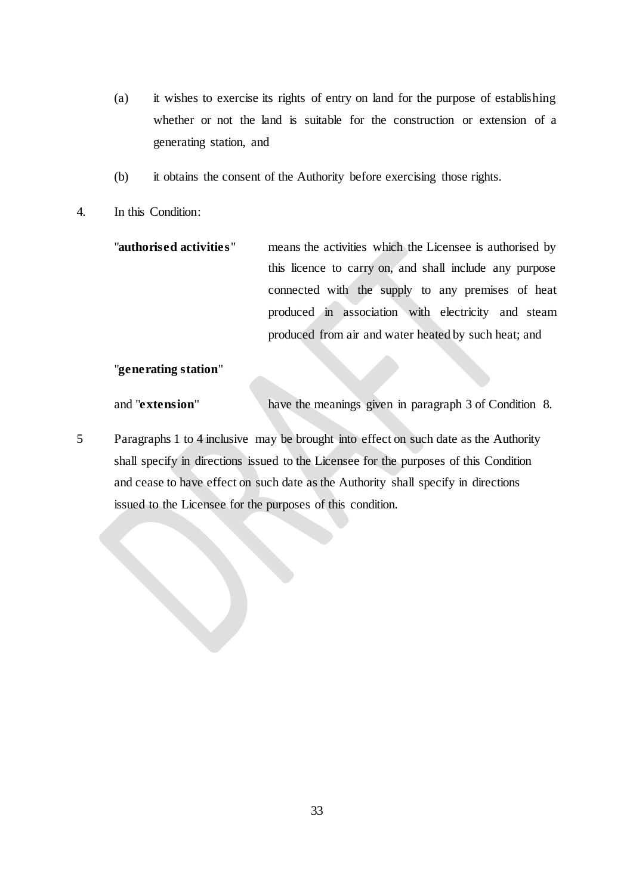(a) it wishes to exercise its rights of entry on land for the purpose of establishing whether or not the land is suitable for the construction or extension of a generating station, and

(b) it obtains the consent of the Authority before exercising those rights.

4. In this Condition:

"**authorised activities**" means the activities which the Licensee is authorised by this licence to carry on, and shall include any purpose connected with the supply to any premises of heat produced in association with electricity and steam produced from air and water heated by such heat; and

"**generating station**" and "**extension**" have the meanings given in paragraph 3 of Condition 8.

5 Paragraphs 1 to 4 inclusive may be brought into effect on such date as the Authority shall specify in directions issued to the Licensee for the purposes of this Condition and cease to have effect on such date as the Authority shall specify in directions issued to the Licensee for the purposes of this condition.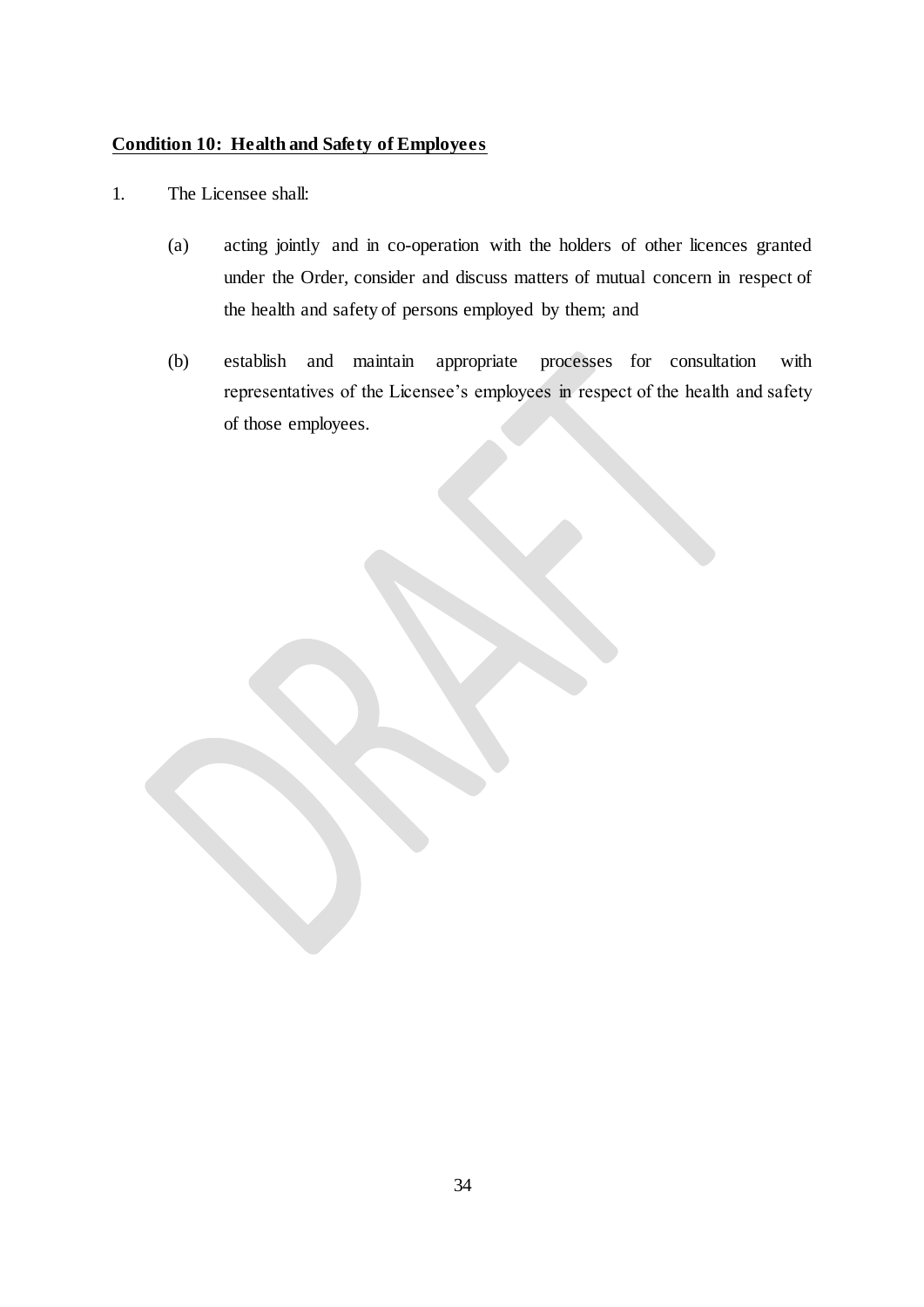**Condition 10: Health and Safety of Employees**

1. The Licensee shall:

   (a) acting jointly and in co-operation with the holders of other licences granted under the Order, consider and discuss matters of mutual concern in respect of the health and safety of persons employed by them; and

   (b) establish and maintain appropriate processes for consultation with representatives of the Licensee's employees in respect of the health and safety of those employees.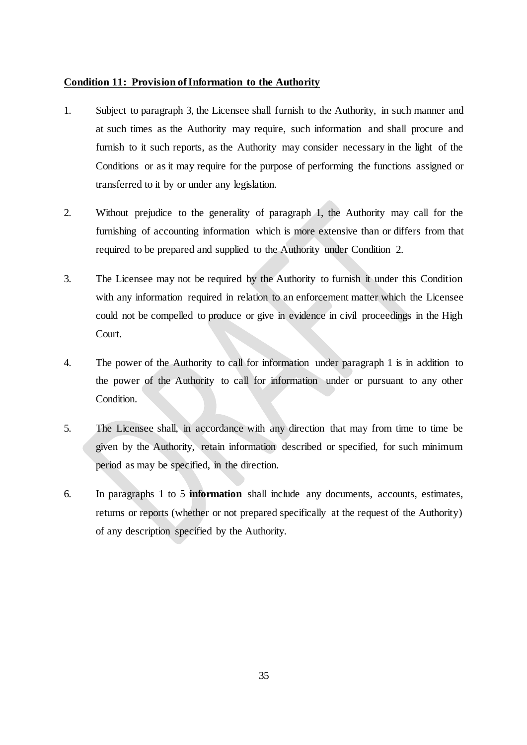**Condition 11: Provision of Information to the Authority**

1. Subject to paragraph 3, the Licensee shall furnish to the Authority, in such manner and at such times as the Authority may require, such information and shall procure and furnish to it such reports, as the Authority may consider necessary in the light of the Conditions or as it may require for the purpose of performing the functions assigned or transferred to it by or under any legislation.

2. Without prejudice to the generality of paragraph 1, the Authority may call for the furnishing of accounting information which is more extensive than or differs from that required to be prepared and supplied to the Authority under Condition 2.

3. The Licensee may not be required by the Authority to furnish it under this Condition with any information required in relation to an enforcement matter which the Licensee could not be compelled to produce or give in evidence in civil proceedings in the High Court.

4. The power of the Authority to call for information under paragraph 1 is in addition to the power of the Authority to call for information under or pursuant to any other Condition.

5. The Licensee shall, in accordance with any direction that may from time to time be given by the Authority, retain information described or specified, for such minimum period as may be specified, in the direction.

6. In paragraphs 1 to 5 **information** shall include any documents, accounts, estimates, returns or reports (whether or not prepared specifically at the request of the Authority) of any description specified by the Authority.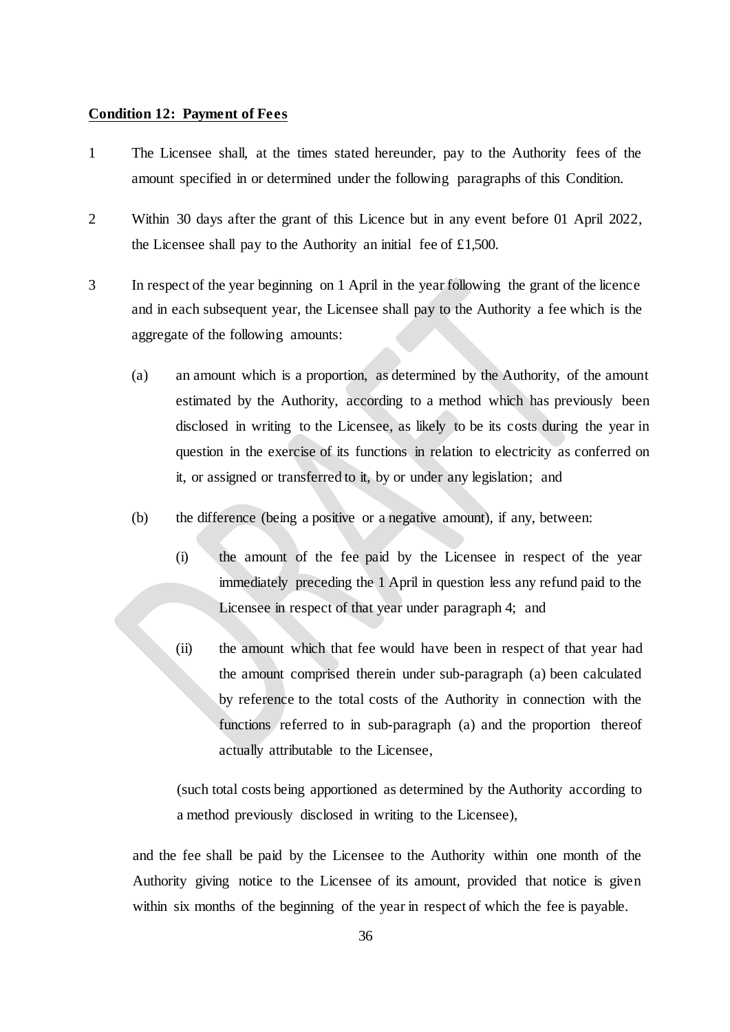**Condition 12: Payment of Fees**

1 The Licensee shall, at the times stated hereunder, pay to the Authority fees of the amount specified in or determined under the following paragraphs of this Condition.

2 Within 30 days after the grant of this Licence but in any event before 01 April 2022, the Licensee shall pay to the Authority an initial fee of £1,500.

3 In respect of the year beginning on 1 April in the year following the grant of the licence and in each subsequent year, the Licensee shall pay to the Authority a fee which is the aggregate of the following amounts:

(a) an amount which is a proportion, as determined by the Authority, of the amount estimated by the Authority, according to a method which has previously been disclosed in writing to the Licensee, as likely to be its costs during the year in question in the exercise of its functions in relation to electricity as conferred on it, or assigned or transferred to it, by or under any legislation; and

(b) the difference (being a positive or a negative amount), if any, between:

(i) the amount of the fee paid by the Licensee in respect of the year immediately preceding the 1 April in question less any refund paid to the Licensee in respect of that year under paragraph 4; and

(ii) the amount which that fee would have been in respect of that year had the amount comprised therein under sub-paragraph (a) been calculated by reference to the total costs of the Authority in connection with the functions referred to in sub-paragraph (a) and the proportion thereof actually attributable to the Licensee,

(such total costs being apportioned as determined by the Authority according to a method previously disclosed in writing to the Licensee),

and the fee shall be paid by the Licensee to the Authority within one month of the Authority giving notice to the Licensee of its amount, provided that notice is given within six months of the beginning of the year in respect of which the fee is payable.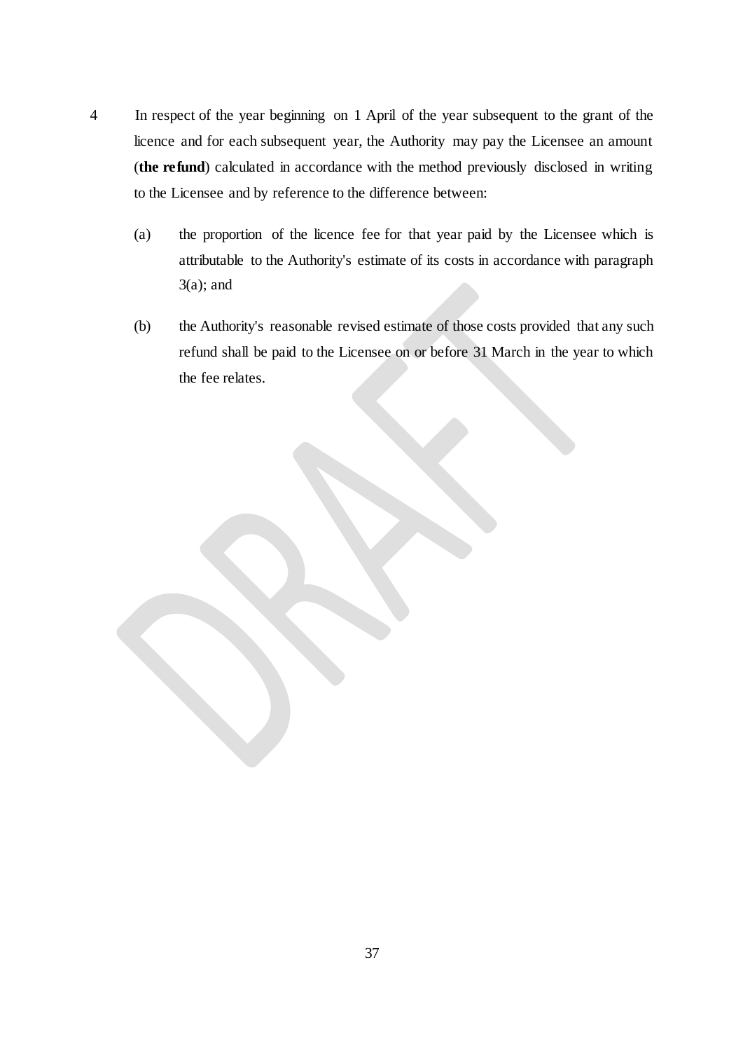4 In respect of the year beginning on 1 April of the year subsequent to the grant of the licence and for each subsequent year, the Authority may pay the Licensee an amount (**the refund**) calculated in accordance with the method previously disclosed in writing to the Licensee and by reference to the difference between:

(a) the proportion of the licence fee for that year paid by the Licensee which is attributable to the Authority's estimate of its costs in accordance with paragraph 3(a); and

(b) the Authority's reasonable revised estimate of those costs provided that any such refund shall be paid to the Licensee on or before 31 March in the year to which the fee relates.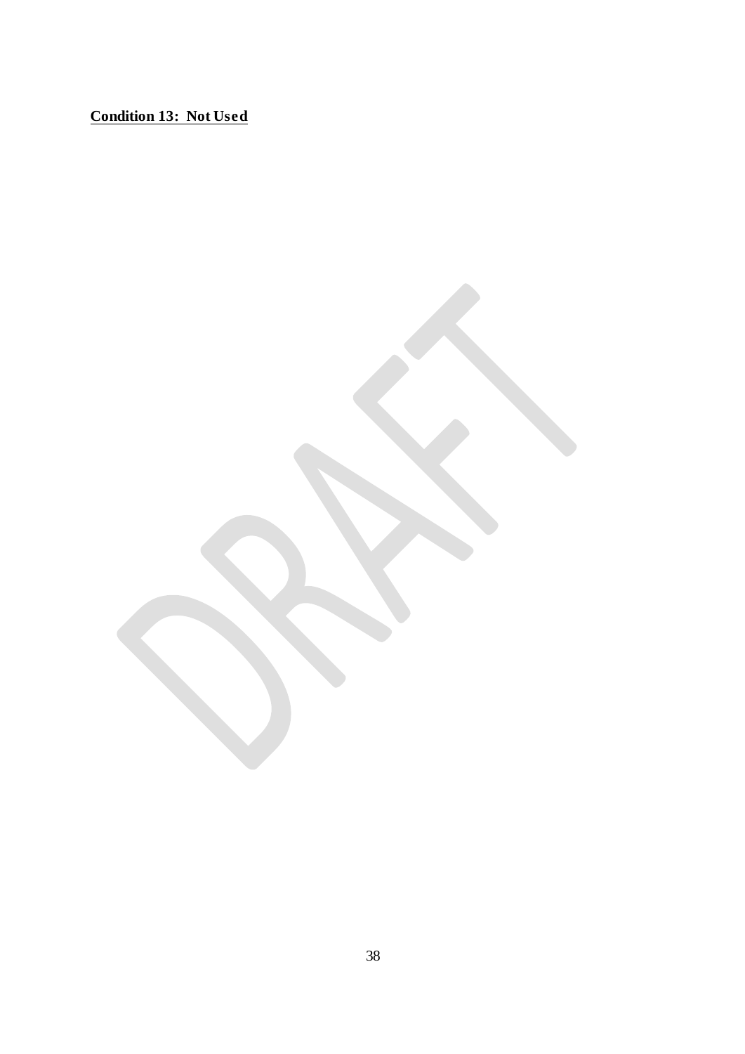**Condition 13: Not Used**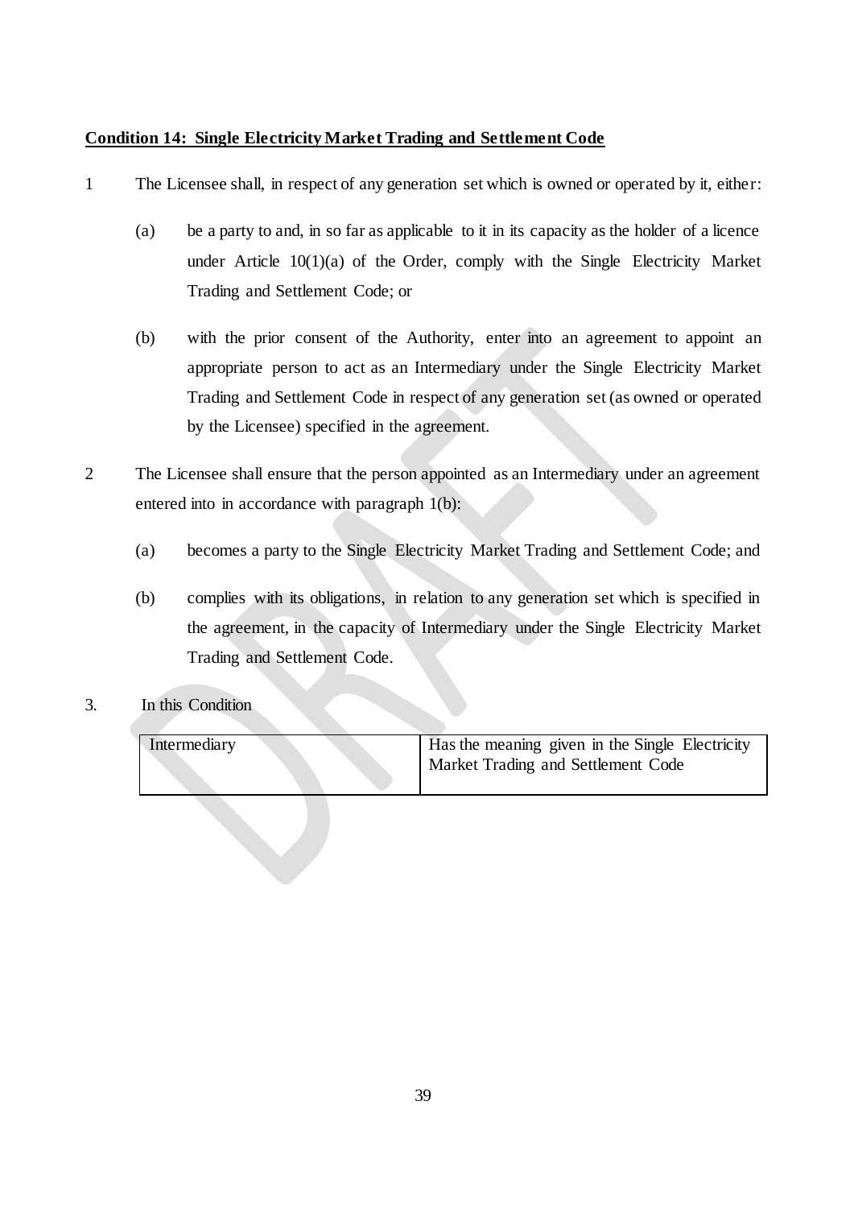**Condition 14: Single Electricity Market Trading and Settlement Code**

1 The Licensee shall, in respect of any generation set which is owned or operated by it, either:

(a) be a party to and, in so far as applicable to it in its capacity as the holder of a licence under Article 10(1)(a) of the Order, comply with the Single Electricity Market Trading and Settlement Code; or

(b) with the prior consent of the Authority, enter into an agreement to appoint an appropriate person to act as an Intermediary under the Single Electricity Market Trading and Settlement Code in respect of any generation set (as owned or operated by the Licensee) specified in the agreement.

2 The Licensee shall ensure that the person appointed as an Intermediary under an agreement entered into in accordance with paragraph 1(b):

(a) becomes a party to the Single Electricity Market Trading and Settlement Code; and

(b) complies with its obligations, in relation to any generation set which is specified in the agreement, in the capacity of Intermediary under the Single Electricity Market Trading and Settlement Code.

3. In this Condition

| | |
|---|---|
| Intermediary | Has the meaning given in the Single Electricity Market Trading and Settlement Code |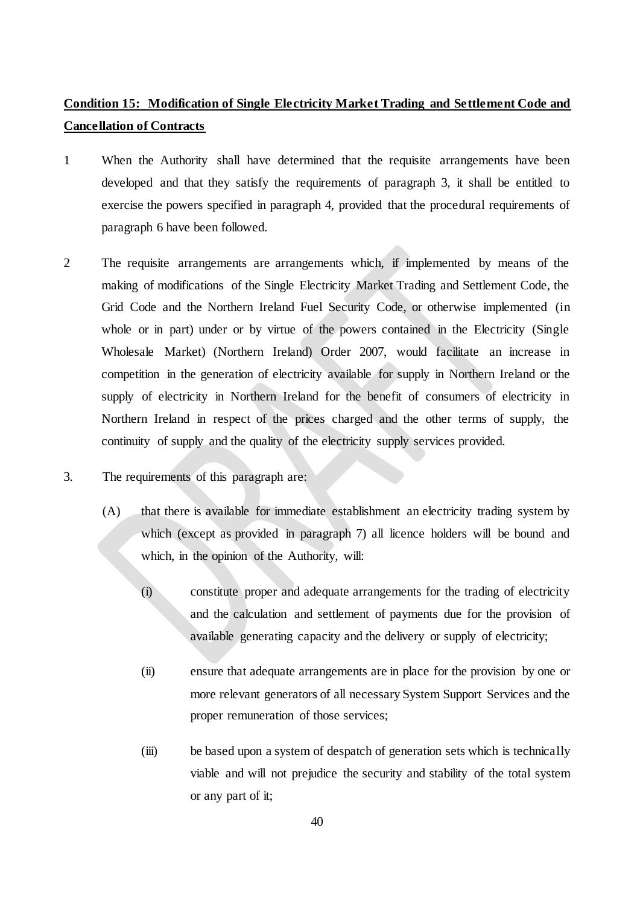**Condition 15: Modification of Single Electricity Market Trading and Settlement Code and Cancellation of Contracts**

1 When the Authority shall have determined that the requisite arrangements have been developed and that they satisfy the requirements of paragraph 3, it shall be entitled to exercise the powers specified in paragraph 4, provided that the procedural requirements of paragraph 6 have been followed.

2 The requisite arrangements are arrangements which, if implemented by means of the making of modifications of the Single Electricity Market Trading and Settlement Code, the Grid Code and the Northern Ireland Fuel Security Code, or otherwise implemented (in whole or in part) under or by virtue of the powers contained in the Electricity (Single Wholesale Market) (Northern Ireland) Order 2007, would facilitate an increase in competition in the generation of electricity available for supply in Northern Ireland or the supply of electricity in Northern Ireland for the benefit of consumers of electricity in Northern Ireland in respect of the prices charged and the other terms of supply, the continuity of supply and the quality of the electricity supply services provided.

3. The requirements of this paragraph are:

(A) that there is available for immediate establishment an electricity trading system by which (except as provided in paragraph 7) all licence holders will be bound and which, in the opinion of the Authority, will:

(i) constitute proper and adequate arrangements for the trading of electricity and the calculation and settlement of payments due for the provision of available generating capacity and the delivery or supply of electricity;

(ii) ensure that adequate arrangements are in place for the provision by one or more relevant generators of all necessary System Support Services and the proper remuneration of those services;

(iii) be based upon a system of despatch of generation sets which is technically viable and will not prejudice the security and stability of the total system or any part of it;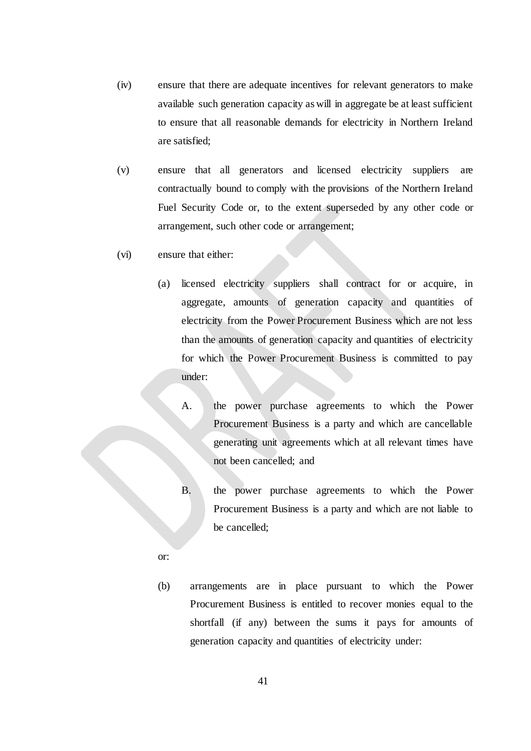(iv) ensure that there are adequate incentives for relevant generators to make available such generation capacity as will in aggregate be at least sufficient to ensure that all reasonable demands for electricity in Northern Ireland are satisfied;

(v) ensure that all generators and licensed electricity suppliers are contractually bound to comply with the provisions of the Northern Ireland Fuel Security Code or, to the extent superseded by any other code or arrangement, such other code or arrangement;

(vi) ensure that either:

   (a) licensed electricity suppliers shall contract for or acquire, in aggregate, amounts of generation capacity and quantities of electricity from the Power Procurement Business which are not less than the amounts of generation capacity and quantities of electricity for which the Power Procurement Business is committed to pay under:

      A. the power purchase agreements to which the Power Procurement Business is a party and which are cancellable generating unit agreements which at all relevant times have not been cancelled; and

      B. the power purchase agreements to which the Power Procurement Business is a party and which are not liable to be cancelled;

   or:

   (b) arrangements are in place pursuant to which the Power Procurement Business is entitled to recover monies equal to the shortfall (if any) between the sums it pays for amounts of generation capacity and quantities of electricity under: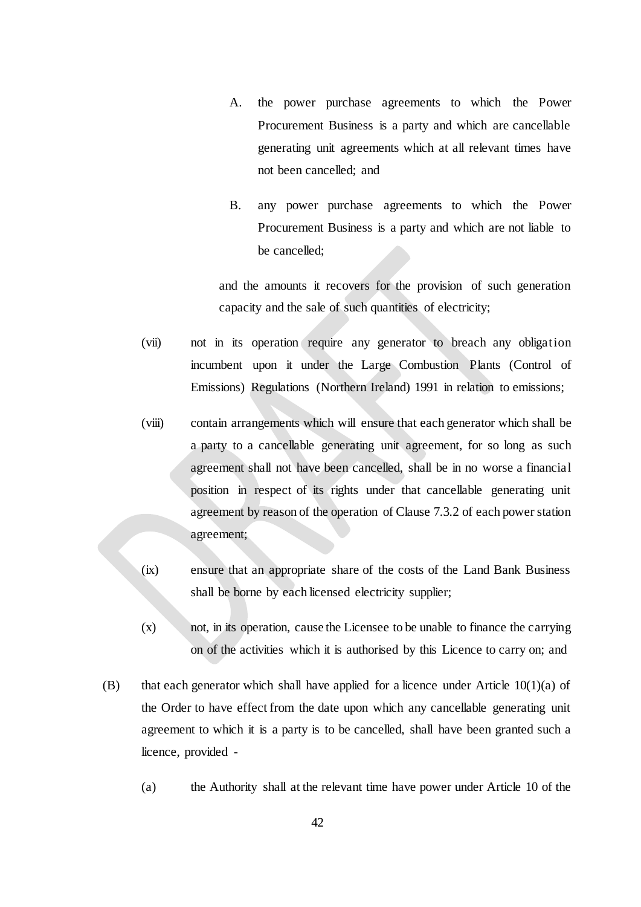A. the power purchase agreements to which the Power Procurement Business is a party and which are cancellable generating unit agreements which at all relevant times have not been cancelled; and

B. any power purchase agreements to which the Power Procurement Business is a party and which are not liable to be cancelled;

and the amounts it recovers for the provision of such generation capacity and the sale of such quantities of electricity;

(vii) not in its operation require any generator to breach any obligation incumbent upon it under the Large Combustion Plants (Control of Emissions) Regulations (Northern Ireland) 1991 in relation to emissions;

(viii) contain arrangements which will ensure that each generator which shall be a party to a cancellable generating unit agreement, for so long as such agreement shall not have been cancelled, shall be in no worse a financial position in respect of its rights under that cancellable generating unit agreement by reason of the operation of Clause 7.3.2 of each power station agreement;

(ix) ensure that an appropriate share of the costs of the Land Bank Business shall be borne by each licensed electricity supplier;

(x) not, in its operation, cause the Licensee to be unable to finance the carrying on of the activities which it is authorised by this Licence to carry on; and

(B) that each generator which shall have applied for a licence under Article 10(1)(a) of the Order to have effect from the date upon which any cancellable generating unit agreement to which it is a party is to be cancelled, shall have been granted such a licence, provided -

(a) the Authority shall at the relevant time have power under Article 10 of the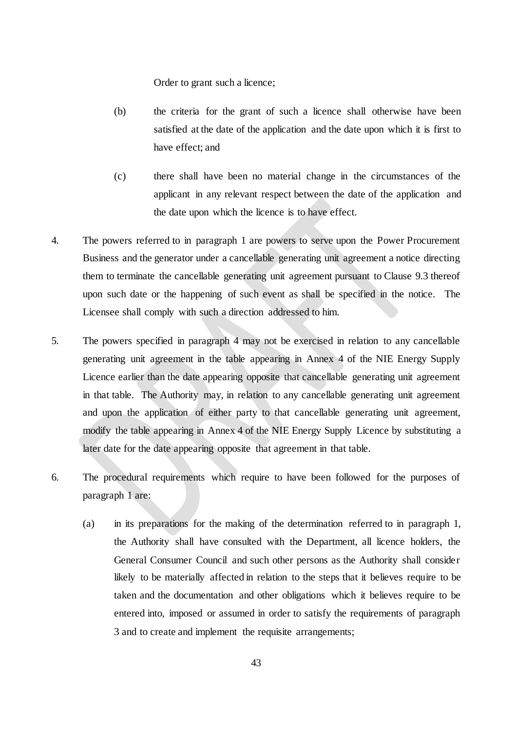Order to grant such a licence;

(b) the criteria for the grant of such a licence shall otherwise have been satisfied at the date of the application and the date upon which it is first to have effect; and

(c) there shall have been no material change in the circumstances of the applicant in any relevant respect between the date of the application and the date upon which the licence is to have effect.

4. The powers referred to in paragraph 1 are powers to serve upon the Power Procurement Business and the generator under a cancellable generating unit agreement a notice directing them to terminate the cancellable generating unit agreement pursuant to Clause 9.3 thereof upon such date or the happening of such event as shall be specified in the notice. The Licensee shall comply with such a direction addressed to him.

5. The powers specified in paragraph 4 may not be exercised in relation to any cancellable generating unit agreement in the table appearing in Annex 4 of the NIE Energy Supply Licence earlier than the date appearing opposite that cancellable generating unit agreement in that table. The Authority may, in relation to any cancellable generating unit agreement and upon the application of either party to that cancellable generating unit agreement, modify the table appearing in Annex 4 of the NIE Energy Supply Licence by substituting a later date for the date appearing opposite that agreement in that table.

6. The procedural requirements which require to have been followed for the purposes of paragraph 1 are:

(a) in its preparations for the making of the determination referred to in paragraph 1, the Authority shall have consulted with the Department, all licence holders, the General Consumer Council and such other persons as the Authority shall consider likely to be materially affected in relation to the steps that it believes require to be taken and the documentation and other obligations which it believes require to be entered into, imposed or assumed in order to satisfy the requirements of paragraph 3 and to create and implement the requisite arrangements;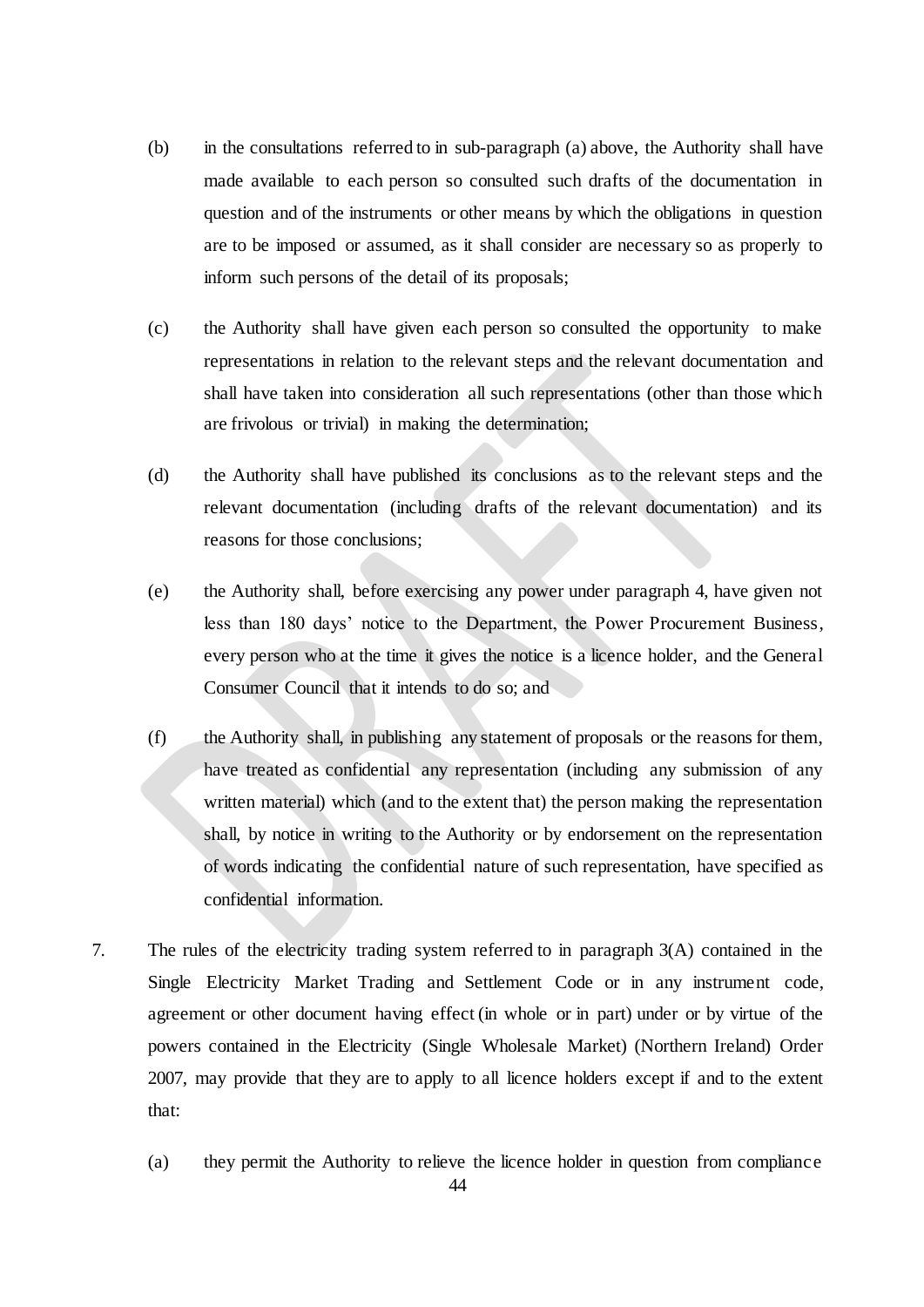(b) in the consultations referred to in sub-paragraph (a) above, the Authority shall have made available to each person so consulted such drafts of the documentation in question and of the instruments or other means by which the obligations in question are to be imposed or assumed, as it shall consider are necessary so as properly to inform such persons of the detail of its proposals;

(c) the Authority shall have given each person so consulted the opportunity to make representations in relation to the relevant steps and the relevant documentation and shall have taken into consideration all such representations (other than those which are frivolous or trivial) in making the determination;

(d) the Authority shall have published its conclusions as to the relevant steps and the relevant documentation (including drafts of the relevant documentation) and its reasons for those conclusions;

(e) the Authority shall, before exercising any power under paragraph 4, have given not less than 180 days' notice to the Department, the Power Procurement Business, every person who at the time it gives the notice is a licence holder, and the General Consumer Council that it intends to do so; and

(f) the Authority shall, in publishing any statement of proposals or the reasons for them, have treated as confidential any representation (including any submission of any written material) which (and to the extent that) the person making the representation shall, by notice in writing to the Authority or by endorsement on the representation of words indicating the confidential nature of such representation, have specified as confidential information.

7. The rules of the electricity trading system referred to in paragraph 3(A) contained in the Single Electricity Market Trading and Settlement Code or in any instrument code, agreement or other document having effect (in whole or in part) under or by virtue of the powers contained in the Electricity (Single Wholesale Market) (Northern Ireland) Order 2007, may provide that they are to apply to all licence holders except if and to the extent that:

(a) they permit the Authority to relieve the licence holder in question from compliance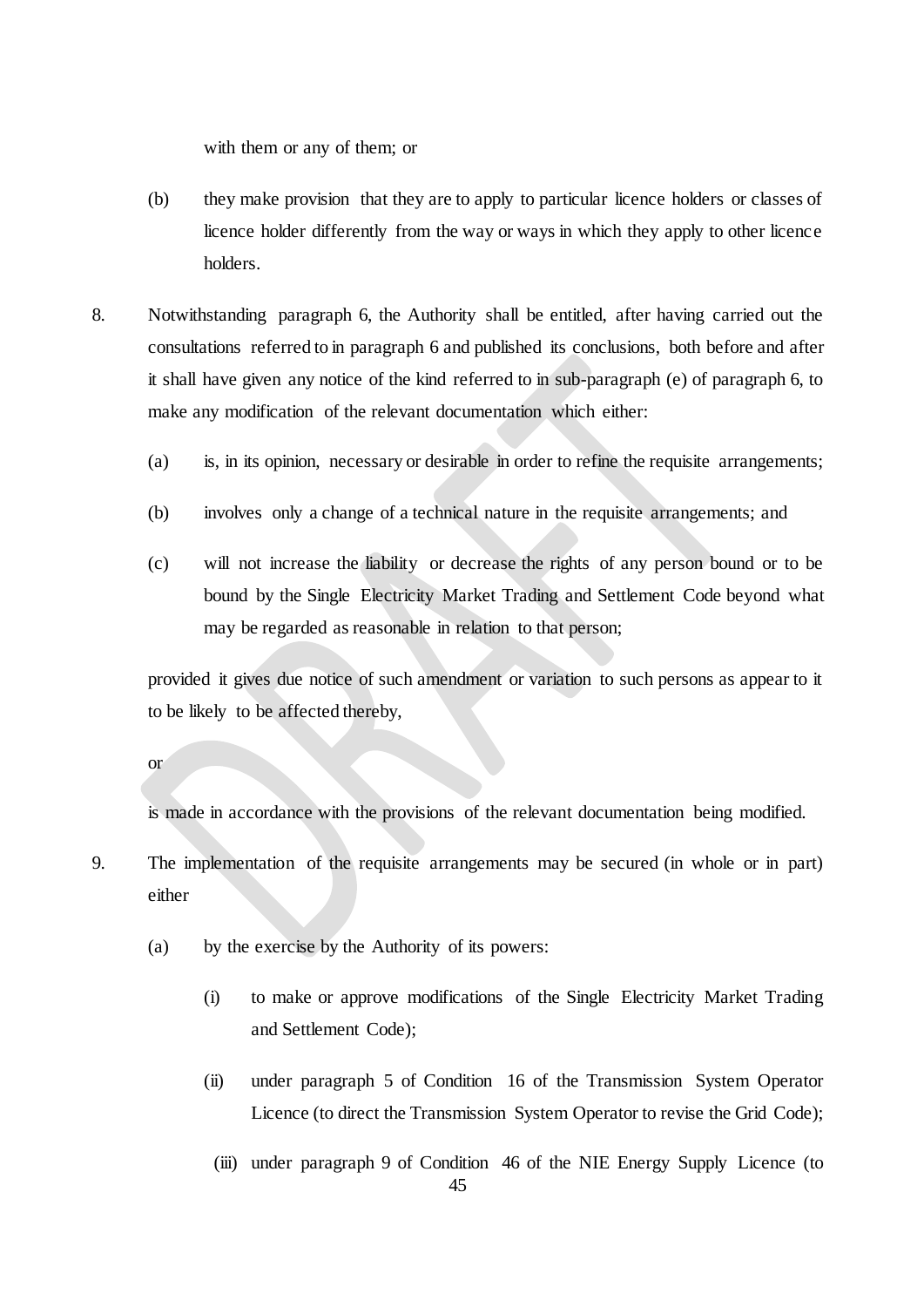with them or any of them; or

(b) they make provision that they are to apply to particular licence holders or classes of licence holder differently from the way or ways in which they apply to other licence holders.

8. Notwithstanding paragraph 6, the Authority shall be entitled, after having carried out the consultations referred to in paragraph 6 and published its conclusions, both before and after it shall have given any notice of the kind referred to in sub-paragraph (e) of paragraph 6, to make any modification of the relevant documentation which either:

   (a) is, in its opinion, necessary or desirable in order to refine the requisite arrangements;

   (b) involves only a change of a technical nature in the requisite arrangements; and

   (c) will not increase the liability or decrease the rights of any person bound or to be bound by the Single Electricity Market Trading and Settlement Code beyond what may be regarded as reasonable in relation to that person;

   provided it gives due notice of such amendment or variation to such persons as appear to it to be likely to be affected thereby,

   or

   is made in accordance with the provisions of the relevant documentation being modified.

9. The implementation of the requisite arrangements may be secured (in whole or in part) either

   (a) by the exercise by the Authority of its powers:

      (i) to make or approve modifications of the Single Electricity Market Trading and Settlement Code);

      (ii) under paragraph 5 of Condition 16 of the Transmission System Operator Licence (to direct the Transmission System Operator to revise the Grid Code);

      (iii) under paragraph 9 of Condition 46 of the NIE Energy Supply Licence (to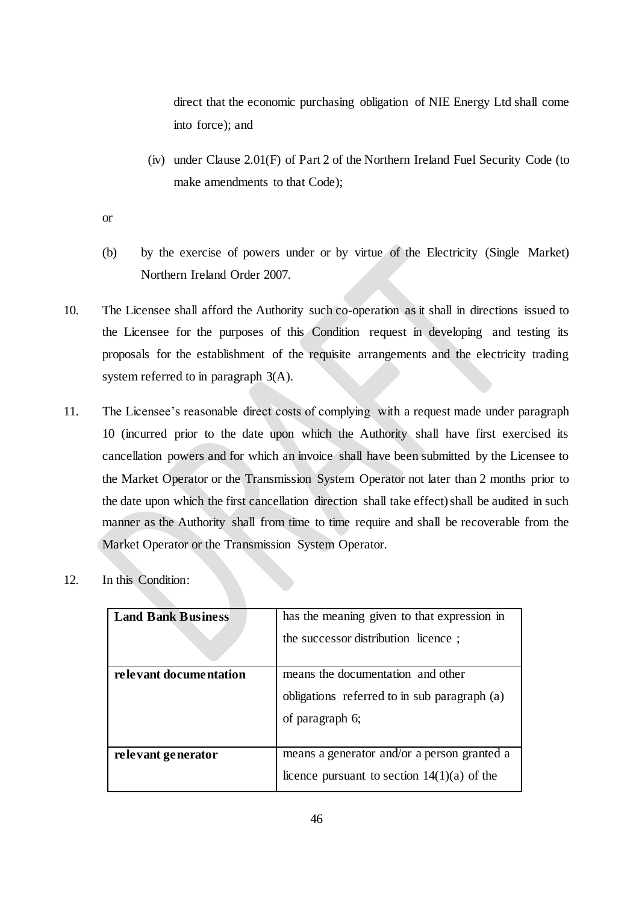direct that the economic purchasing obligation of NIE Energy Ltd shall come into force); and

(iv) under Clause 2.01(F) of Part 2 of the Northern Ireland Fuel Security Code (to make amendments to that Code);

or

(b) by the exercise of powers under or by virtue of the Electricity (Single Market) Northern Ireland Order 2007.

10. The Licensee shall afford the Authority such co-operation as it shall in directions issued to the Licensee for the purposes of this Condition request in developing and testing its proposals for the establishment of the requisite arrangements and the electricity trading system referred to in paragraph 3(A).

11. The Licensee's reasonable direct costs of complying with a request made under paragraph 10 (incurred prior to the date upon which the Authority shall have first exercised its cancellation powers and for which an invoice shall have been submitted by the Licensee to the Market Operator or the Transmission System Operator not later than 2 months prior to the date upon which the first cancellation direction shall take effect) shall be audited in such manner as the Authority shall from time to time require and shall be recoverable from the Market Operator or the Transmission System Operator.

12. In this Condition:

| | |
|---|---|
| **Land Bank Business** | has the meaning given to that expression in the successor distribution licence ; |
| **relevant documentation** | means the documentation and other obligations referred to in sub paragraph (a) of paragraph 6; |
| **relevant generator** | means a generator and/or a person granted a licence pursuant to section 14(1)(a) of the |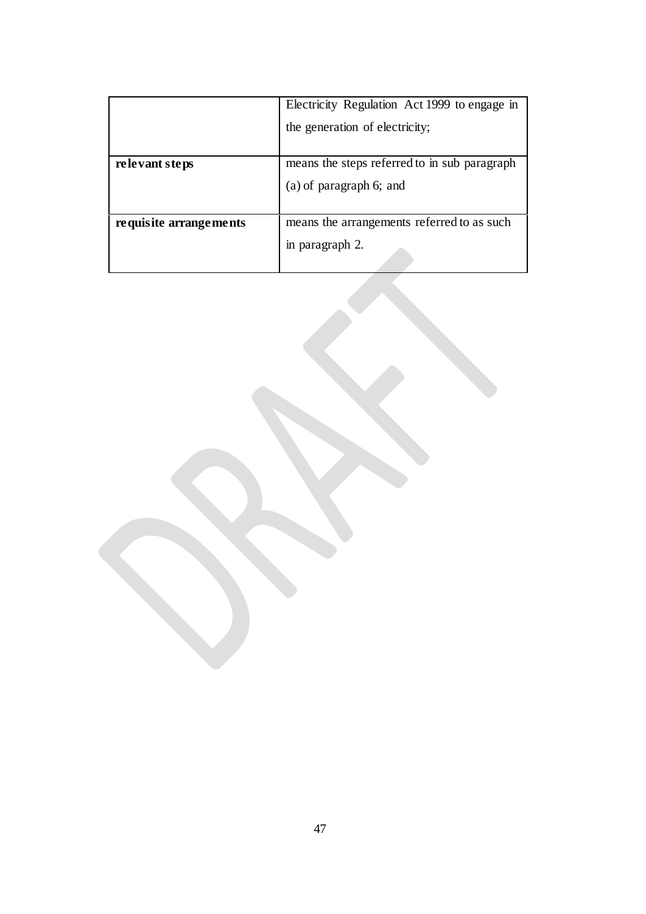| | |
|---|---|
| | Electricity Regulation Act 1999 to engage in the generation of electricity; |
| **relevant steps** | means the steps referred to in sub paragraph (a) of paragraph 6; and |
| **requisite arrangements** | means the arrangements referred to as such in paragraph 2. |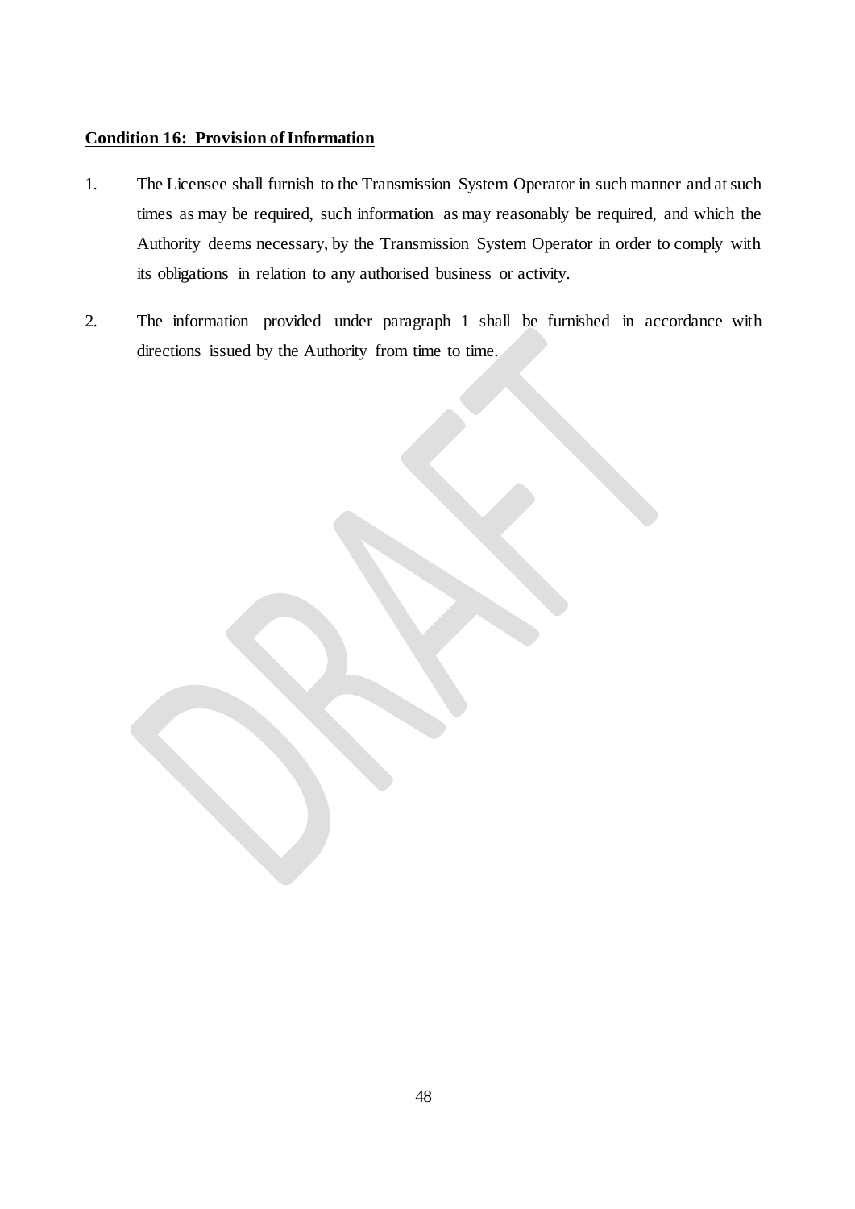**Condition 16: Provision of Information**

1. The Licensee shall furnish to the Transmission System Operator in such manner and at such times as may be required, such information as may reasonably be required, and which the Authority deems necessary, by the Transmission System Operator in order to comply with its obligations in relation to any authorised business or activity.

2. The information provided under paragraph 1 shall be furnished in accordance with directions issued by the Authority from time to time.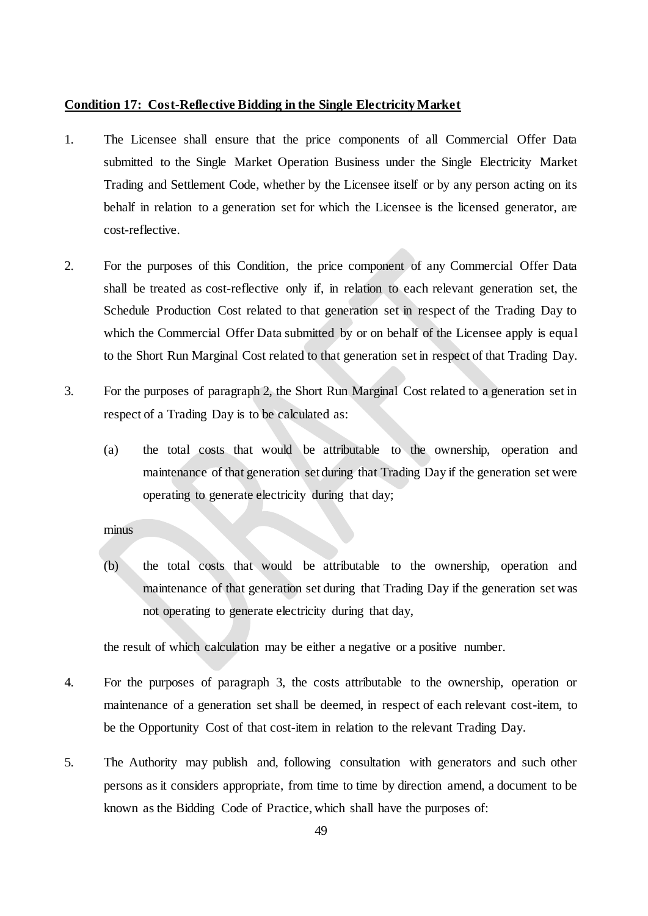**Condition 17: Cost-Reflective Bidding in the Single Electricity Market**

1. The Licensee shall ensure that the price components of all Commercial Offer Data submitted to the Single Market Operation Business under the Single Electricity Market Trading and Settlement Code, whether by the Licensee itself or by any person acting on its behalf in relation to a generation set for which the Licensee is the licensed generator, are cost-reflective.

2. For the purposes of this Condition, the price component of any Commercial Offer Data shall be treated as cost-reflective only if, in relation to each relevant generation set, the Schedule Production Cost related to that generation set in respect of the Trading Day to which the Commercial Offer Data submitted by or on behalf of the Licensee apply is equal to the Short Run Marginal Cost related to that generation set in respect of that Trading Day.

3. For the purposes of paragraph 2, the Short Run Marginal Cost related to a generation set in respect of a Trading Day is to be calculated as:

   (a) the total costs that would be attributable to the ownership, operation and maintenance of that generation set during that Trading Day if the generation set were operating to generate electricity during that day;

   minus

   (b) the total costs that would be attributable to the ownership, operation and maintenance of that generation set during that Trading Day if the generation set was not operating to generate electricity during that day,

   the result of which calculation may be either a negative or a positive number.

4. For the purposes of paragraph 3, the costs attributable to the ownership, operation or maintenance of a generation set shall be deemed, in respect of each relevant cost-item, to be the Opportunity Cost of that cost-item in relation to the relevant Trading Day.

5. The Authority may publish and, following consultation with generators and such other persons as it considers appropriate, from time to time by direction amend, a document to be known as the Bidding Code of Practice, which shall have the purposes of: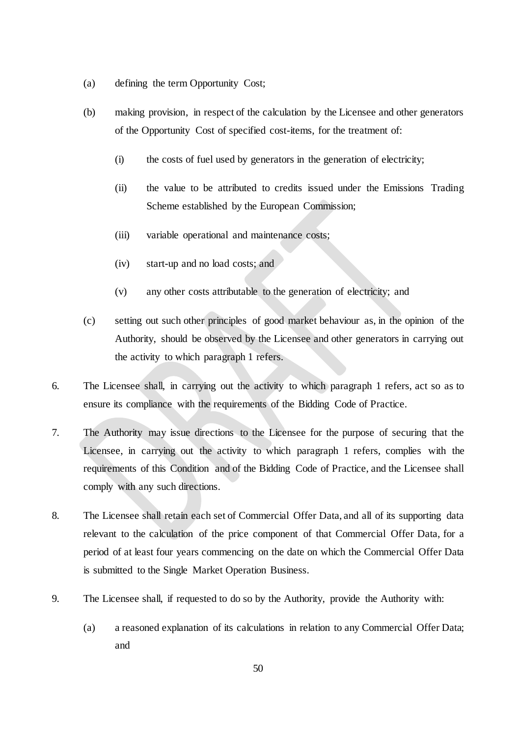(a) defining the term Opportunity Cost;

(b) making provision, in respect of the calculation by the Licensee and other generators of the Opportunity Cost of specified cost-items, for the treatment of:

 (i) the costs of fuel used by generators in the generation of electricity;

 (ii) the value to be attributed to credits issued under the Emissions Trading Scheme established by the European Commission;

 (iii) variable operational and maintenance costs;

 (iv) start-up and no load costs; and

 (v) any other costs attributable to the generation of electricity; and

(c) setting out such other principles of good market behaviour as, in the opinion of the Authority, should be observed by the Licensee and other generators in carrying out the activity to which paragraph 1 refers.

6. The Licensee shall, in carrying out the activity to which paragraph 1 refers, act so as to ensure its compliance with the requirements of the Bidding Code of Practice.

7. The Authority may issue directions to the Licensee for the purpose of securing that the Licensee, in carrying out the activity to which paragraph 1 refers, complies with the requirements of this Condition and of the Bidding Code of Practice, and the Licensee shall comply with any such directions.

8. The Licensee shall retain each set of Commercial Offer Data, and all of its supporting data relevant to the calculation of the price component of that Commercial Offer Data, for a period of at least four years commencing on the date on which the Commercial Offer Data is submitted to the Single Market Operation Business.

9. The Licensee shall, if requested to do so by the Authority, provide the Authority with:

(a) a reasoned explanation of its calculations in relation to any Commercial Offer Data; and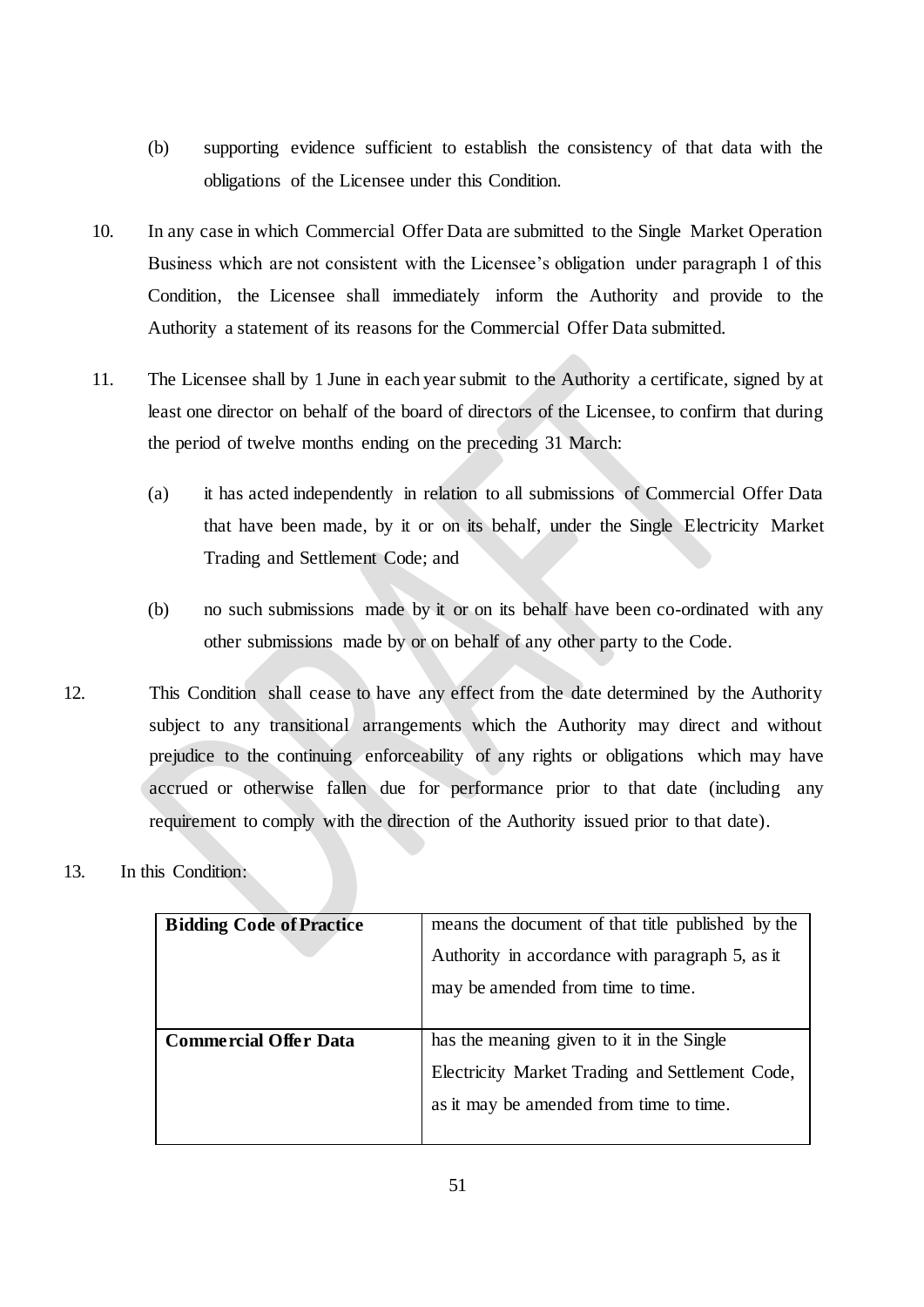(b) supporting evidence sufficient to establish the consistency of that data with the obligations of the Licensee under this Condition.

10. In any case in which Commercial Offer Data are submitted to the Single Market Operation Business which are not consistent with the Licensee's obligation under paragraph 1 of this Condition, the Licensee shall immediately inform the Authority and provide to the Authority a statement of its reasons for the Commercial Offer Data submitted.

11. The Licensee shall by 1 June in each year submit to the Authority a certificate, signed by at least one director on behalf of the board of directors of the Licensee, to confirm that during the period of twelve months ending on the preceding 31 March:

    (a) it has acted independently in relation to all submissions of Commercial Offer Data that have been made, by it or on its behalf, under the Single Electricity Market Trading and Settlement Code; and

    (b) no such submissions made by it or on its behalf have been co-ordinated with any other submissions made by or on behalf of any other party to the Code.

12. This Condition shall cease to have any effect from the date determined by the Authority subject to any transitional arrangements which the Authority may direct and without prejudice to the continuing enforceability of any rights or obligations which may have accrued or otherwise fallen due for performance prior to that date (including any requirement to comply with the direction of the Authority issued prior to that date).

13. In this Condition:

| | |
|---|---|
| **Bidding Code of Practice** | means the document of that title published by the Authority in accordance with paragraph 5, as it may be amended from time to time. |
| **Commercial Offer Data** | has the meaning given to it in the Single Electricity Market Trading and Settlement Code, as it may be amended from time to time. |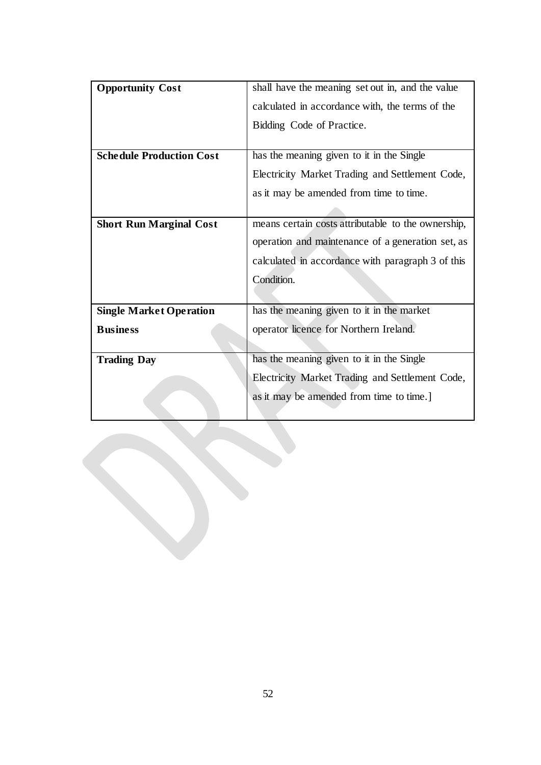| | |
|---|---|
| **Opportunity Cost** | shall have the meaning set out in, and the value calculated in accordance with, the terms of the Bidding Code of Practice. |
| **Schedule Production Cost** | has the meaning given to it in the Single Electricity Market Trading and Settlement Code, as it may be amended from time to time. |
| **Short Run Marginal Cost** | means certain costs attributable to the ownership, operation and maintenance of a generation set, as calculated in accordance with paragraph 3 of this Condition. |
| **Single Market Operation Business** | has the meaning given to it in the market operator licence for Northern Ireland. |
| **Trading Day** | has the meaning given to it in the Single Electricity Market Trading and Settlement Code, as it may be amended from time to time.] |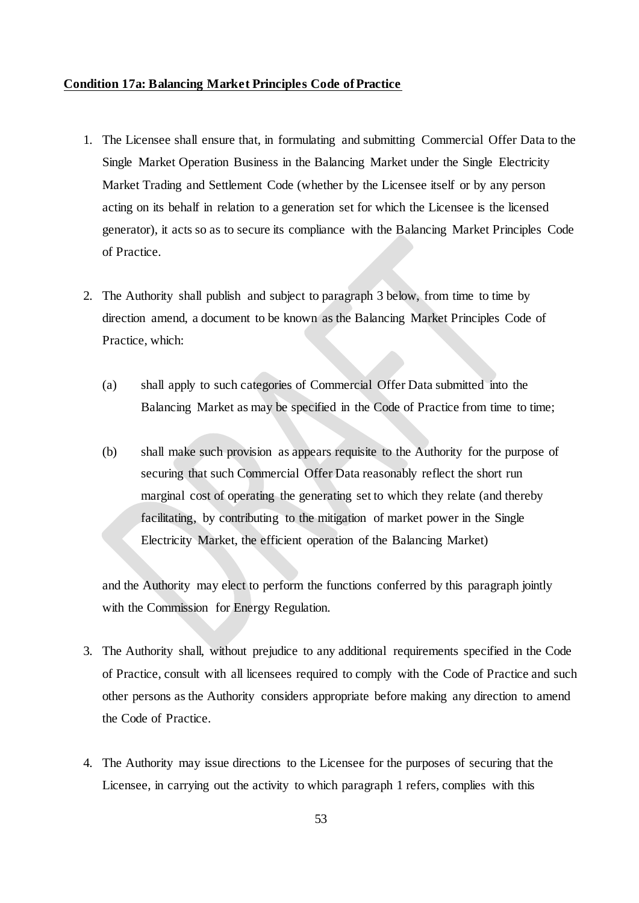**Condition 17a: Balancing Market Principles Code of Practice**

1. The Licensee shall ensure that, in formulating and submitting Commercial Offer Data to the Single Market Operation Business in the Balancing Market under the Single Electricity Market Trading and Settlement Code (whether by the Licensee itself or by any person acting on its behalf in relation to a generation set for which the Licensee is the licensed generator), it acts so as to secure its compliance with the Balancing Market Principles Code of Practice.

2. The Authority shall publish and subject to paragraph 3 below, from time to time by direction amend, a document to be known as the Balancing Market Principles Code of Practice, which:

   (a) shall apply to such categories of Commercial Offer Data submitted into the Balancing Market as may be specified in the Code of Practice from time to time;

   (b) shall make such provision as appears requisite to the Authority for the purpose of securing that such Commercial Offer Data reasonably reflect the short run marginal cost of operating the generating set to which they relate (and thereby facilitating, by contributing to the mitigation of market power in the Single Electricity Market, the efficient operation of the Balancing Market)

   and the Authority may elect to perform the functions conferred by this paragraph jointly with the Commission for Energy Regulation.

3. The Authority shall, without prejudice to any additional requirements specified in the Code of Practice, consult with all licensees required to comply with the Code of Practice and such other persons as the Authority considers appropriate before making any direction to amend the Code of Practice.

4. The Authority may issue directions to the Licensee for the purposes of securing that the Licensee, in carrying out the activity to which paragraph 1 refers, complies with this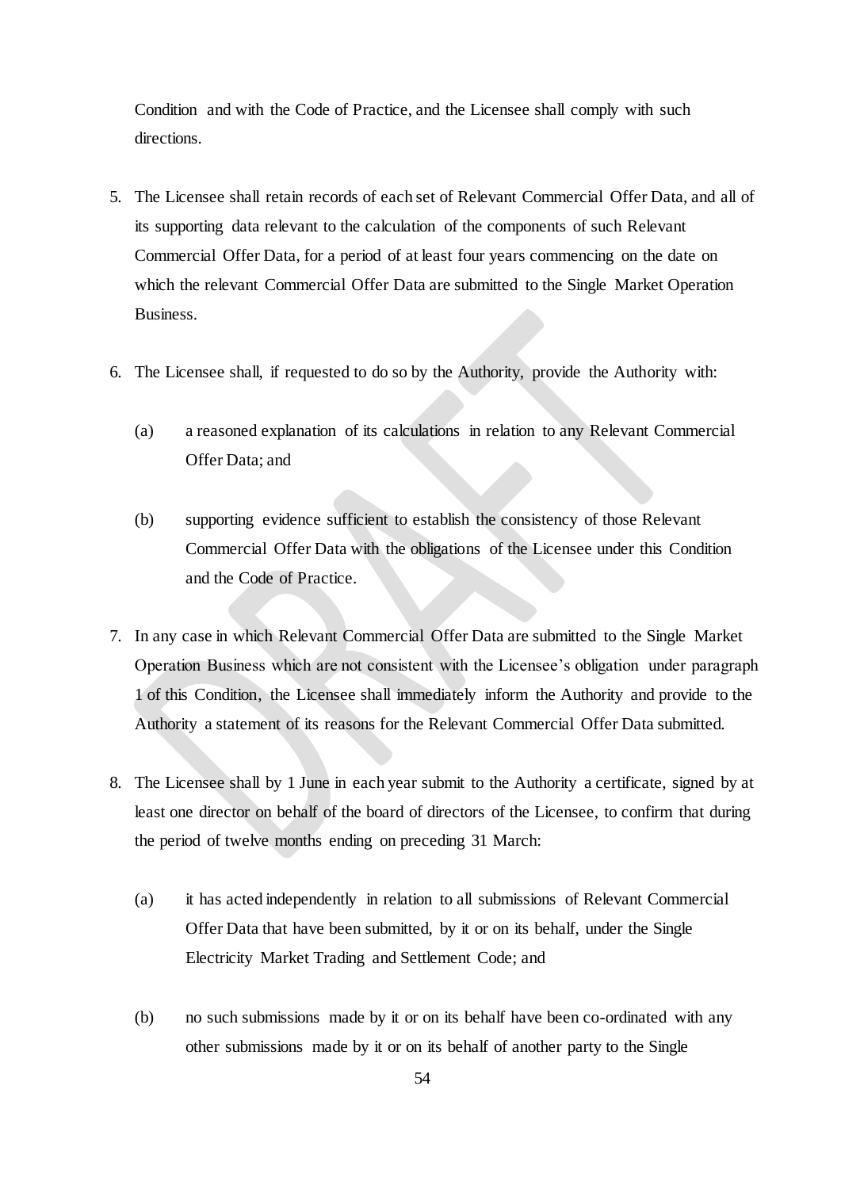Condition and with the Code of Practice, and the Licensee shall comply with such directions.

5. The Licensee shall retain records of each set of Relevant Commercial Offer Data, and all of its supporting data relevant to the calculation of the components of such Relevant Commercial Offer Data, for a period of at least four years commencing on the date on which the relevant Commercial Offer Data are submitted to the Single Market Operation Business.

6. The Licensee shall, if requested to do so by the Authority, provide the Authority with:

   (a) a reasoned explanation of its calculations in relation to any Relevant Commercial Offer Data; and

   (b) supporting evidence sufficient to establish the consistency of those Relevant Commercial Offer Data with the obligations of the Licensee under this Condition and the Code of Practice.

7. In any case in which Relevant Commercial Offer Data are submitted to the Single Market Operation Business which are not consistent with the Licensee's obligation under paragraph 1 of this Condition, the Licensee shall immediately inform the Authority and provide to the Authority a statement of its reasons for the Relevant Commercial Offer Data submitted.

8. The Licensee shall by 1 June in each year submit to the Authority a certificate, signed by at least one director on behalf of the board of directors of the Licensee, to confirm that during the period of twelve months ending on preceding 31 March:

   (a) it has acted independently in relation to all submissions of Relevant Commercial Offer Data that have been submitted, by it or on its behalf, under the Single Electricity Market Trading and Settlement Code; and

   (b) no such submissions made by it or on its behalf have been co-ordinated with any other submissions made by it or on its behalf of another party to the Single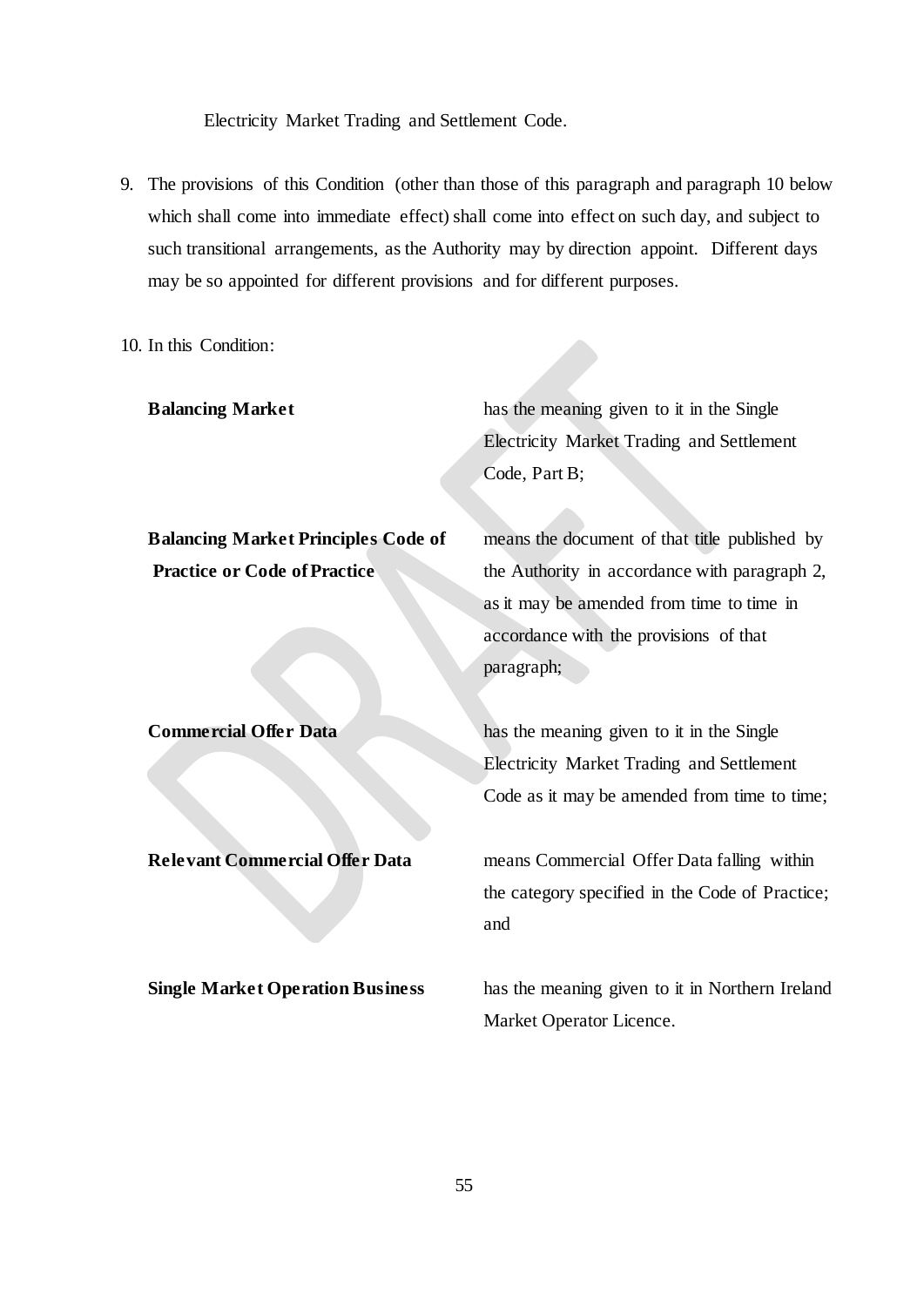Electricity Market Trading and Settlement Code.

9. The provisions of this Condition (other than those of this paragraph and paragraph 10 below which shall come into immediate effect) shall come into effect on such day, and subject to such transitional arrangements, as the Authority may by direction appoint. Different days may be so appointed for different provisions and for different purposes.

10. In this Condition:

| | |
|---|---|
| **Balancing Market** | has the meaning given to it in the Single Electricity Market Trading and Settlement Code, Part B; |
| **Balancing Market Principles Code of Practice or Code of Practice** | means the document of that title published by the Authority in accordance with paragraph 2, as it may be amended from time to time in accordance with the provisions of that paragraph; |
| **Commercial Offer Data** | has the meaning given to it in the Single Electricity Market Trading and Settlement Code as it may be amended from time to time; |
| **Relevant Commercial Offer Data** | means Commercial Offer Data falling within the category specified in the Code of Practice; and |
| **Single Market Operation Business** | has the meaning given to it in Northern Ireland Market Operator Licence. |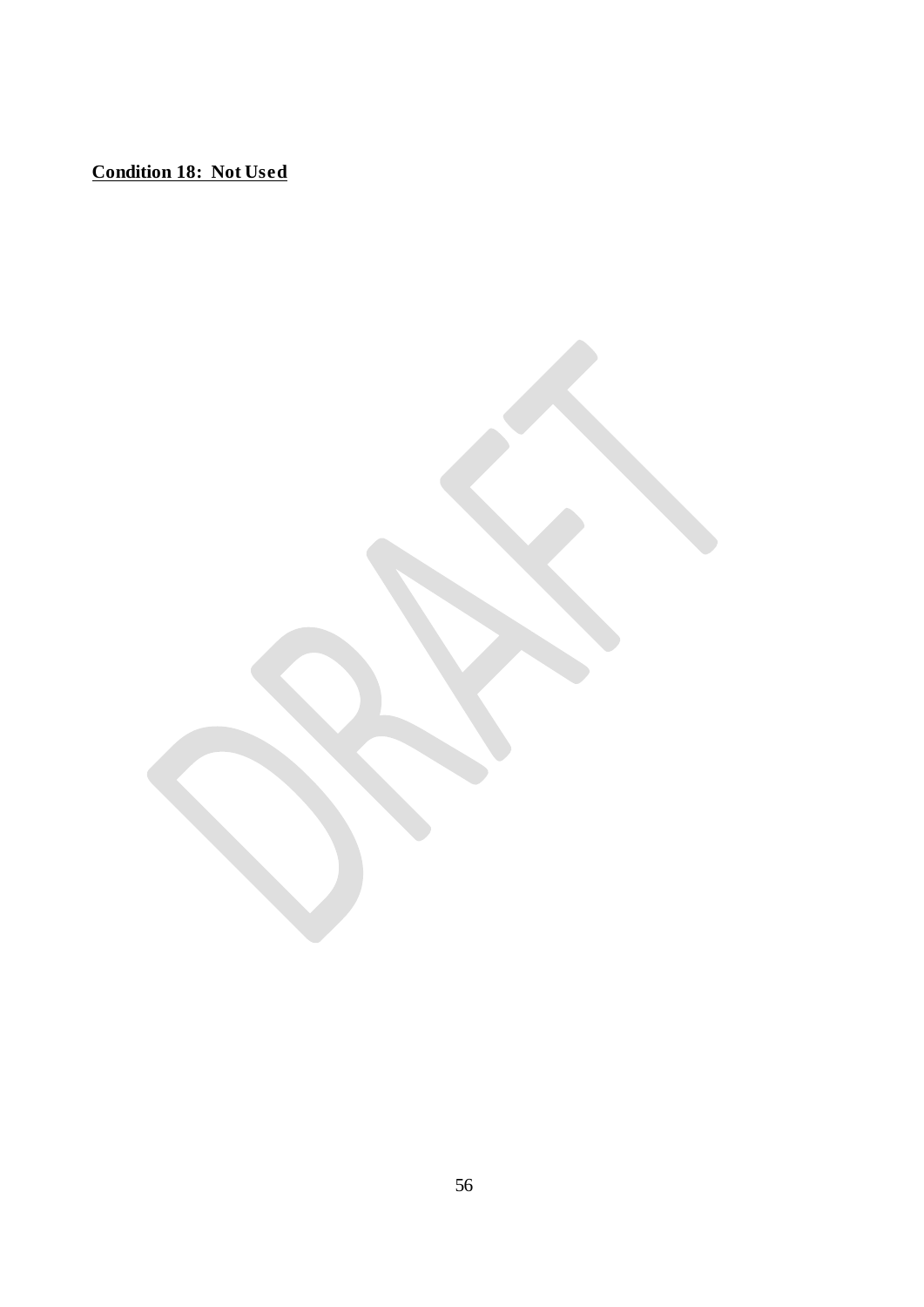**Condition 18: Not Used**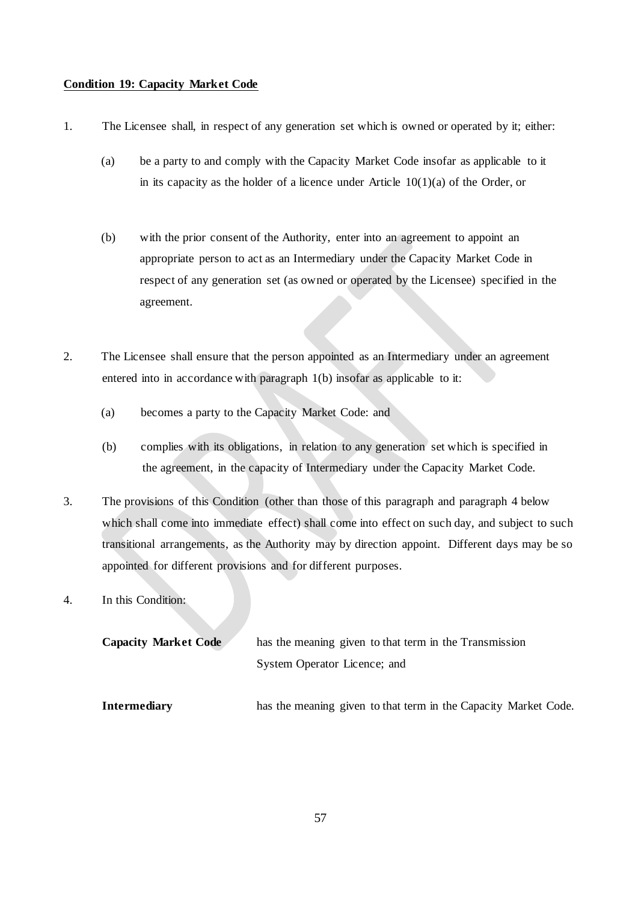**Condition 19: Capacity Market Code**

1. The Licensee shall, in respect of any generation set which is owned or operated by it; either:

   (a) be a party to and comply with the Capacity Market Code insofar as applicable to it in its capacity as the holder of a licence under Article 10(1)(a) of the Order, or

   (b) with the prior consent of the Authority, enter into an agreement to appoint an appropriate person to act as an Intermediary under the Capacity Market Code in respect of any generation set (as owned or operated by the Licensee) specified in the agreement.

2. The Licensee shall ensure that the person appointed as an Intermediary under an agreement entered into in accordance with paragraph 1(b) insofar as applicable to it:

   (a) becomes a party to the Capacity Market Code: and

   (b) complies with its obligations, in relation to any generation set which is specified in the agreement, in the capacity of Intermediary under the Capacity Market Code.

3. The provisions of this Condition (other than those of this paragraph and paragraph 4 below which shall come into immediate effect) shall come into effect on such day, and subject to such transitional arrangements, as the Authority may by direction appoint. Different days may be so appointed for different provisions and for different purposes.

4. In this Condition:

| | |
|---|---|
| **Capacity Market Code** | has the meaning given to that term in the Transmission System Operator Licence; and |
| **Intermediary** | has the meaning given to that term in the Capacity Market Code. |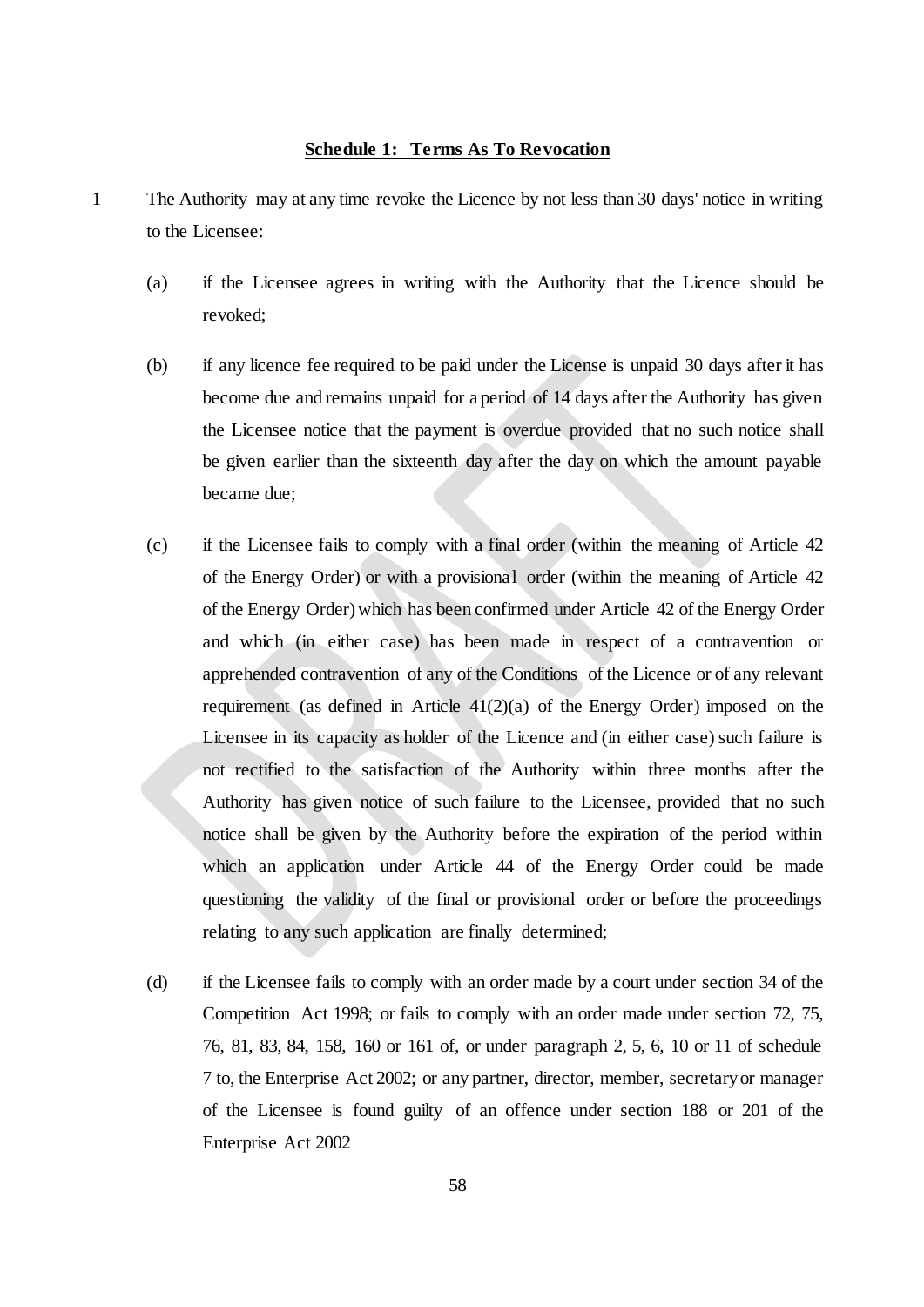**Schedule 1: Terms As To Revocation**

1 The Authority may at any time revoke the Licence by not less than 30 days' notice in writing to the Licensee:

(a) if the Licensee agrees in writing with the Authority that the Licence should be revoked;

(b) if any licence fee required to be paid under the License is unpaid 30 days after it has become due and remains unpaid for a period of 14 days after the Authority has given the Licensee notice that the payment is overdue provided that no such notice shall be given earlier than the sixteenth day after the day on which the amount payable became due;

(c) if the Licensee fails to comply with a final order (within the meaning of Article 42 of the Energy Order) or with a provisional order (within the meaning of Article 42 of the Energy Order) which has been confirmed under Article 42 of the Energy Order and which (in either case) has been made in respect of a contravention or apprehended contravention of any of the Conditions of the Licence or of any relevant requirement (as defined in Article 41(2)(a) of the Energy Order) imposed on the Licensee in its capacity as holder of the Licence and (in either case) such failure is not rectified to the satisfaction of the Authority within three months after the Authority has given notice of such failure to the Licensee, provided that no such notice shall be given by the Authority before the expiration of the period within which an application under Article 44 of the Energy Order could be made questioning the validity of the final or provisional order or before the proceedings relating to any such application are finally determined;

(d) if the Licensee fails to comply with an order made by a court under section 34 of the Competition Act 1998; or fails to comply with an order made under section 72, 75, 76, 81, 83, 84, 158, 160 or 161 of, or under paragraph 2, 5, 6, 10 or 11 of schedule 7 to, the Enterprise Act 2002; or any partner, director, member, secretary or manager of the Licensee is found guilty of an offence under section 188 or 201 of the Enterprise Act 2002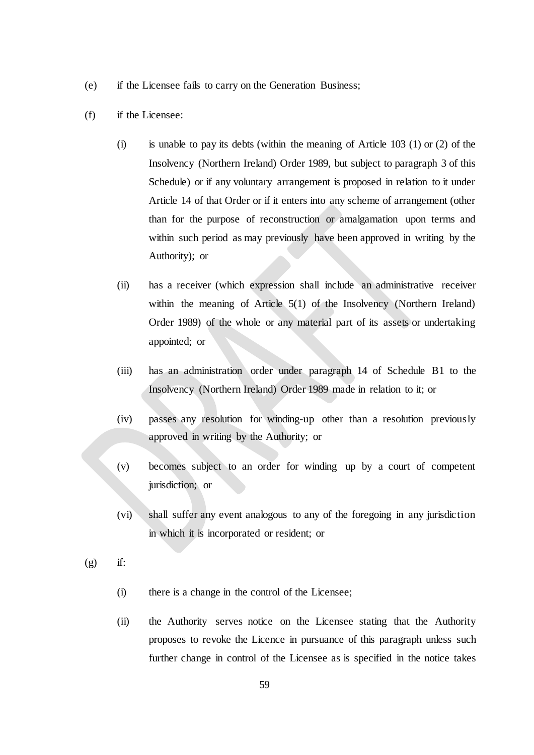(e) if the Licensee fails to carry on the Generation Business;

(f) if the Licensee:

  (i) is unable to pay its debts (within the meaning of Article 103 (1) or (2) of the Insolvency (Northern Ireland) Order 1989, but subject to paragraph 3 of this Schedule) or if any voluntary arrangement is proposed in relation to it under Article 14 of that Order or if it enters into any scheme of arrangement (other than for the purpose of reconstruction or amalgamation upon terms and within such period as may previously have been approved in writing by the Authority); or

  (ii) has a receiver (which expression shall include an administrative receiver within the meaning of Article 5(1) of the Insolvency (Northern Ireland) Order 1989) of the whole or any material part of its assets or undertaking appointed; or

  (iii) has an administration order under paragraph 14 of Schedule B1 to the Insolvency (Northern Ireland) Order 1989 made in relation to it; or

  (iv) passes any resolution for winding-up other than a resolution previously approved in writing by the Authority; or

  (v) becomes subject to an order for winding up by a court of competent jurisdiction; or

  (vi) shall suffer any event analogous to any of the foregoing in any jurisdiction in which it is incorporated or resident; or

(g) if:

  (i) there is a change in the control of the Licensee;

  (ii) the Authority serves notice on the Licensee stating that the Authority proposes to revoke the Licence in pursuance of this paragraph unless such further change in control of the Licensee as is specified in the notice takes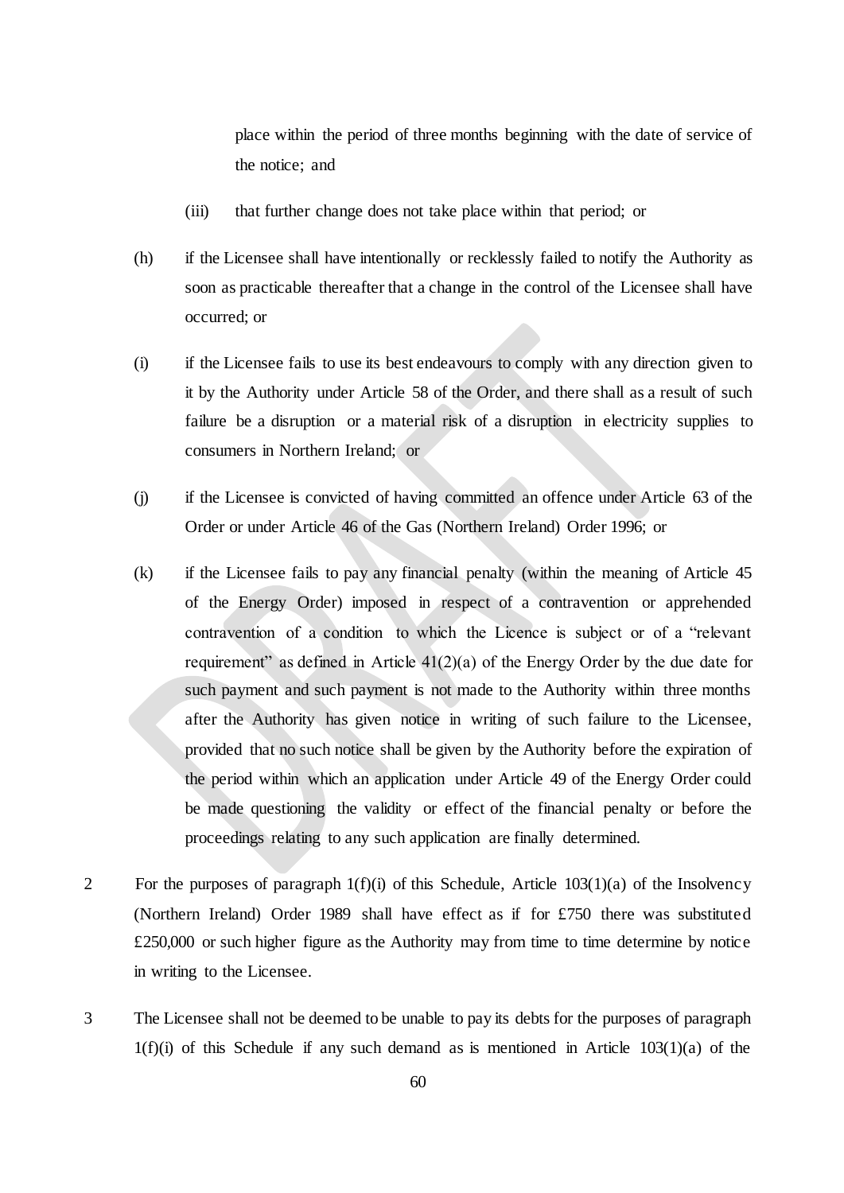place within the period of three months beginning with the date of service of the notice; and

(iii) that further change does not take place within that period; or

(h) if the Licensee shall have intentionally or recklessly failed to notify the Authority as soon as practicable thereafter that a change in the control of the Licensee shall have occurred; or

(i) if the Licensee fails to use its best endeavours to comply with any direction given to it by the Authority under Article 58 of the Order, and there shall as a result of such failure be a disruption or a material risk of a disruption in electricity supplies to consumers in Northern Ireland; or

(j) if the Licensee is convicted of having committed an offence under Article 63 of the Order or under Article 46 of the Gas (Northern Ireland) Order 1996; or

(k) if the Licensee fails to pay any financial penalty (within the meaning of Article 45 of the Energy Order) imposed in respect of a contravention or apprehended contravention of a condition to which the Licence is subject or of a "relevant requirement" as defined in Article 41(2)(a) of the Energy Order by the due date for such payment and such payment is not made to the Authority within three months after the Authority has given notice in writing of such failure to the Licensee, provided that no such notice shall be given by the Authority before the expiration of the period within which an application under Article 49 of the Energy Order could be made questioning the validity or effect of the financial penalty or before the proceedings relating to any such application are finally determined.

2 For the purposes of paragraph 1(f)(i) of this Schedule, Article 103(1)(a) of the Insolvency (Northern Ireland) Order 1989 shall have effect as if for £750 there was substituted £250,000 or such higher figure as the Authority may from time to time determine by notice in writing to the Licensee.

3 The Licensee shall not be deemed to be unable to pay its debts for the purposes of paragraph 1(f)(i) of this Schedule if any such demand as is mentioned in Article 103(1)(a) of the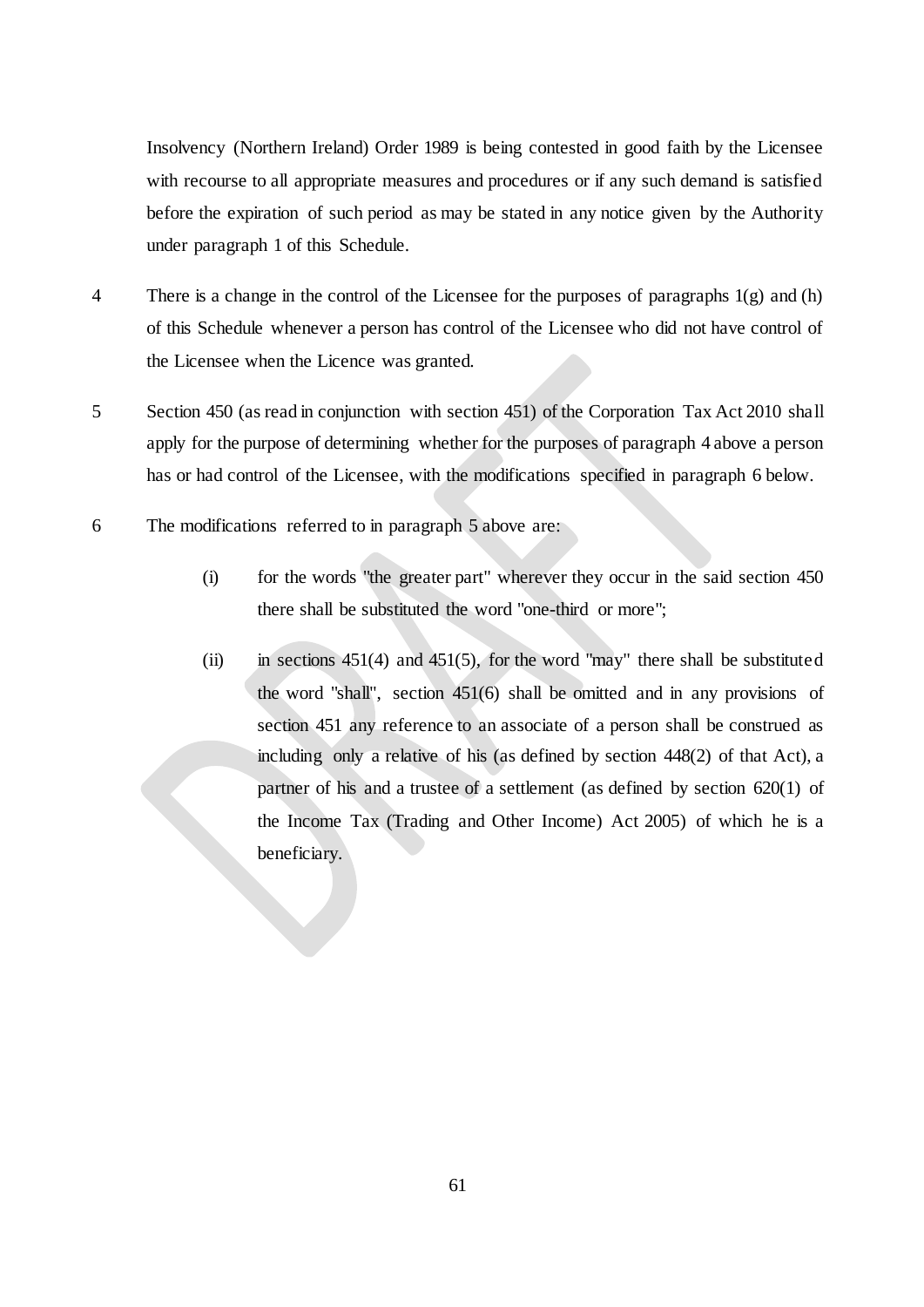Insolvency (Northern Ireland) Order 1989 is being contested in good faith by the Licensee with recourse to all appropriate measures and procedures or if any such demand is satisfied before the expiration of such period as may be stated in any notice given by the Authority under paragraph 1 of this Schedule.

4 There is a change in the control of the Licensee for the purposes of paragraphs 1(g) and (h) of this Schedule whenever a person has control of the Licensee who did not have control of the Licensee when the Licence was granted.

5 Section 450 (as read in conjunction with section 451) of the Corporation Tax Act 2010 shall apply for the purpose of determining whether for the purposes of paragraph 4 above a person has or had control of the Licensee, with the modifications specified in paragraph 6 below.

6 The modifications referred to in paragraph 5 above are:

(i) for the words "the greater part" wherever they occur in the said section 450 there shall be substituted the word "one-third or more";

(ii) in sections 451(4) and 451(5), for the word "may" there shall be substituted the word "shall", section 451(6) shall be omitted and in any provisions of section 451 any reference to an associate of a person shall be construed as including only a relative of his (as defined by section 448(2) of that Act), a partner of his and a trustee of a settlement (as defined by section 620(1) of the Income Tax (Trading and Other Income) Act 2005) of which he is a beneficiary.